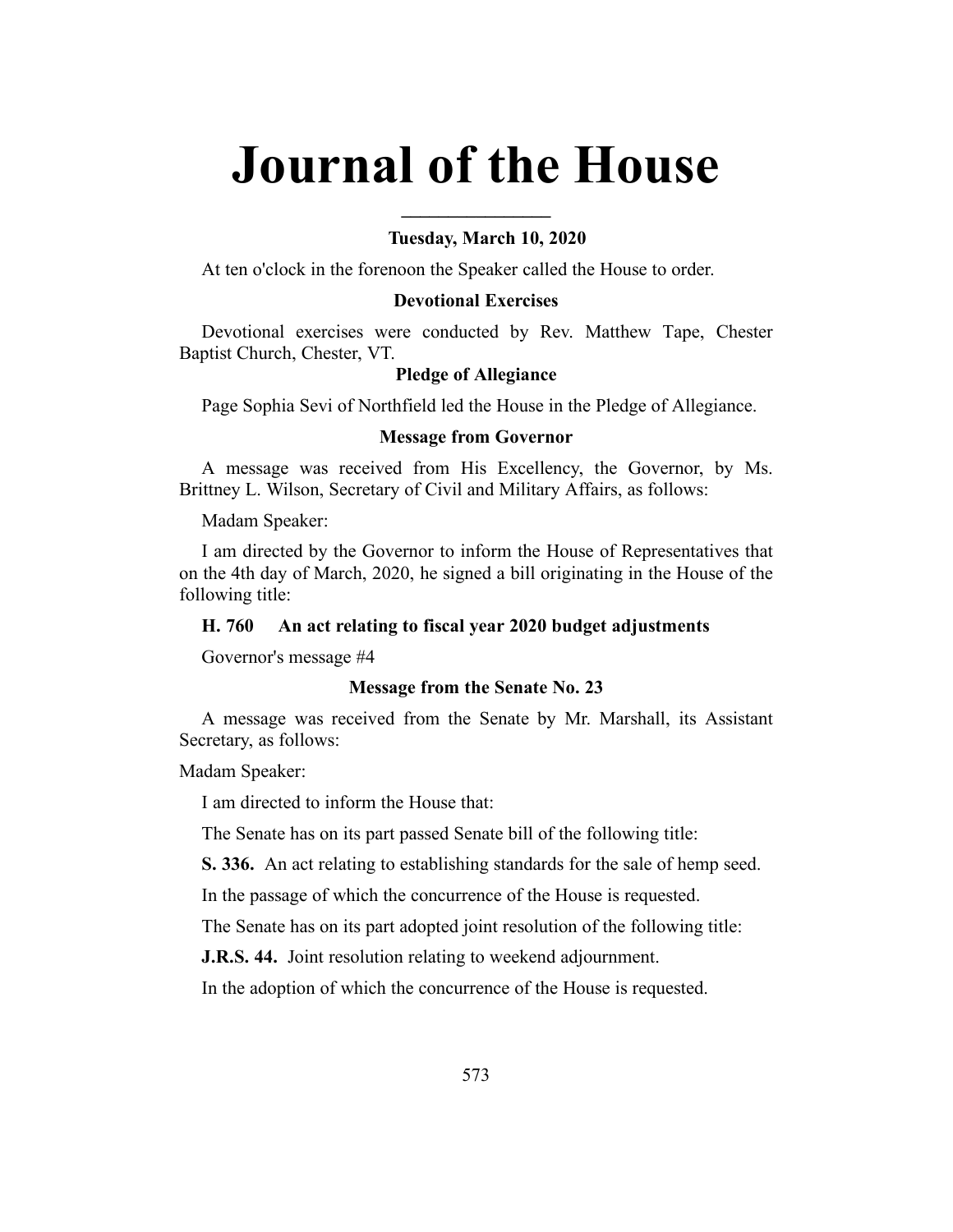# Journal of the House

---

### Tuesday, March 10, 2020

At ten o'clock in the forenoon the Speaker called the House to order.

### Devotional Exercises

Devotional exercises were conducted by Rev. Matthew Tape, Chester Baptist Church, Chester, VT.

### Pledge of Allegiance

Page Sophia Sevi of Northfield led the House in the Pledge of Allegiance.

### Message from Governor

A message was received from His Excellency, the Governor, by Ms. Brittney L. Wilson, Secretary of Civil and Military Affairs, as follows:

Madam Speaker:

I am directed by the Governor to inform the House of Representatives that on the 4th day of March, 2020, he signed a bill originating in the House of the following title:

**H. 760 An act relating to fiscal year 2020 budget adjustments**

Governor's message #4

### Message from the Senate No. 23

A message was received from the Senate by Mr. Marshall, its Assistant Secretary, as follows:

Madam Speaker:

I am directed to inform the House that:

The Senate has on its part passed Senate bill of the following title:

**S. 336.** An act relating to establishing standards for the sale of hemp seed.

In the passage of which the concurrence of the House is requested.

The Senate has on its part adopted joint resolution of the following title:

**J.R.S. 44.** Joint resolution relating to weekend adjournment.

In the adoption of which the concurrence of the House is requested.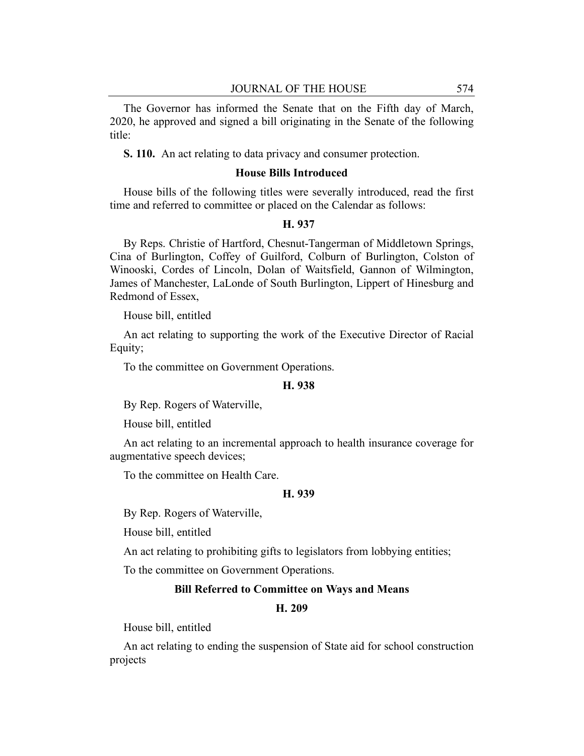The Governor has informed the Senate that on the Fifth day of March, 2020, he approved and signed a bill originating in the Senate of the following title:

**S. 110.** An act relating to data privacy and consumer protection.

### House Bills Introduced

House bills of the following titles were severally introduced, read the first time and referred to committee or placed on the Calendar as follows:

#### H. 937

By Reps. Christie of Hartford, Chesnut-Tangerman of Middletown Springs, Cina of Burlington, Coffey of Guilford, Colburn of Burlington, Colston of Winooski, Cordes of Lincoln, Dolan of Waitsfield, Gannon of Wilmington, James of Manchester, LaLonde of South Burlington, Lippert of Hinesburg and Redmond of Essex,

House bill, entitled

An act relating to supporting the work of the Executive Director of Racial Equity;

To the committee on Government Operations.

#### H. 938

By Rep. Rogers of Waterville,

House bill, entitled

An act relating to an incremental approach to health insurance coverage for augmentative speech devices;

To the committee on Health Care.

#### H. 939

By Rep. Rogers of Waterville,

House bill, entitled

An act relating to prohibiting gifts to legislators from lobbying entities;

To the committee on Government Operations.

### Bill Referred to Committee on Ways and Means

#### H. 209

House bill, entitled

An act relating to ending the suspension of State aid for school construction projects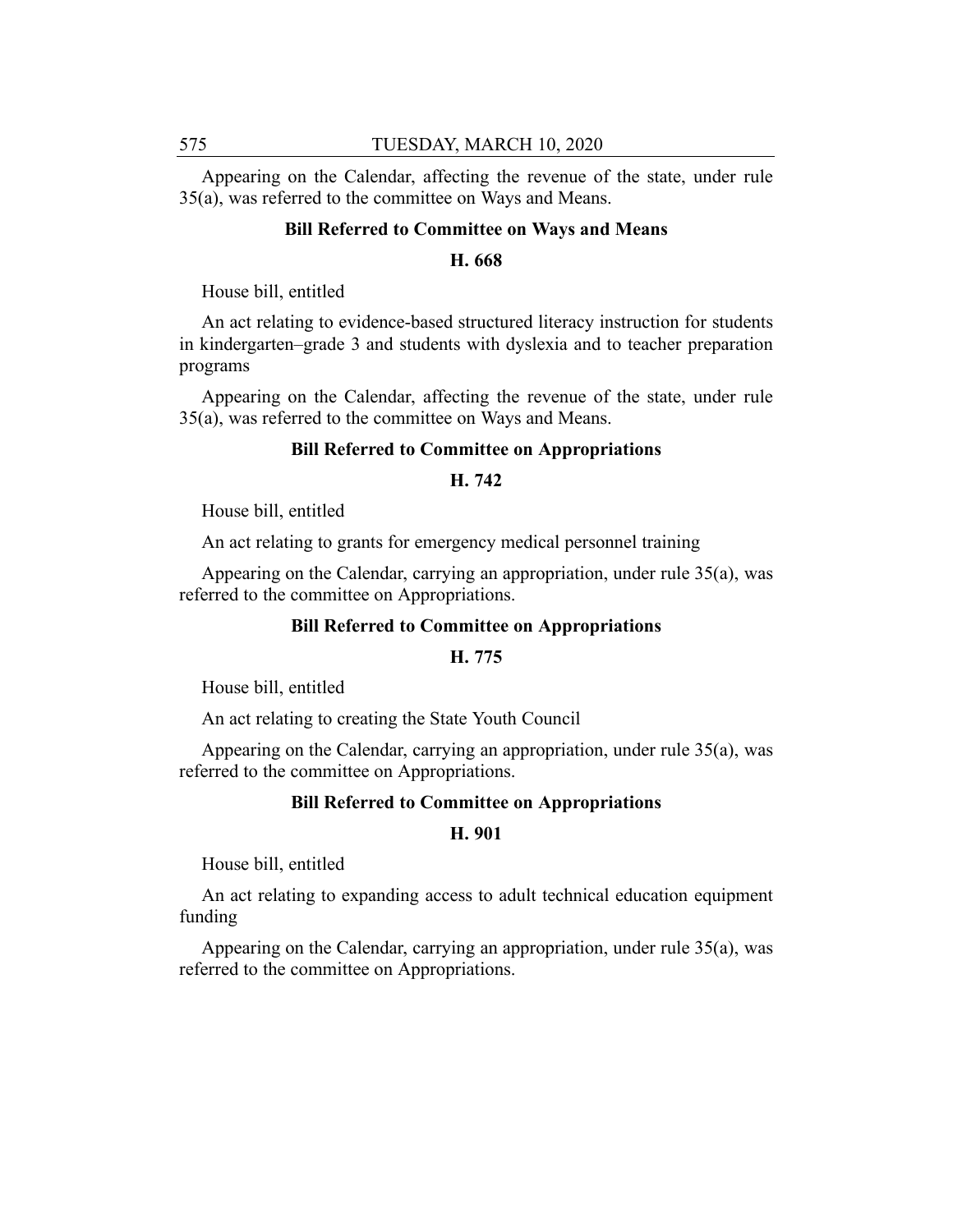Appearing on the Calendar, affecting the revenue of the state, under rule 35(a), was referred to the committee on Ways and Means.

**Bill Referred to Committee on Ways and Means**

**H. 668**

House bill, entitled

An act relating to evidence-based structured literacy instruction for students in kindergarten–grade 3 and students with dyslexia and to teacher preparation programs

Appearing on the Calendar, affecting the revenue of the state, under rule 35(a), was referred to the committee on Ways and Means.

**Bill Referred to Committee on Appropriations**

**H. 742**

House bill, entitled

An act relating to grants for emergency medical personnel training

Appearing on the Calendar, carrying an appropriation, under rule 35(a), was referred to the committee on Appropriations.

**Bill Referred to Committee on Appropriations**

**H. 775**

House bill, entitled

An act relating to creating the State Youth Council

Appearing on the Calendar, carrying an appropriation, under rule 35(a), was referred to the committee on Appropriations.

**Bill Referred to Committee on Appropriations**

**H. 901**

House bill, entitled

An act relating to expanding access to adult technical education equipment funding

Appearing on the Calendar, carrying an appropriation, under rule 35(a), was referred to the committee on Appropriations.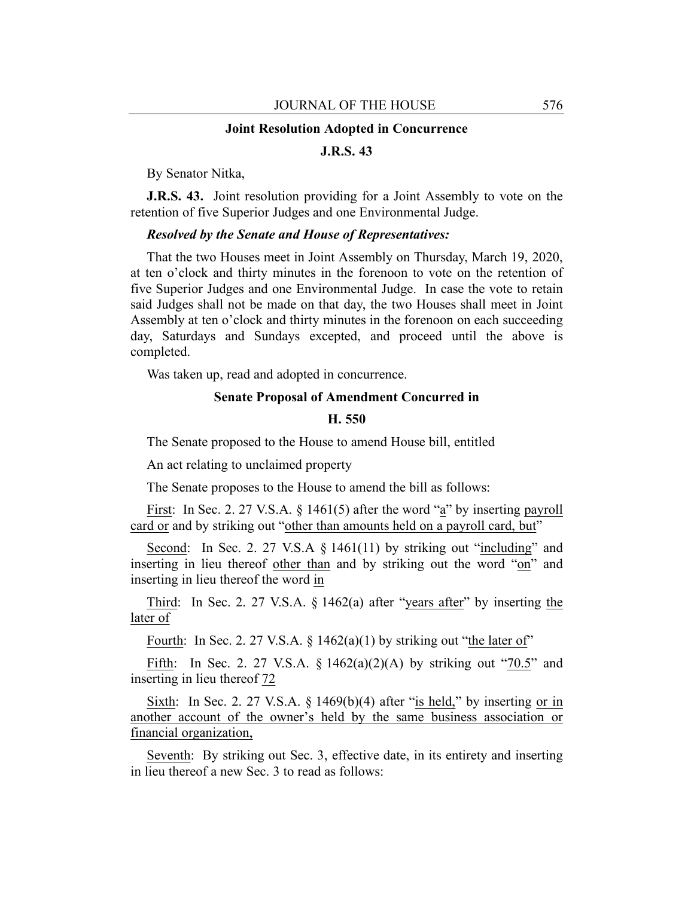### Joint Resolution Adopted in Concurrence

### J.R.S. 43

By Senator Nitka,

**J.R.S. 43.** Joint resolution providing for a Joint Assembly to vote on the retention of five Superior Judges and one Environmental Judge.

***Resolved by the Senate and House of Representatives:***

That the two Houses meet in Joint Assembly on Thursday, March 19, 2020, at ten o'clock and thirty minutes in the forenoon to vote on the retention of five Superior Judges and one Environmental Judge. In case the vote to retain said Judges shall not be made on that day, the two Houses shall meet in Joint Assembly at ten o'clock and thirty minutes in the forenoon on each succeeding day, Saturdays and Sundays excepted, and proceed until the above is completed.

Was taken up, read and adopted in concurrence.

### Senate Proposal of Amendment Concurred in

### H. 550

The Senate proposed to the House to amend House bill, entitled

An act relating to unclaimed property

The Senate proposes to the House to amend the bill as follows:

<u>First</u>: In Sec. 2. 27 V.S.A. § 1461(5) after the word "<u>a</u>" by inserting <u>payroll card or</u> and by striking out "<u>other than amounts held on a payroll card, but</u>"

<u>Second</u>: In Sec. 2. 27 V.S.A § 1461(11) by striking out "<u>including</u>" and inserting in lieu thereof <u>other than</u> and by striking out the word "<u>on</u>" and inserting in lieu thereof the word <u>in</u>

<u>Third</u>: In Sec. 2. 27 V.S.A. § 1462(a) after "<u>years after</u>" by inserting <u>the later of</u>

<u>Fourth</u>: In Sec. 2. 27 V.S.A. § 1462(a)(1) by striking out "<u>the later of</u>"

<u>Fifth</u>: In Sec. 2. 27 V.S.A. § 1462(a)(2)(A) by striking out "<u>70.5</u>" and inserting in lieu thereof <u>72</u>

<u>Sixth</u>: In Sec. 2. 27 V.S.A. § 1469(b)(4) after "<u>is held,</u>" by inserting <u>or in another account of the owner's held by the same business association or financial organization,</u>

<u>Seventh</u>: By striking out Sec. 3, effective date, in its entirety and inserting in lieu thereof a new Sec. 3 to read as follows: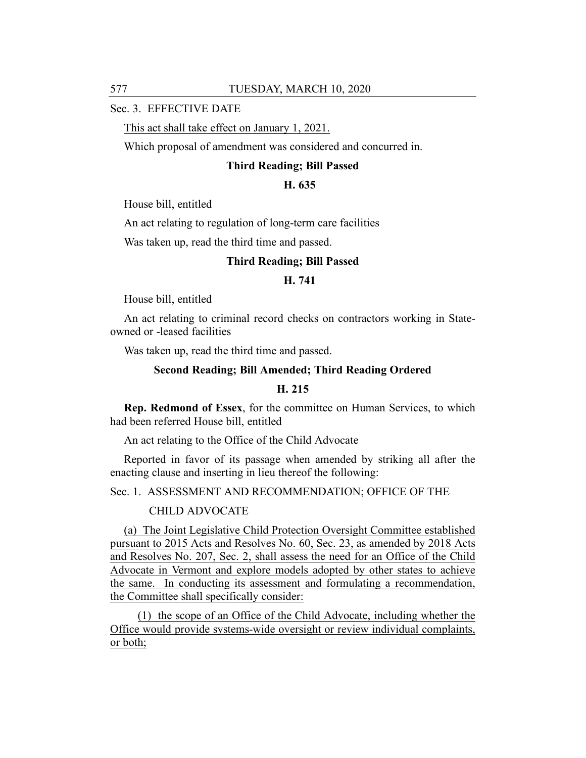Sec. 3. EFFECTIVE DATE

This act shall take effect on January 1, 2021.

Which proposal of amendment was considered and concurred in.

**Third Reading; Bill Passed**

**H. 635**

House bill, entitled

An act relating to regulation of long-term care facilities

Was taken up, read the third time and passed.

**Third Reading; Bill Passed**

**H. 741**

House bill, entitled

An act relating to criminal record checks on contractors working in State-owned or -leased facilities

Was taken up, read the third time and passed.

**Second Reading; Bill Amended; Third Reading Ordered**

**H. 215**

**Rep. Redmond of Essex**, for the committee on Human Services, to which had been referred House bill, entitled

An act relating to the Office of the Child Advocate

Reported in favor of its passage when amended by striking all after the enacting clause and inserting in lieu thereof the following:

Sec. 1. ASSESSMENT AND RECOMMENDATION; OFFICE OF THE CHILD ADVOCATE

(a) The Joint Legislative Child Protection Oversight Committee established pursuant to 2015 Acts and Resolves No. 60, Sec. 23, as amended by 2018 Acts and Resolves No. 207, Sec. 2, shall assess the need for an Office of the Child Advocate in Vermont and explore models adopted by other states to achieve the same. In conducting its assessment and formulating a recommendation, the Committee shall specifically consider:

(1) the scope of an Office of the Child Advocate, including whether the Office would provide systems-wide oversight or review individual complaints, or both;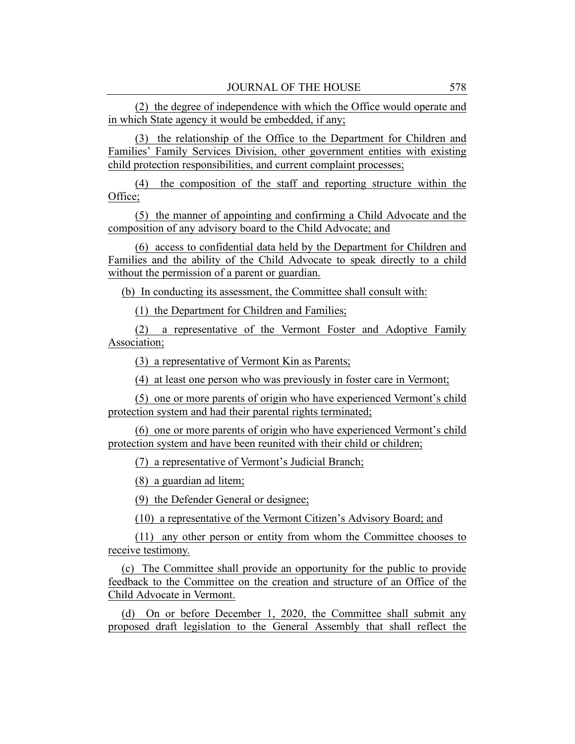(2) the degree of independence with which the Office would operate and in which State agency it would be embedded, if any;

(3) the relationship of the Office to the Department for Children and Families' Family Services Division, other government entities with existing child protection responsibilities, and current complaint processes;

(4) the composition of the staff and reporting structure within the Office;

(5) the manner of appointing and confirming a Child Advocate and the composition of any advisory board to the Child Advocate; and

(6) access to confidential data held by the Department for Children and Families and the ability of the Child Advocate to speak directly to a child without the permission of a parent or guardian.

(b) In conducting its assessment, the Committee shall consult with:

(1) the Department for Children and Families;

(2) a representative of the Vermont Foster and Adoptive Family Association;

(3) a representative of Vermont Kin as Parents;

(4) at least one person who was previously in foster care in Vermont;

(5) one or more parents of origin who have experienced Vermont's child protection system and had their parental rights terminated;

(6) one or more parents of origin who have experienced Vermont's child protection system and have been reunited with their child or children;

(7) a representative of Vermont's Judicial Branch;

(8) a guardian ad litem;

(9) the Defender General or designee;

(10) a representative of the Vermont Citizen's Advisory Board; and

(11) any other person or entity from whom the Committee chooses to receive testimony.

(c) The Committee shall provide an opportunity for the public to provide feedback to the Committee on the creation and structure of an Office of the Child Advocate in Vermont.

(d) On or before December 1, 2020, the Committee shall submit any proposed draft legislation to the General Assembly that shall reflect the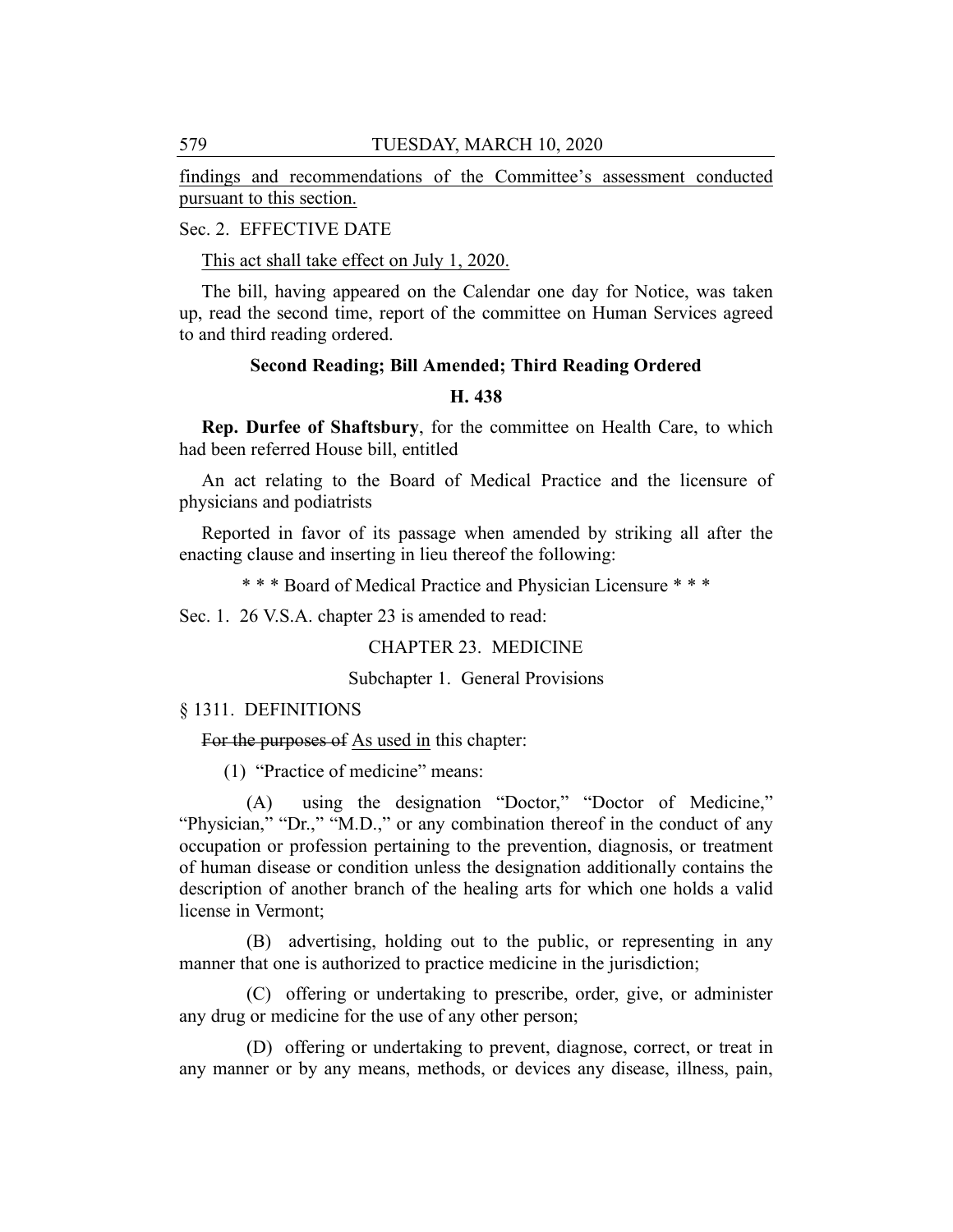findings and recommendations of the Committee's assessment conducted pursuant to this section.

Sec. 2. EFFECTIVE DATE

This act shall take effect on July 1, 2020.

The bill, having appeared on the Calendar one day for Notice, was taken up, read the second time, report of the committee on Human Services agreed to and third reading ordered.

**Second Reading; Bill Amended; Third Reading Ordered**

**H. 438**

**Rep. Durfee of Shaftsbury**, for the committee on Health Care, to which had been referred House bill, entitled

An act relating to the Board of Medical Practice and the licensure of physicians and podiatrists

Reported in favor of its passage when amended by striking all after the enacting clause and inserting in lieu thereof the following:

\* \* \* Board of Medical Practice and Physician Licensure \* \* \*

Sec. 1. 26 V.S.A. chapter 23 is amended to read:

CHAPTER 23. MEDICINE

Subchapter 1. General Provisions

§ 1311. DEFINITIONS

~~For the purposes of~~ As used in this chapter:

(1) "Practice of medicine" means:

(A) using the designation "Doctor," "Doctor of Medicine," "Physician," "Dr.," "M.D.," or any combination thereof in the conduct of any occupation or profession pertaining to the prevention, diagnosis, or treatment of human disease or condition unless the designation additionally contains the description of another branch of the healing arts for which one holds a valid license in Vermont;

(B) advertising, holding out to the public, or representing in any manner that one is authorized to practice medicine in the jurisdiction;

(C) offering or undertaking to prescribe, order, give, or administer any drug or medicine for the use of any other person;

(D) offering or undertaking to prevent, diagnose, correct, or treat in any manner or by any means, methods, or devices any disease, illness, pain,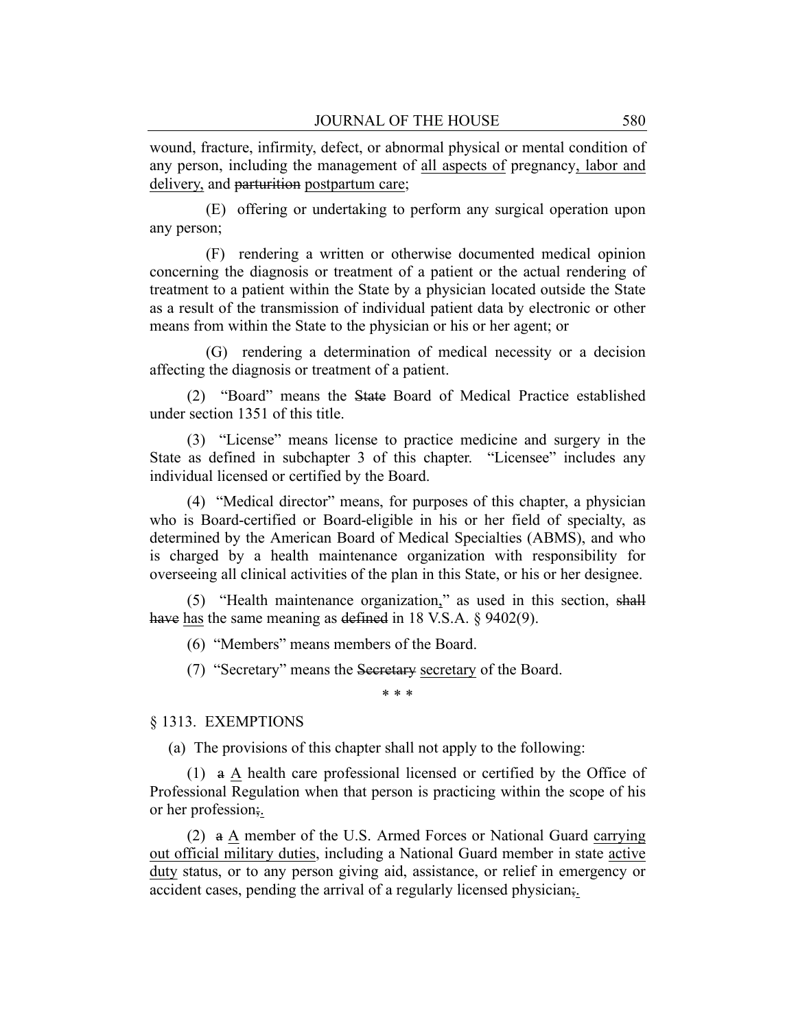wound, fracture, infirmity, defect, or abnormal physical or mental condition of any person, including the management of <u>all aspects of</u> pregnancy<u>, labor and delivery,</u> and ~~parturition~~ <u>postpartum care</u>;

(E) offering or undertaking to perform any surgical operation upon any person;

(F) rendering a written or otherwise documented medical opinion concerning the diagnosis or treatment of a patient or the actual rendering of treatment to a patient within the State by a physician located outside the State as a result of the transmission of individual patient data by electronic or other means from within the State to the physician or his or her agent; or

(G) rendering a determination of medical necessity or a decision affecting the diagnosis or treatment of a patient.

(2) "Board" means the ~~State~~ Board of Medical Practice established under section 1351 of this title.

(3) "License" means license to practice medicine and surgery in the State as defined in subchapter 3 of this chapter. "Licensee" includes any individual licensed or certified by the Board.

(4) "Medical director" means, for purposes of this chapter, a physician who is Board-certified or Board-eligible in his or her field of specialty, as determined by the American Board of Medical Specialties (ABMS), and who is charged by a health maintenance organization with responsibility for overseeing all clinical activities of the plan in this State, or his or her designee.

(5) "Health maintenance organization<u>,</u>" as used in this section, ~~shall have~~ <u>has</u> the same meaning as ~~defined~~ in 18 V.S.A. § 9402(9).

(6) "Members" means members of the Board.

(7) "Secretary" means the ~~Secretary~~ <u>secretary</u> of the Board.

\* \* \*

§ 1313. EXEMPTIONS

(a) The provisions of this chapter shall not apply to the following:

(1) ~~a~~ <u>A</u> health care professional licensed or certified by the Office of Professional Regulation when that person is practicing within the scope of his or her profession~~;~~<u>.</u>

(2) ~~a~~ <u>A</u> member of the U.S. Armed Forces or National Guard <u>carrying out official military duties</u>, including a National Guard member in state <u>active duty</u> status, or to any person giving aid, assistance, or relief in emergency or accident cases, pending the arrival of a regularly licensed physician~~;~~<u>.</u>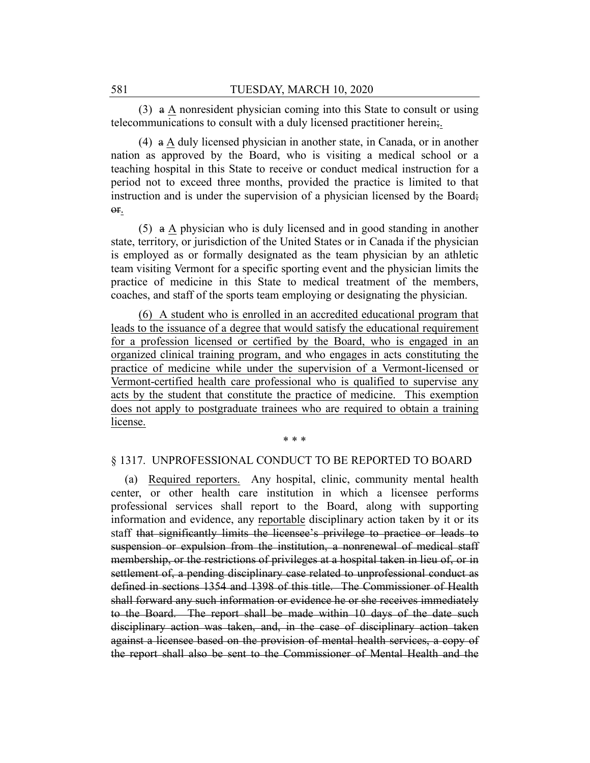(3) ~~a~~ <u>A</u> nonresident physician coming into this State to consult or using telecommunications to consult with a duly licensed practitioner herein~~;~~<u>.</u>

(4) ~~a~~ <u>A</u> duly licensed physician in another state, in Canada, or in another nation as approved by the Board, who is visiting a medical school or a teaching hospital in this State to receive or conduct medical instruction for a period not to exceed three months, provided the practice is limited to that instruction and is under the supervision of a physician licensed by the Board~~; or~~<u>.</u>

(5) ~~a~~ <u>A</u> physician who is duly licensed and in good standing in another state, territory, or jurisdiction of the United States or in Canada if the physician is employed as or formally designated as the team physician by an athletic team visiting Vermont for a specific sporting event and the physician limits the practice of medicine in this State to medical treatment of the members, coaches, and staff of the sports team employing or designating the physician.

<u>(6) A student who is enrolled in an accredited educational program that leads to the issuance of a degree that would satisfy the educational requirement for a profession licensed or certified by the Board, who is engaged in an organized clinical training program, and who engages in acts constituting the practice of medicine while under the supervision of a Vermont-licensed or Vermont-certified health care professional who is qualified to supervise any acts by the student that constitute the practice of medicine. This exemption does not apply to postgraduate trainees who are required to obtain a training license.</u>

\* \* \*

§ 1317. UNPROFESSIONAL CONDUCT TO BE REPORTED TO BOARD

(a) <u>Required reporters.</u> Any hospital, clinic, community mental health center, or other health care institution in which a licensee performs professional services shall report to the Board, along with supporting information and evidence, any <u>reportable</u> disciplinary action taken by it or its staff ~~that significantly limits the licensee's privilege to practice or leads to suspension or expulsion from the institution, a nonrenewal of medical staff membership, or the restrictions of privileges at a hospital taken in lieu of, or in settlement of, a pending disciplinary case related to unprofessional conduct as defined in sections 1354 and 1398 of this title. The Commissioner of Health shall forward any such information or evidence he or she receives immediately to the Board. The report shall be made within 10 days of the date such disciplinary action was taken, and, in the case of disciplinary action taken against a licensee based on the provision of mental health services, a copy of the report shall also be sent to the Commissioner of Mental Health and the~~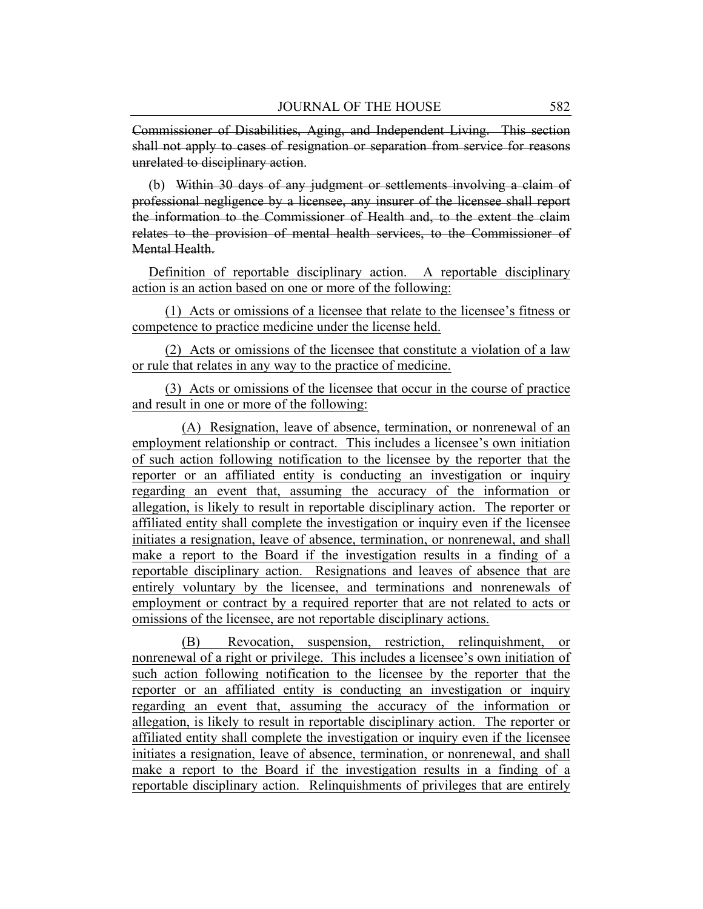~~Commissioner of Disabilities, Aging, and Independent Living. This section shall not apply to cases of resignation or separation from service for reasons unrelated to disciplinary action~~.

(b) ~~Within 30 days of any judgment or settlements involving a claim of professional negligence by a licensee, any insurer of the licensee shall report the information to the Commissioner of Health and, to the extent the claim relates to the provision of mental health services, to the Commissioner of Mental Health.~~

<u>Definition of reportable disciplinary action. A reportable disciplinary action is an action based on one or more of the following:</u>

<u>(1) Acts or omissions of a licensee that relate to the licensee's fitness or competence to practice medicine under the license held.</u>

<u>(2) Acts or omissions of the licensee that constitute a violation of a law or rule that relates in any way to the practice of medicine.</u>

<u>(3) Acts or omissions of the licensee that occur in the course of practice and result in one or more of the following:</u>

<u>(A) Resignation, leave of absence, termination, or nonrenewal of an employment relationship or contract. This includes a licensee's own initiation of such action following notification to the licensee by the reporter that the reporter or an affiliated entity is conducting an investigation or inquiry regarding an event that, assuming the accuracy of the information or allegation, is likely to result in reportable disciplinary action. The reporter or affiliated entity shall complete the investigation or inquiry even if the licensee initiates a resignation, leave of absence, termination, or nonrenewal, and shall make a report to the Board if the investigation results in a finding of a reportable disciplinary action. Resignations and leaves of absence that are entirely voluntary by the licensee, and terminations and nonrenewals of employment or contract by a required reporter that are not related to acts or omissions of the licensee, are not reportable disciplinary actions.</u>

<u>(B) Revocation, suspension, restriction, relinquishment, or nonrenewal of a right or privilege. This includes a licensee's own initiation of such action following notification to the licensee by the reporter that the reporter or an affiliated entity is conducting an investigation or inquiry regarding an event that, assuming the accuracy of the information or allegation, is likely to result in reportable disciplinary action. The reporter or affiliated entity shall complete the investigation or inquiry even if the licensee initiates a resignation, leave of absence, termination, or nonrenewal, and shall make a report to the Board if the investigation results in a finding of a reportable disciplinary action. Relinquishments of privileges that are entirely</u>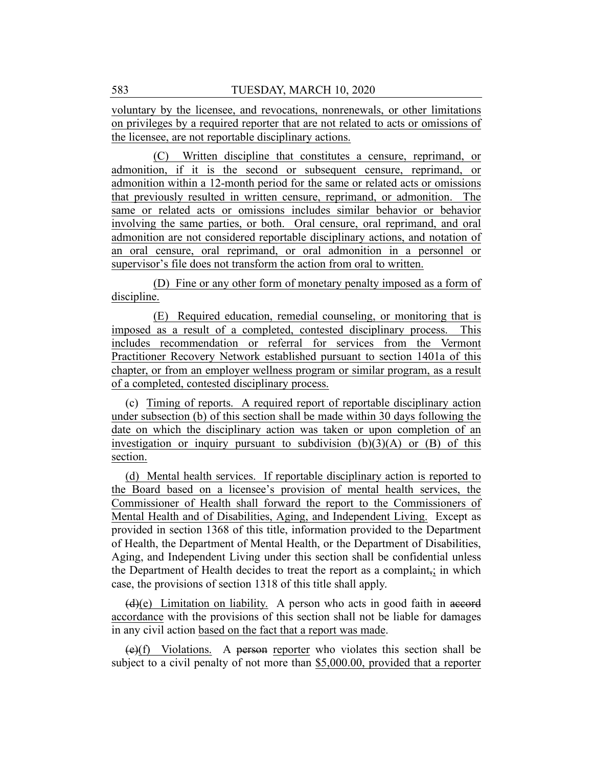voluntary by the licensee, and revocations, nonrenewals, or other limitations on privileges by a required reporter that are not related to acts or omissions of the licensee, are not reportable disciplinary actions.

(C) Written discipline that constitutes a censure, reprimand, or admonition, if it is the second or subsequent censure, reprimand, or admonition within a 12-month period for the same or related acts or omissions that previously resulted in written censure, reprimand, or admonition. The same or related acts or omissions includes similar behavior or behavior involving the same parties, or both. Oral censure, oral reprimand, and oral admonition are not considered reportable disciplinary actions, and notation of an oral censure, oral reprimand, or oral admonition in a personnel or supervisor's file does not transform the action from oral to written.

(D) Fine or any other form of monetary penalty imposed as a form of discipline.

(E) Required education, remedial counseling, or monitoring that is imposed as a result of a completed, contested disciplinary process. This includes recommendation or referral for services from the Vermont Practitioner Recovery Network established pursuant to section 1401a of this chapter, or from an employer wellness program or similar program, as a result of a completed, contested disciplinary process.

(c) Timing of reports. A required report of reportable disciplinary action under subsection (b) of this section shall be made within 30 days following the date on which the disciplinary action was taken or upon completion of an investigation or inquiry pursuant to subdivision (b)(3)(A) or (B) of this section.

(d) Mental health services. If reportable disciplinary action is reported to the Board based on a licensee's provision of mental health services, the Commissioner of Health shall forward the report to the Commissioners of Mental Health and of Disabilities, Aging, and Independent Living. Except as provided in section 1368 of this title, information provided to the Department of Health, the Department of Mental Health, or the Department of Disabilities, Aging, and Independent Living under this section shall be confidential unless the Department of Health decides to treat the report as a complaint,; in which case, the provisions of section 1318 of this title shall apply.

~~(d)~~(e) Limitation on liability. A person who acts in good faith in ~~accord~~ accordance with the provisions of this section shall not be liable for damages in any civil action based on the fact that a report was made.

~~(e)~~(f) Violations. A ~~person~~ reporter who violates this section shall be subject to a civil penalty of not more than $5,000.00, provided that a reporter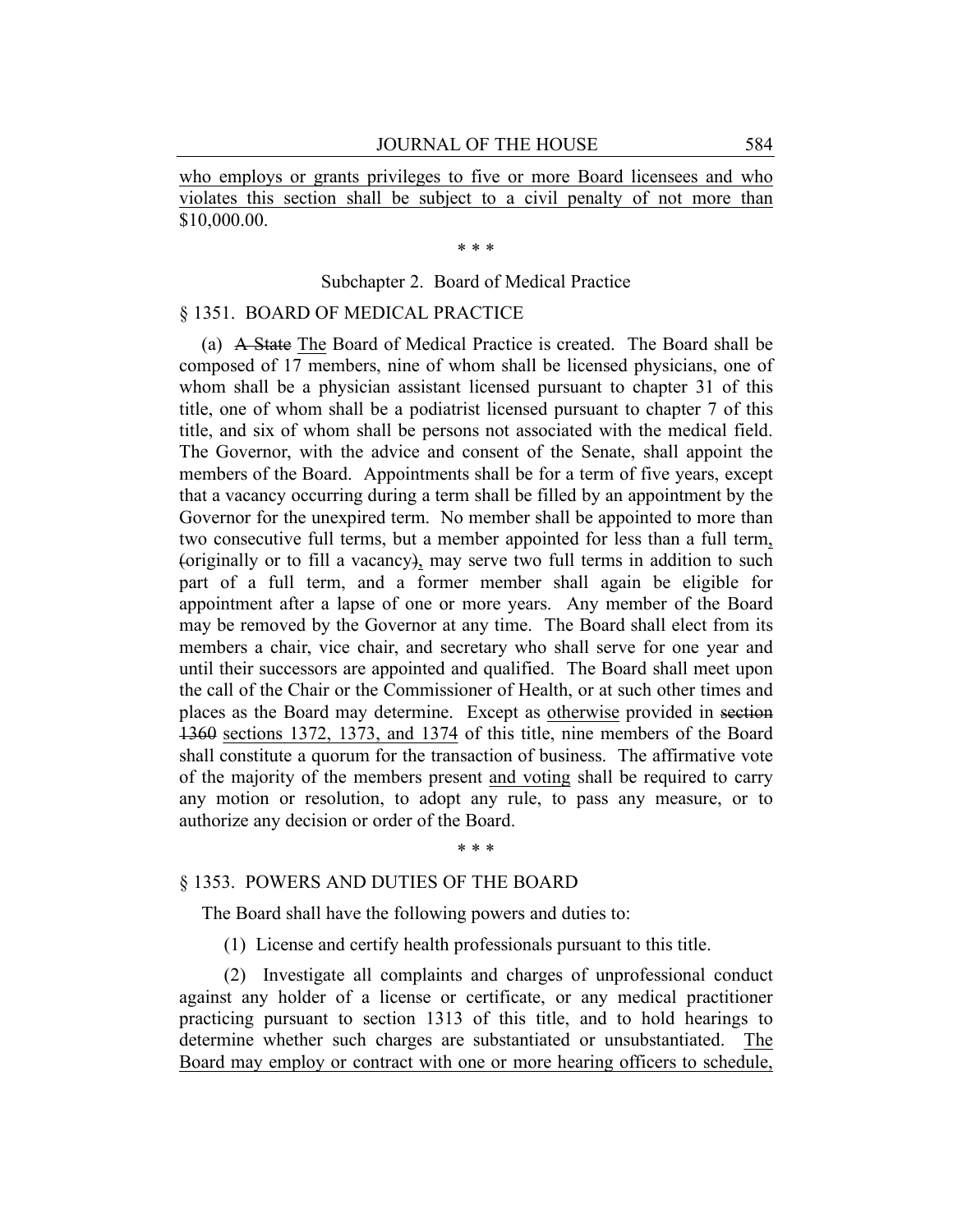who employs or grants privileges to five or more Board licensees and who violates this section shall be subject to a civil penalty of not more than $10,000.00.

\* \* \*

Subchapter 2. Board of Medical Practice

§ 1351. BOARD OF MEDICAL PRACTICE

(a) ~~A State~~ The Board of Medical Practice is created. The Board shall be composed of 17 members, nine of whom shall be licensed physicians, one of whom shall be a physician assistant licensed pursuant to chapter 31 of this title, one of whom shall be a podiatrist licensed pursuant to chapter 7 of this title, and six of whom shall be persons not associated with the medical field. The Governor, with the advice and consent of the Senate, shall appoint the members of the Board. Appointments shall be for a term of five years, except that a vacancy occurring during a term shall be filled by an appointment by the Governor for the unexpired term. No member shall be appointed to more than two consecutive full terms, but a member appointed for less than a full term, ~~(~~originally or to fill a vacancy~~)~~, may serve two full terms in addition to such part of a full term, and a former member shall again be eligible for appointment after a lapse of one or more years. Any member of the Board may be removed by the Governor at any time. The Board shall elect from its members a chair, vice chair, and secretary who shall serve for one year and until their successors are appointed and qualified. The Board shall meet upon the call of the Chair or the Commissioner of Health, or at such other times and places as the Board may determine. Except as otherwise provided in ~~section 1360~~ sections 1372, 1373, and 1374 of this title, nine members of the Board shall constitute a quorum for the transaction of business. The affirmative vote of the majority of the members present and voting shall be required to carry any motion or resolution, to adopt any rule, to pass any measure, or to authorize any decision or order of the Board.

\* \* \*

§ 1353. POWERS AND DUTIES OF THE BOARD

The Board shall have the following powers and duties to:

(1) License and certify health professionals pursuant to this title.

(2) Investigate all complaints and charges of unprofessional conduct against any holder of a license or certificate, or any medical practitioner practicing pursuant to section 1313 of this title, and to hold hearings to determine whether such charges are substantiated or unsubstantiated. The Board may employ or contract with one or more hearing officers to schedule,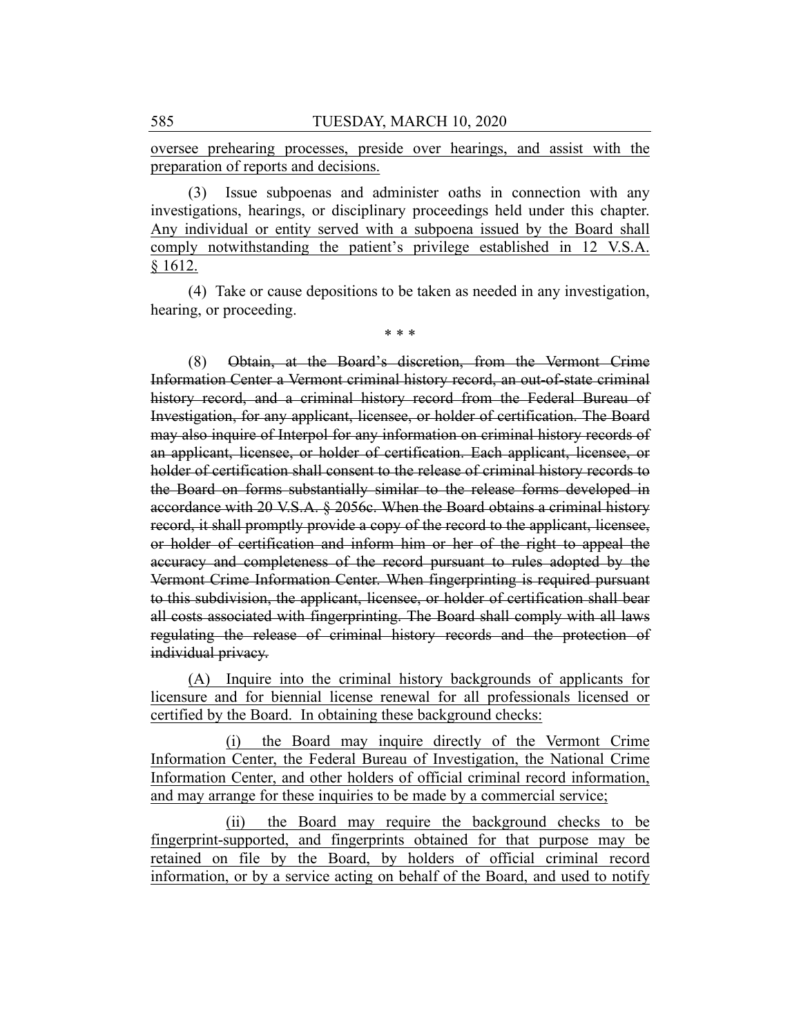oversee prehearing processes, preside over hearings, and assist with the preparation of reports and decisions.

(3) Issue subpoenas and administer oaths in connection with any investigations, hearings, or disciplinary proceedings held under this chapter. Any individual or entity served with a subpoena issued by the Board shall comply notwithstanding the patient's privilege established in 12 V.S.A. § 1612.

(4) Take or cause depositions to be taken as needed in any investigation, hearing, or proceeding.

\* \* \*

(8) ~~Obtain, at the Board's discretion, from the Vermont Crime Information Center a Vermont criminal history record, an out-of-state criminal history record, and a criminal history record from the Federal Bureau of Investigation, for any applicant, licensee, or holder of certification. The Board may also inquire of Interpol for any information on criminal history records of an applicant, licensee, or holder of certification. Each applicant, licensee, or holder of certification shall consent to the release of criminal history records to the Board on forms substantially similar to the release forms developed in accordance with 20 V.S.A. § 2056c. When the Board obtains a criminal history record, it shall promptly provide a copy of the record to the applicant, licensee, or holder of certification and inform him or her of the right to appeal the accuracy and completeness of the record pursuant to rules adopted by the Vermont Crime Information Center. When fingerprinting is required pursuant to this subdivision, the applicant, licensee, or holder of certification shall bear all costs associated with fingerprinting. The Board shall comply with all laws regulating the release of criminal history records and the protection of individual privacy.~~

(A) Inquire into the criminal history backgrounds of applicants for licensure and for biennial license renewal for all professionals licensed or certified by the Board. In obtaining these background checks:

(i) the Board may inquire directly of the Vermont Crime Information Center, the Federal Bureau of Investigation, the National Crime Information Center, and other holders of official criminal record information, and may arrange for these inquiries to be made by a commercial service;

(ii) the Board may require the background checks to be fingerprint-supported, and fingerprints obtained for that purpose may be retained on file by the Board, by holders of official criminal record information, or by a service acting on behalf of the Board, and used to notify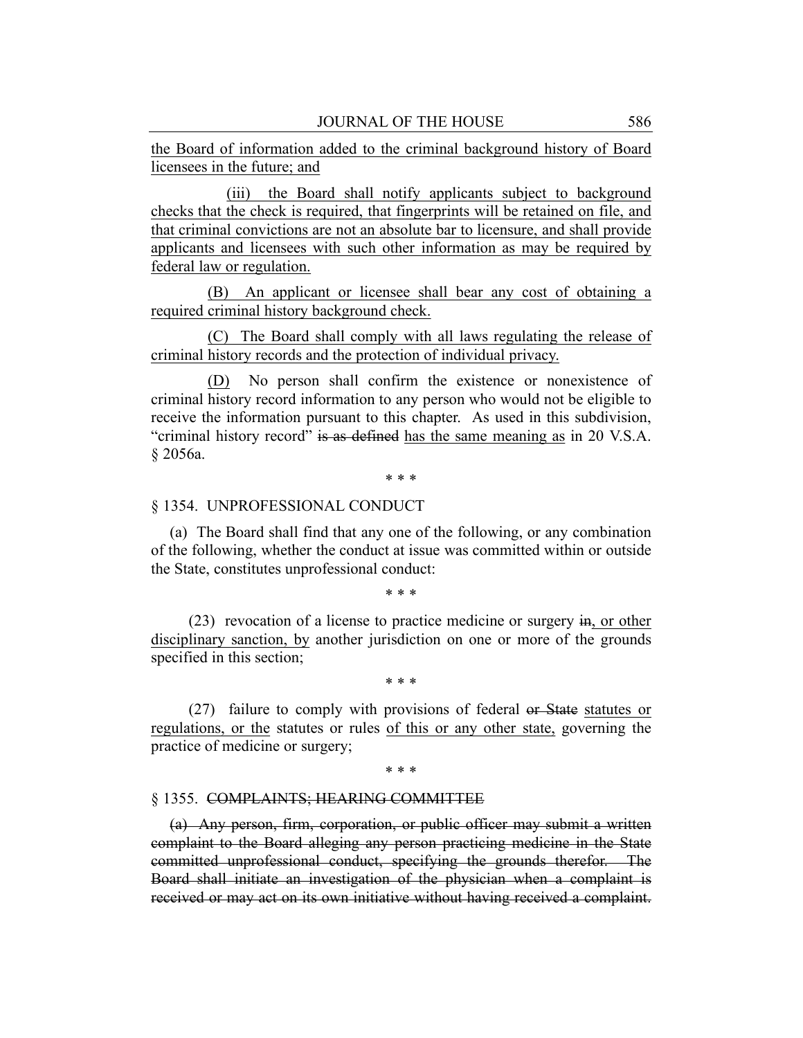the Board of information added to the criminal background history of Board licensees in the future; and

(iii) the Board shall notify applicants subject to background checks that the check is required, that fingerprints will be retained on file, and that criminal convictions are not an absolute bar to licensure, and shall provide applicants and licensees with such other information as may be required by federal law or regulation.

(B) An applicant or licensee shall bear any cost of obtaining a required criminal history background check.

(C) The Board shall comply with all laws regulating the release of criminal history records and the protection of individual privacy.

(D) No person shall confirm the existence or nonexistence of criminal history record information to any person who would not be eligible to receive the information pursuant to this chapter. As used in this subdivision, "criminal history record" ~~is as defined~~ has the same meaning as in 20 V.S.A. § 2056a.

\* \* \*

§ 1354. UNPROFESSIONAL CONDUCT

(a) The Board shall find that any one of the following, or any combination of the following, whether the conduct at issue was committed within or outside the State, constitutes unprofessional conduct:

\* \* \*

(23) revocation of a license to practice medicine or surgery ~~in~~, or other disciplinary sanction, by another jurisdiction on one or more of the grounds specified in this section;

\* \* \*

(27) failure to comply with provisions of federal ~~or State~~ statutes or regulations, or the statutes or rules of this or any other state, governing the practice of medicine or surgery;

\* \* \*

§ 1355. ~~COMPLAINTS; HEARING COMMITTEE~~

~~(a) Any person, firm, corporation, or public officer may submit a written complaint to the Board alleging any person practicing medicine in the State committed unprofessional conduct, specifying the grounds therefor. The Board shall initiate an investigation of the physician when a complaint is received or may act on its own initiative without having received a complaint.~~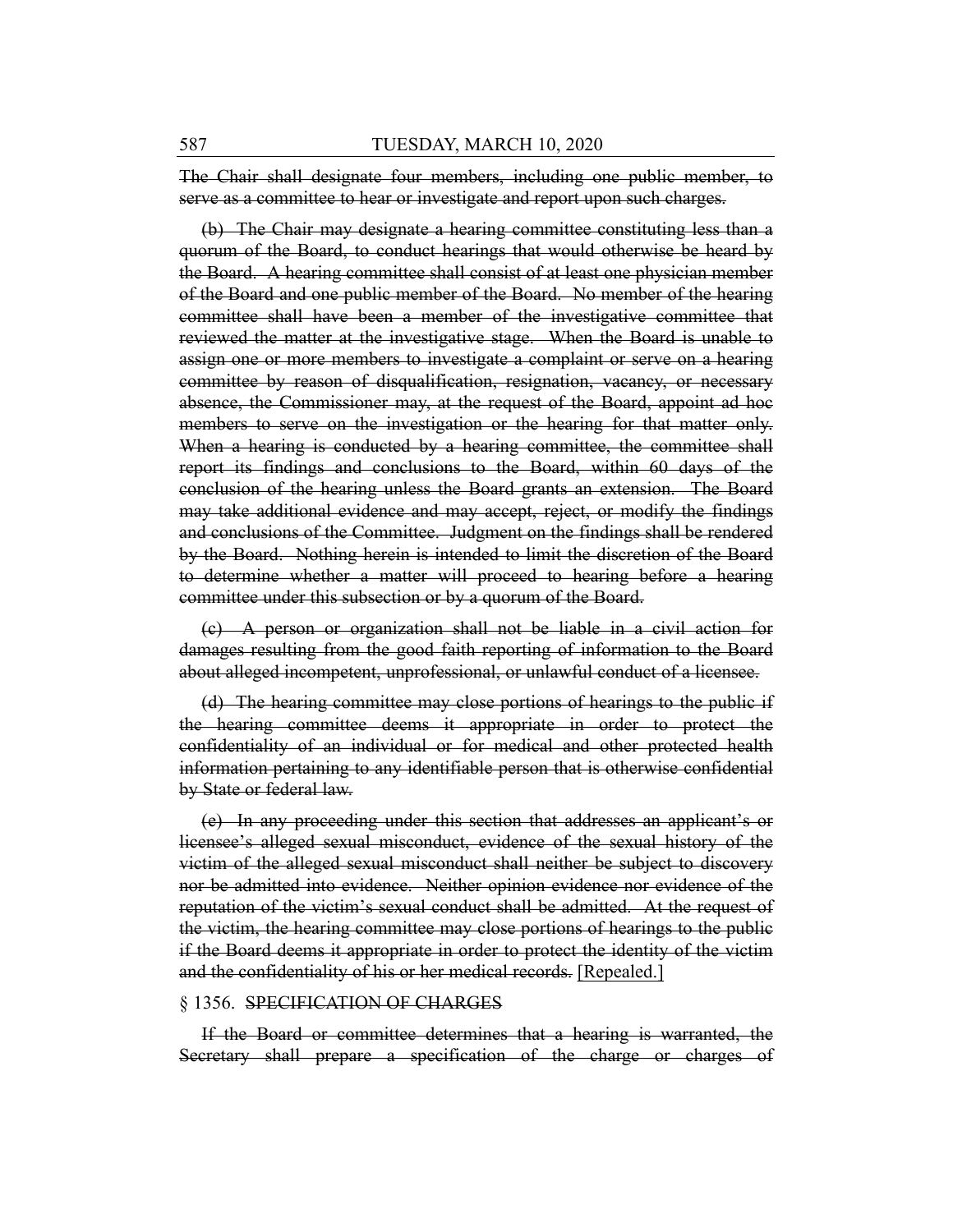~~The Chair shall designate four members, including one public member, to serve as a committee to hear or investigate and report upon such charges.~~

~~(b) The Chair may designate a hearing committee constituting less than a quorum of the Board, to conduct hearings that would otherwise be heard by the Board. A hearing committee shall consist of at least one physician member of the Board and one public member of the Board. No member of the hearing committee shall have been a member of the investigative committee that reviewed the matter at the investigative stage. When the Board is unable to assign one or more members to investigate a complaint or serve on a hearing committee by reason of disqualification, resignation, vacancy, or necessary absence, the Commissioner may, at the request of the Board, appoint ad hoc members to serve on the investigation or the hearing for that matter only. When a hearing is conducted by a hearing committee, the committee shall report its findings and conclusions to the Board, within 60 days of the conclusion of the hearing unless the Board grants an extension. The Board may take additional evidence and may accept, reject, or modify the findings and conclusions of the Committee. Judgment on the findings shall be rendered by the Board. Nothing herein is intended to limit the discretion of the Board to determine whether a matter will proceed to hearing before a hearing committee under this subsection or by a quorum of the Board.~~

~~(c) A person or organization shall not be liable in a civil action for damages resulting from the good faith reporting of information to the Board about alleged incompetent, unprofessional, or unlawful conduct of a licensee.~~

~~(d) The hearing committee may close portions of hearings to the public if the hearing committee deems it appropriate in order to protect the confidentiality of an individual or for medical and other protected health information pertaining to any identifiable person that is otherwise confidential by State or federal law.~~

~~(e) In any proceeding under this section that addresses an applicant's or licensee's alleged sexual misconduct, evidence of the sexual history of the victim of the alleged sexual misconduct shall neither be subject to discovery nor be admitted into evidence. Neither opinion evidence nor evidence of the reputation of the victim's sexual conduct shall be admitted. At the request of the victim, the hearing committee may close portions of hearings to the public if the Board deems it appropriate in order to protect the identity of the victim and the confidentiality of his or her medical records.~~ [Repealed.]

§ 1356. ~~SPECIFICATION OF CHARGES~~

~~If the Board or committee determines that a hearing is warranted, the Secretary shall prepare a specification of the charge or charges of~~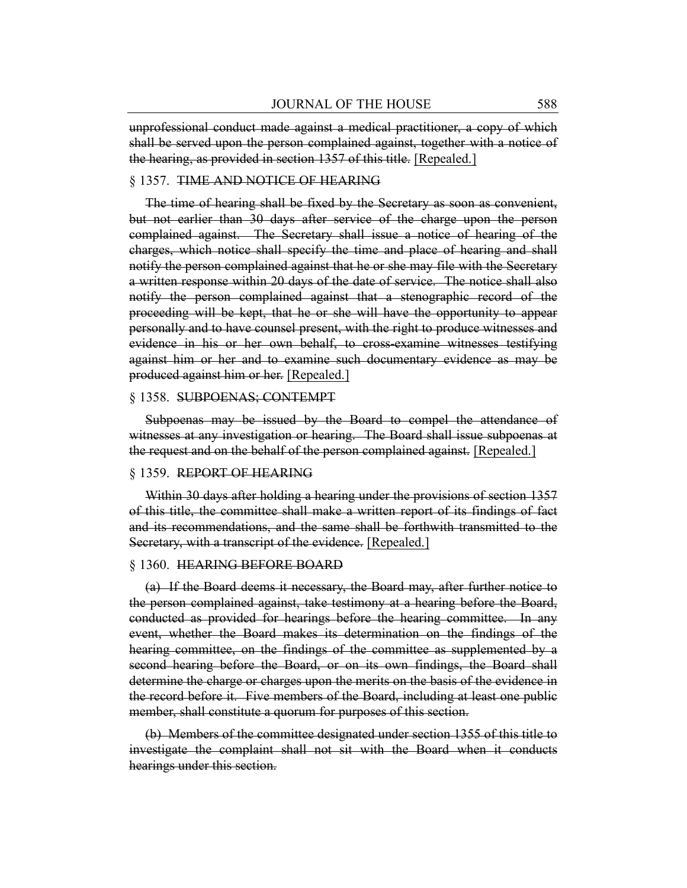~~unprofessional conduct made against a medical practitioner, a copy of which shall be served upon the person complained against, together with a notice of the hearing, as provided in section 1357 of this title.~~ [Repealed.]

§ 1357. ~~TIME AND NOTICE OF HEARING~~

~~The time of hearing shall be fixed by the Secretary as soon as convenient, but not earlier than 30 days after service of the charge upon the person complained against. The Secretary shall issue a notice of hearing of the charges, which notice shall specify the time and place of hearing and shall notify the person complained against that he or she may file with the Secretary a written response within 20 days of the date of service. The notice shall also notify the person complained against that a stenographic record of the proceeding will be kept, that he or she will have the opportunity to appear personally and to have counsel present, with the right to produce witnesses and evidence in his or her own behalf, to cross-examine witnesses testifying against him or her and to examine such documentary evidence as may be produced against him or her.~~ [Repealed.]

§ 1358. ~~SUBPOENAS; CONTEMPT~~

~~Subpoenas may be issued by the Board to compel the attendance of witnesses at any investigation or hearing. The Board shall issue subpoenas at the request and on the behalf of the person complained against.~~ [Repealed.]

§ 1359. ~~REPORT OF HEARING~~

~~Within 30 days after holding a hearing under the provisions of section 1357 of this title, the committee shall make a written report of its findings of fact and its recommendations, and the same shall be forthwith transmitted to the Secretary, with a transcript of the evidence.~~ [Repealed.]

§ 1360. ~~HEARING BEFORE BOARD~~

~~(a) If the Board deems it necessary, the Board may, after further notice to the person complained against, take testimony at a hearing before the Board, conducted as provided for hearings before the hearing committee. In any event, whether the Board makes its determination on the findings of the hearing committee, on the findings of the committee as supplemented by a second hearing before the Board, or on its own findings, the Board shall determine the charge or charges upon the merits on the basis of the evidence in the record before it. Five members of the Board, including at least one public member, shall constitute a quorum for purposes of this section.~~

~~(b) Members of the committee designated under section 1355 of this title to investigate the complaint shall not sit with the Board when it conducts hearings under this section.~~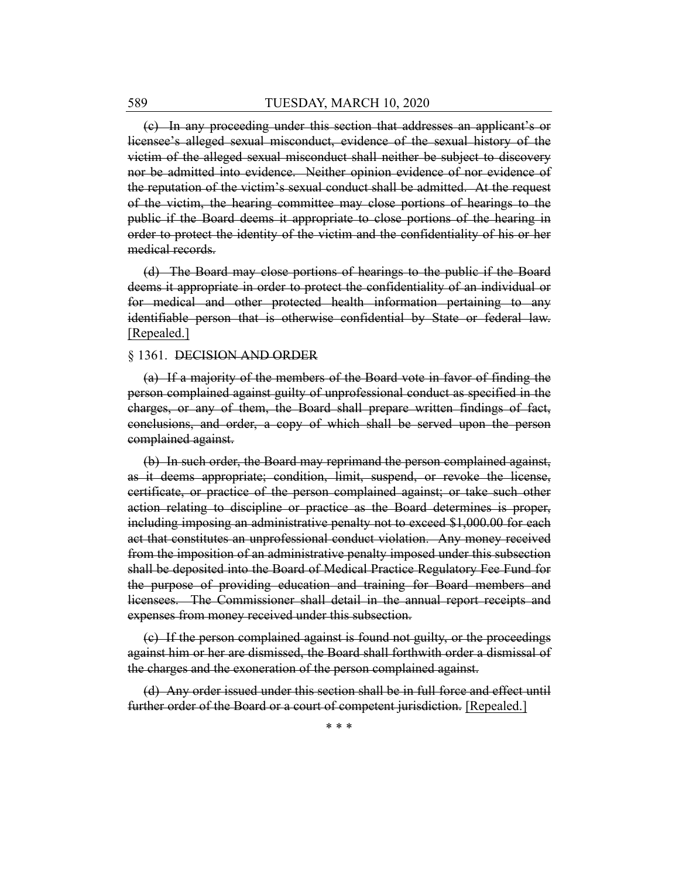~~(c) In any proceeding under this section that addresses an applicant's or licensee's alleged sexual misconduct, evidence of the sexual history of the victim of the alleged sexual misconduct shall neither be subject to discovery nor be admitted into evidence. Neither opinion evidence of nor evidence of the reputation of the victim's sexual conduct shall be admitted. At the request of the victim, the hearing committee may close portions of hearings to the public if the Board deems it appropriate to close portions of the hearing in order to protect the identity of the victim and the confidentiality of his or her medical records.~~

~~(d) The Board may close portions of hearings to the public if the Board deems it appropriate in order to protect the confidentiality of an individual or for medical and other protected health information pertaining to any identifiable person that is otherwise confidential by State or federal law.~~ [Repealed.]

§ 1361. ~~DECISION AND ORDER~~

~~(a) If a majority of the members of the Board vote in favor of finding the person complained against guilty of unprofessional conduct as specified in the charges, or any of them, the Board shall prepare written findings of fact, conclusions, and order, a copy of which shall be served upon the person complained against.~~

~~(b) In such order, the Board may reprimand the person complained against, as it deems appropriate; condition, limit, suspend, or revoke the license, certificate, or practice of the person complained against; or take such other action relating to discipline or practice as the Board determines is proper, including imposing an administrative penalty not to exceed $1,000.00 for each act that constitutes an unprofessional conduct violation. Any money received from the imposition of an administrative penalty imposed under this subsection shall be deposited into the Board of Medical Practice Regulatory Fee Fund for the purpose of providing education and training for Board members and licensees. The Commissioner shall detail in the annual report receipts and expenses from money received under this subsection.~~

~~(c) If the person complained against is found not guilty, or the proceedings against him or her are dismissed, the Board shall forthwith order a dismissal of the charges and the exoneration of the person complained against.~~

~~(d) Any order issued under this section shall be in full force and effect until further order of the Board or a court of competent jurisdiction.~~ [Repealed.]

\* \* \*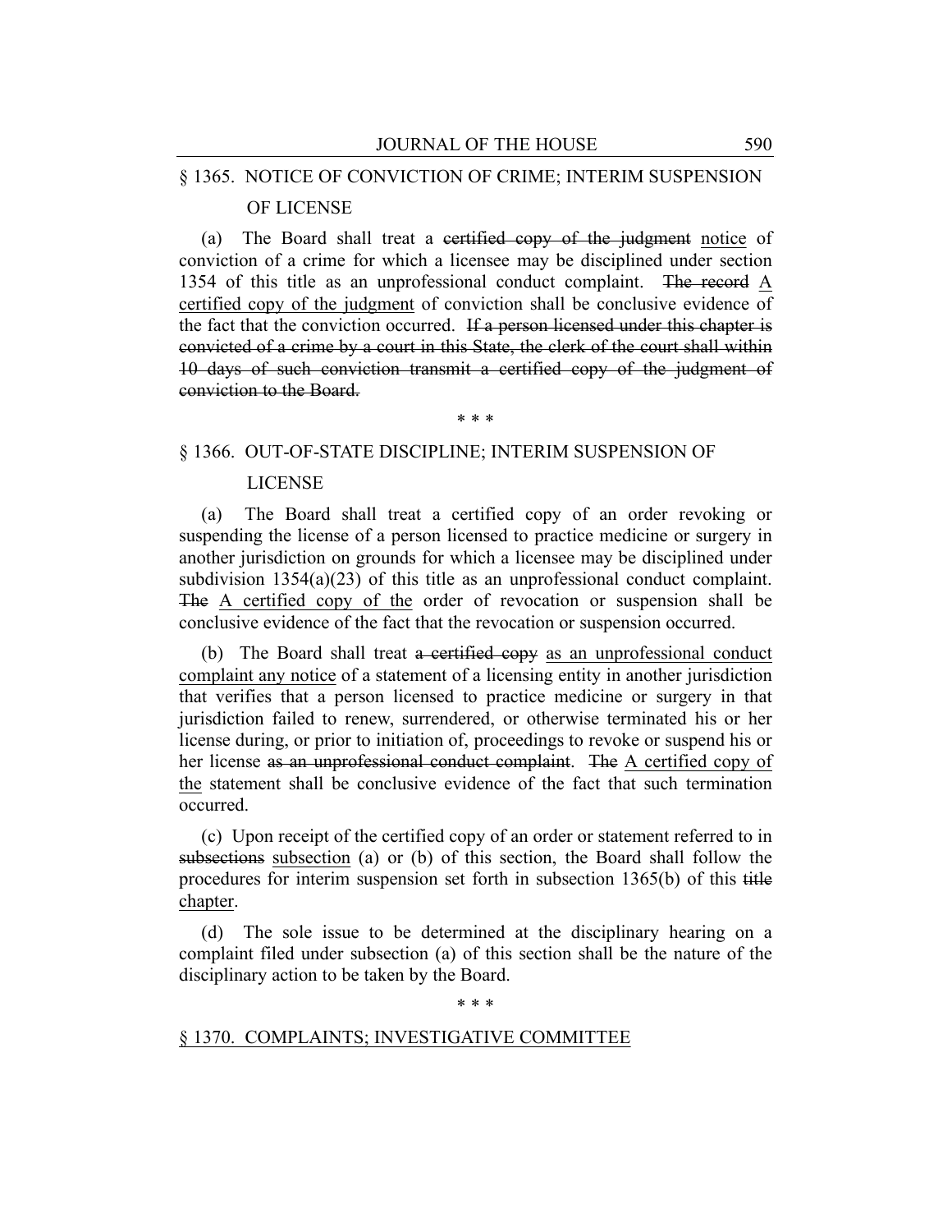§ 1365. NOTICE OF CONVICTION OF CRIME; INTERIM SUSPENSION OF LICENSE

(a) The Board shall treat a ~~certified copy of the judgment~~ notice of conviction of a crime for which a licensee may be disciplined under section 1354 of this title as an unprofessional conduct complaint. ~~The record~~ A certified copy of the judgment of conviction shall be conclusive evidence of the fact that the conviction occurred. ~~If a person licensed under this chapter is convicted of a crime by a court in this State, the clerk of the court shall within 10 days of such conviction transmit a certified copy of the judgment of conviction to the Board.~~

\* \* \*

§ 1366. OUT-OF-STATE DISCIPLINE; INTERIM SUSPENSION OF LICENSE

(a) The Board shall treat a certified copy of an order revoking or suspending the license of a person licensed to practice medicine or surgery in another jurisdiction on grounds for which a licensee may be disciplined under subdivision 1354(a)(23) of this title as an unprofessional conduct complaint. ~~The~~ A certified copy of the order of revocation or suspension shall be conclusive evidence of the fact that the revocation or suspension occurred.

(b) The Board shall treat ~~a certified copy~~ as an unprofessional conduct complaint any notice of a statement of a licensing entity in another jurisdiction that verifies that a person licensed to practice medicine or surgery in that jurisdiction failed to renew, surrendered, or otherwise terminated his or her license during, or prior to initiation of, proceedings to revoke or suspend his or her license ~~as an unprofessional conduct complaint~~. ~~The~~ A certified copy of the statement shall be conclusive evidence of the fact that such termination occurred.

(c) Upon receipt of the certified copy of an order or statement referred to in ~~subsections~~ subsection (a) or (b) of this section, the Board shall follow the procedures for interim suspension set forth in subsection 1365(b) of this ~~title~~ chapter.

(d) The sole issue to be determined at the disciplinary hearing on a complaint filed under subsection (a) of this section shall be the nature of the disciplinary action to be taken by the Board.

\* \* \*

§ 1370. COMPLAINTS; INVESTIGATIVE COMMITTEE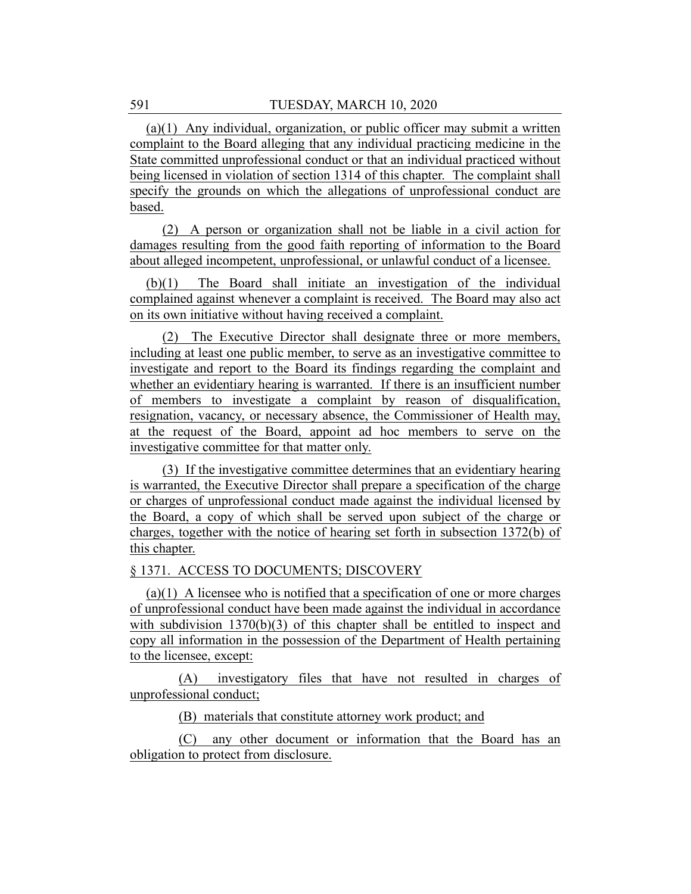(a)(1) Any individual, organization, or public officer may submit a written complaint to the Board alleging that any individual practicing medicine in the State committed unprofessional conduct or that an individual practiced without being licensed in violation of section 1314 of this chapter. The complaint shall specify the grounds on which the allegations of unprofessional conduct are based.

(2) A person or organization shall not be liable in a civil action for damages resulting from the good faith reporting of information to the Board about alleged incompetent, unprofessional, or unlawful conduct of a licensee.

(b)(1) The Board shall initiate an investigation of the individual complained against whenever a complaint is received. The Board may also act on its own initiative without having received a complaint.

(2) The Executive Director shall designate three or more members, including at least one public member, to serve as an investigative committee to investigate and report to the Board its findings regarding the complaint and whether an evidentiary hearing is warranted. If there is an insufficient number of members to investigate a complaint by reason of disqualification, resignation, vacancy, or necessary absence, the Commissioner of Health may, at the request of the Board, appoint ad hoc members to serve on the investigative committee for that matter only.

(3) If the investigative committee determines that an evidentiary hearing is warranted, the Executive Director shall prepare a specification of the charge or charges of unprofessional conduct made against the individual licensed by the Board, a copy of which shall be served upon subject of the charge or charges, together with the notice of hearing set forth in subsection 1372(b) of this chapter.

§ 1371. ACCESS TO DOCUMENTS; DISCOVERY

(a)(1) A licensee who is notified that a specification of one or more charges of unprofessional conduct have been made against the individual in accordance with subdivision 1370(b)(3) of this chapter shall be entitled to inspect and copy all information in the possession of the Department of Health pertaining to the licensee, except:

(A) investigatory files that have not resulted in charges of unprofessional conduct;

(B) materials that constitute attorney work product; and

(C) any other document or information that the Board has an obligation to protect from disclosure.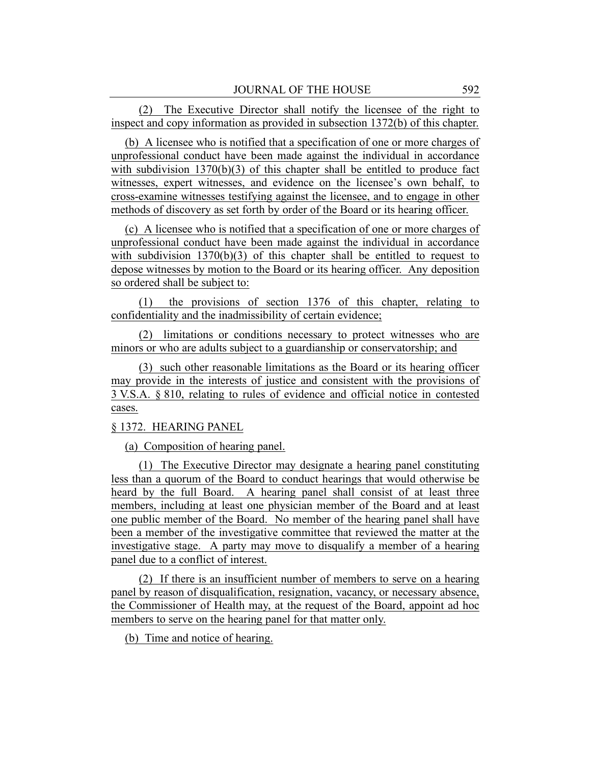(2) The Executive Director shall notify the licensee of the right to inspect and copy information as provided in subsection 1372(b) of this chapter.

(b) A licensee who is notified that a specification of one or more charges of unprofessional conduct have been made against the individual in accordance with subdivision 1370(b)(3) of this chapter shall be entitled to produce fact witnesses, expert witnesses, and evidence on the licensee's own behalf, to cross-examine witnesses testifying against the licensee, and to engage in other methods of discovery as set forth by order of the Board or its hearing officer.

(c) A licensee who is notified that a specification of one or more charges of unprofessional conduct have been made against the individual in accordance with subdivision 1370(b)(3) of this chapter shall be entitled to request to depose witnesses by motion to the Board or its hearing officer. Any deposition so ordered shall be subject to:

(1) the provisions of section 1376 of this chapter, relating to confidentiality and the inadmissibility of certain evidence;

(2) limitations or conditions necessary to protect witnesses who are minors or who are adults subject to a guardianship or conservatorship; and

(3) such other reasonable limitations as the Board or its hearing officer may provide in the interests of justice and consistent with the provisions of 3 V.S.A. § 810, relating to rules of evidence and official notice in contested cases.

§ 1372. HEARING PANEL

(a) Composition of hearing panel.

(1) The Executive Director may designate a hearing panel constituting less than a quorum of the Board to conduct hearings that would otherwise be heard by the full Board. A hearing panel shall consist of at least three members, including at least one physician member of the Board and at least one public member of the Board. No member of the hearing panel shall have been a member of the investigative committee that reviewed the matter at the investigative stage. A party may move to disqualify a member of a hearing panel due to a conflict of interest.

(2) If there is an insufficient number of members to serve on a hearing panel by reason of disqualification, resignation, vacancy, or necessary absence, the Commissioner of Health may, at the request of the Board, appoint ad hoc members to serve on the hearing panel for that matter only.

(b) Time and notice of hearing.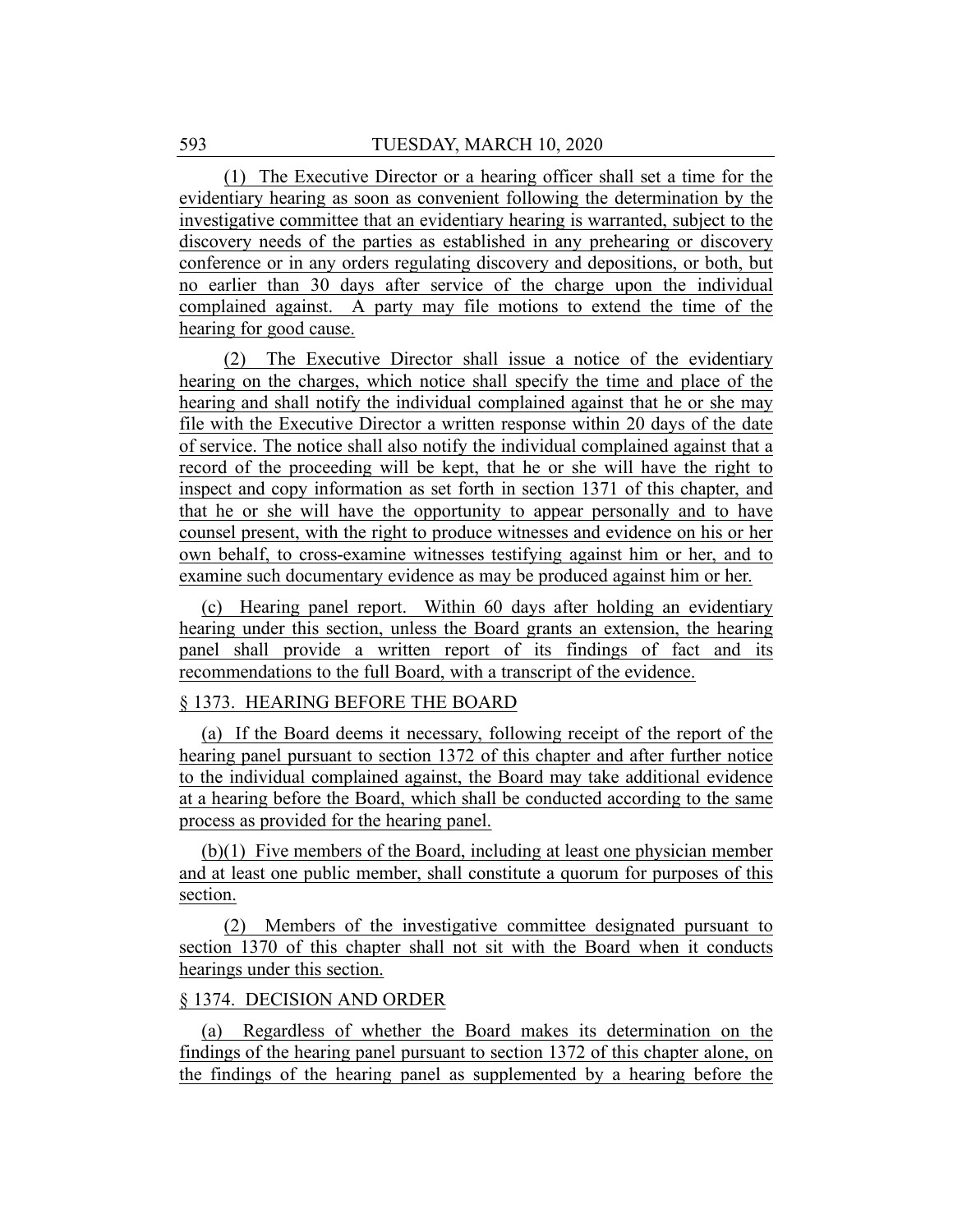(1) The Executive Director or a hearing officer shall set a time for the evidentiary hearing as soon as convenient following the determination by the investigative committee that an evidentiary hearing is warranted, subject to the discovery needs of the parties as established in any prehearing or discovery conference or in any orders regulating discovery and depositions, or both, but no earlier than 30 days after service of the charge upon the individual complained against. A party may file motions to extend the time of the hearing for good cause.

(2) The Executive Director shall issue a notice of the evidentiary hearing on the charges, which notice shall specify the time and place of the hearing and shall notify the individual complained against that he or she may file with the Executive Director a written response within 20 days of the date of service. The notice shall also notify the individual complained against that a record of the proceeding will be kept, that he or she will have the right to inspect and copy information as set forth in section 1371 of this chapter, and that he or she will have the opportunity to appear personally and to have counsel present, with the right to produce witnesses and evidence on his or her own behalf, to cross-examine witnesses testifying against him or her, and to examine such documentary evidence as may be produced against him or her.

(c) Hearing panel report. Within 60 days after holding an evidentiary hearing under this section, unless the Board grants an extension, the hearing panel shall provide a written report of its findings of fact and its recommendations to the full Board, with a transcript of the evidence.

§ 1373. HEARING BEFORE THE BOARD

(a) If the Board deems it necessary, following receipt of the report of the hearing panel pursuant to section 1372 of this chapter and after further notice to the individual complained against, the Board may take additional evidence at a hearing before the Board, which shall be conducted according to the same process as provided for the hearing panel.

(b)(1) Five members of the Board, including at least one physician member and at least one public member, shall constitute a quorum for purposes of this section.

(2) Members of the investigative committee designated pursuant to section 1370 of this chapter shall not sit with the Board when it conducts hearings under this section.

§ 1374. DECISION AND ORDER

(a) Regardless of whether the Board makes its determination on the findings of the hearing panel pursuant to section 1372 of this chapter alone, on the findings of the hearing panel as supplemented by a hearing before the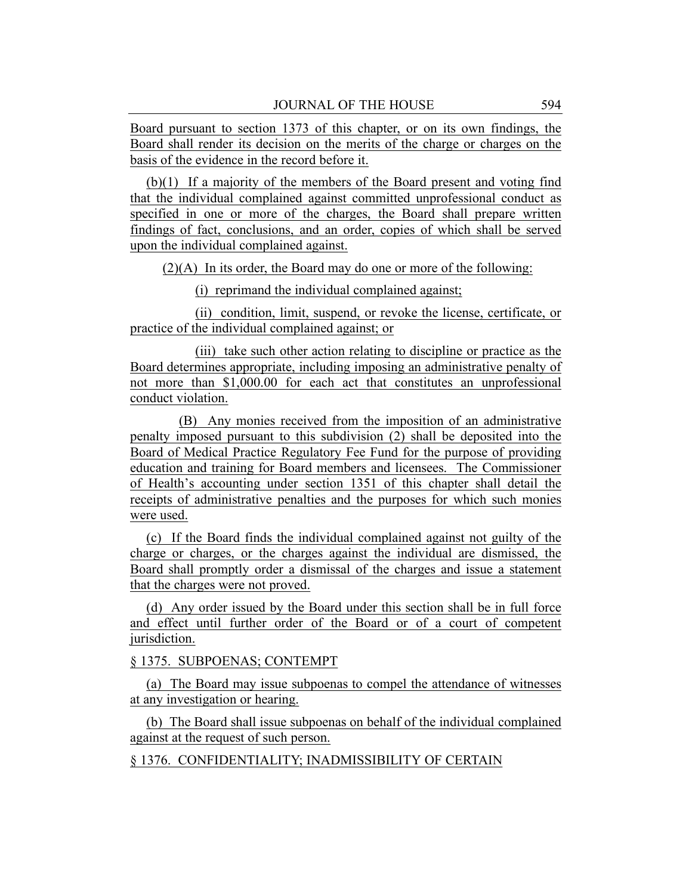Board pursuant to section 1373 of this chapter, or on its own findings, the Board shall render its decision on the merits of the charge or charges on the basis of the evidence in the record before it.

(b)(1) If a majority of the members of the Board present and voting find that the individual complained against committed unprofessional conduct as specified in one or more of the charges, the Board shall prepare written findings of fact, conclusions, and an order, copies of which shall be served upon the individual complained against.

(2)(A) In its order, the Board may do one or more of the following:

(i) reprimand the individual complained against;

(ii) condition, limit, suspend, or revoke the license, certificate, or practice of the individual complained against; or

(iii) take such other action relating to discipline or practice as the Board determines appropriate, including imposing an administrative penalty of not more than $1,000.00 for each act that constitutes an unprofessional conduct violation.

(B) Any monies received from the imposition of an administrative penalty imposed pursuant to this subdivision (2) shall be deposited into the Board of Medical Practice Regulatory Fee Fund for the purpose of providing education and training for Board members and licensees. The Commissioner of Health's accounting under section 1351 of this chapter shall detail the receipts of administrative penalties and the purposes for which such monies were used.

(c) If the Board finds the individual complained against not guilty of the charge or charges, or the charges against the individual are dismissed, the Board shall promptly order a dismissal of the charges and issue a statement that the charges were not proved.

(d) Any order issued by the Board under this section shall be in full force and effect until further order of the Board or of a court of competent jurisdiction.

§ 1375. SUBPOENAS; CONTEMPT

(a) The Board may issue subpoenas to compel the attendance of witnesses at any investigation or hearing.

(b) The Board shall issue subpoenas on behalf of the individual complained against at the request of such person.

§ 1376. CONFIDENTIALITY; INADMISSIBILITY OF CERTAIN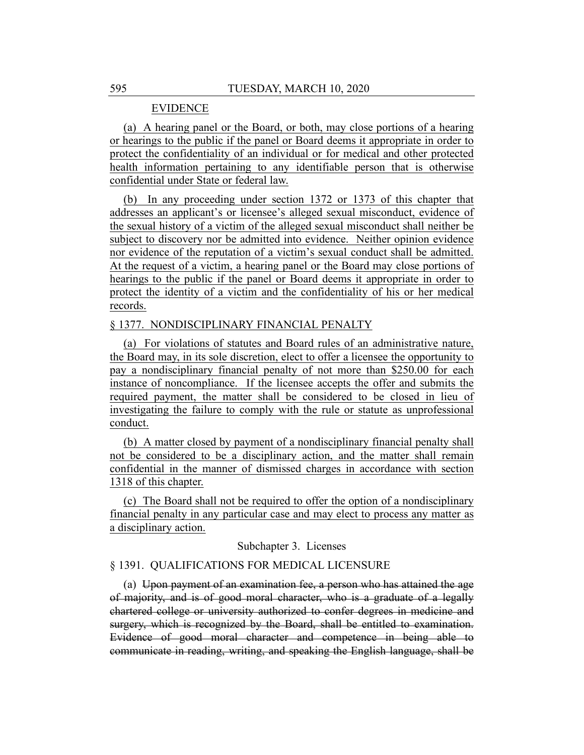EVIDENCE

(a) A hearing panel or the Board, or both, may close portions of a hearing or hearings to the public if the panel or Board deems it appropriate in order to protect the confidentiality of an individual or for medical and other protected health information pertaining to any identifiable person that is otherwise confidential under State or federal law.

(b) In any proceeding under section 1372 or 1373 of this chapter that addresses an applicant's or licensee's alleged sexual misconduct, evidence of the sexual history of a victim of the alleged sexual misconduct shall neither be subject to discovery nor be admitted into evidence. Neither opinion evidence nor evidence of the reputation of a victim's sexual conduct shall be admitted. At the request of a victim, a hearing panel or the Board may close portions of hearings to the public if the panel or Board deems it appropriate in order to protect the identity of a victim and the confidentiality of his or her medical records.

§ 1377. NONDISCIPLINARY FINANCIAL PENALTY

(a) For violations of statutes and Board rules of an administrative nature, the Board may, in its sole discretion, elect to offer a licensee the opportunity to pay a nondisciplinary financial penalty of not more than $250.00 for each instance of noncompliance. If the licensee accepts the offer and submits the required payment, the matter shall be considered to be closed in lieu of investigating the failure to comply with the rule or statute as unprofessional conduct.

(b) A matter closed by payment of a nondisciplinary financial penalty shall not be considered to be a disciplinary action, and the matter shall remain confidential in the manner of dismissed charges in accordance with section 1318 of this chapter.

(c) The Board shall not be required to offer the option of a nondisciplinary financial penalty in any particular case and may elect to process any matter as a disciplinary action.

Subchapter 3. Licenses

§ 1391. QUALIFICATIONS FOR MEDICAL LICENSURE

(a) ~~Upon payment of an examination fee, a person who has attained the age of majority, and is of good moral character, who is a graduate of a legally chartered college or university authorized to confer degrees in medicine and surgery, which is recognized by the Board, shall be entitled to examination. Evidence of good moral character and competence in being able to communicate in reading, writing, and speaking the English language, shall be~~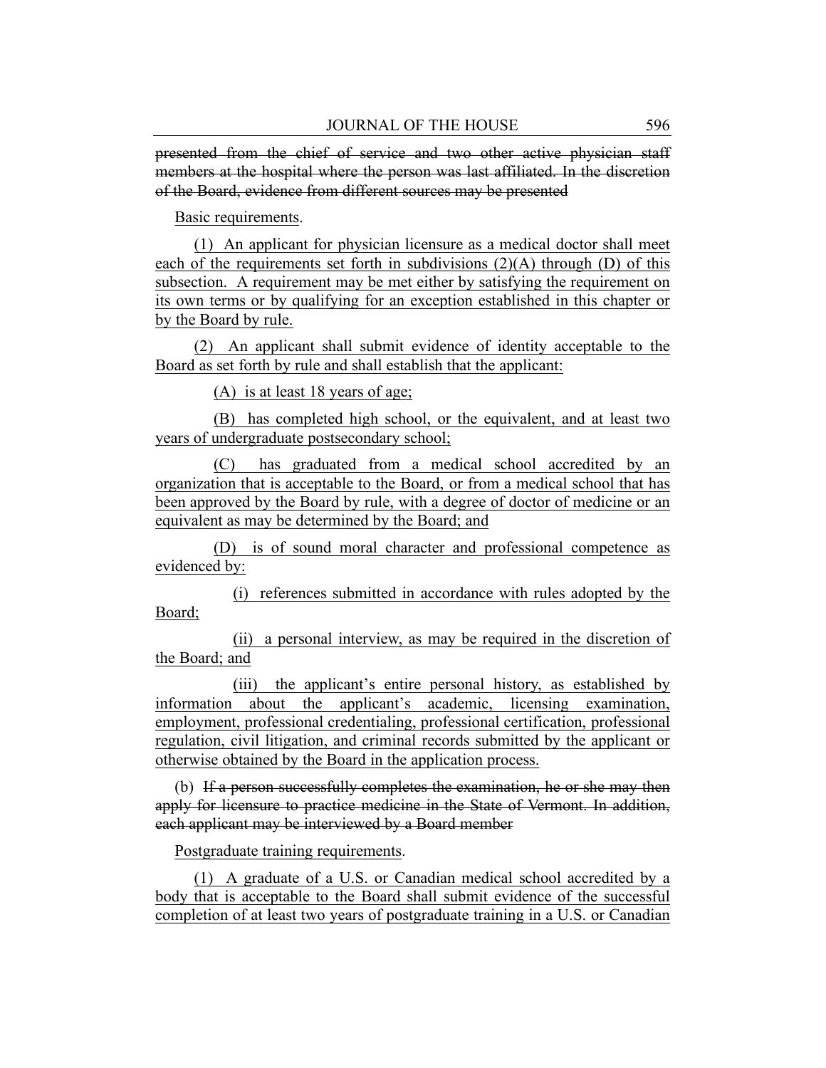~~presented from the chief of service and two other active physician staff members at the hospital where the person was last affiliated. In the discretion of the Board, evidence from different sources may be presented~~

<u>Basic requirements</u>.

<u>(1) An applicant for physician licensure as a medical doctor shall meet each of the requirements set forth in subdivisions (2)(A) through (D) of this subsection. A requirement may be met either by satisfying the requirement on its own terms or by qualifying for an exception established in this chapter or by the Board by rule.</u>

<u>(2) An applicant shall submit evidence of identity acceptable to the Board as set forth by rule and shall establish that the applicant:</u>

<u>(A) is at least 18 years of age;</u>

<u>(B) has completed high school, or the equivalent, and at least two years of undergraduate postsecondary school;</u>

<u>(C) has graduated from a medical school accredited by an organization that is acceptable to the Board, or from a medical school that has been approved by the Board by rule, with a degree of doctor of medicine or an equivalent as may be determined by the Board; and</u>

<u>(D) is of sound moral character and professional competence as evidenced by:</u>

<u>(i) references submitted in accordance with rules adopted by the Board;</u>

<u>(ii) a personal interview, as may be required in the discretion of the Board; and</u>

<u>(iii) the applicant's entire personal history, as established by information about the applicant's academic, licensing examination, employment, professional credentialing, professional certification, professional regulation, civil litigation, and criminal records submitted by the applicant or otherwise obtained by the Board in the application process.</u>

(b) ~~If a person successfully completes the examination, he or she may then apply for licensure to practice medicine in the State of Vermont. In addition, each applicant may be interviewed by a Board member~~

<u>Postgraduate training requirements</u>.

<u>(1) A graduate of a U.S. or Canadian medical school accredited by a body that is acceptable to the Board shall submit evidence of the successful completion of at least two years of postgraduate training in a U.S. or Canadian</u>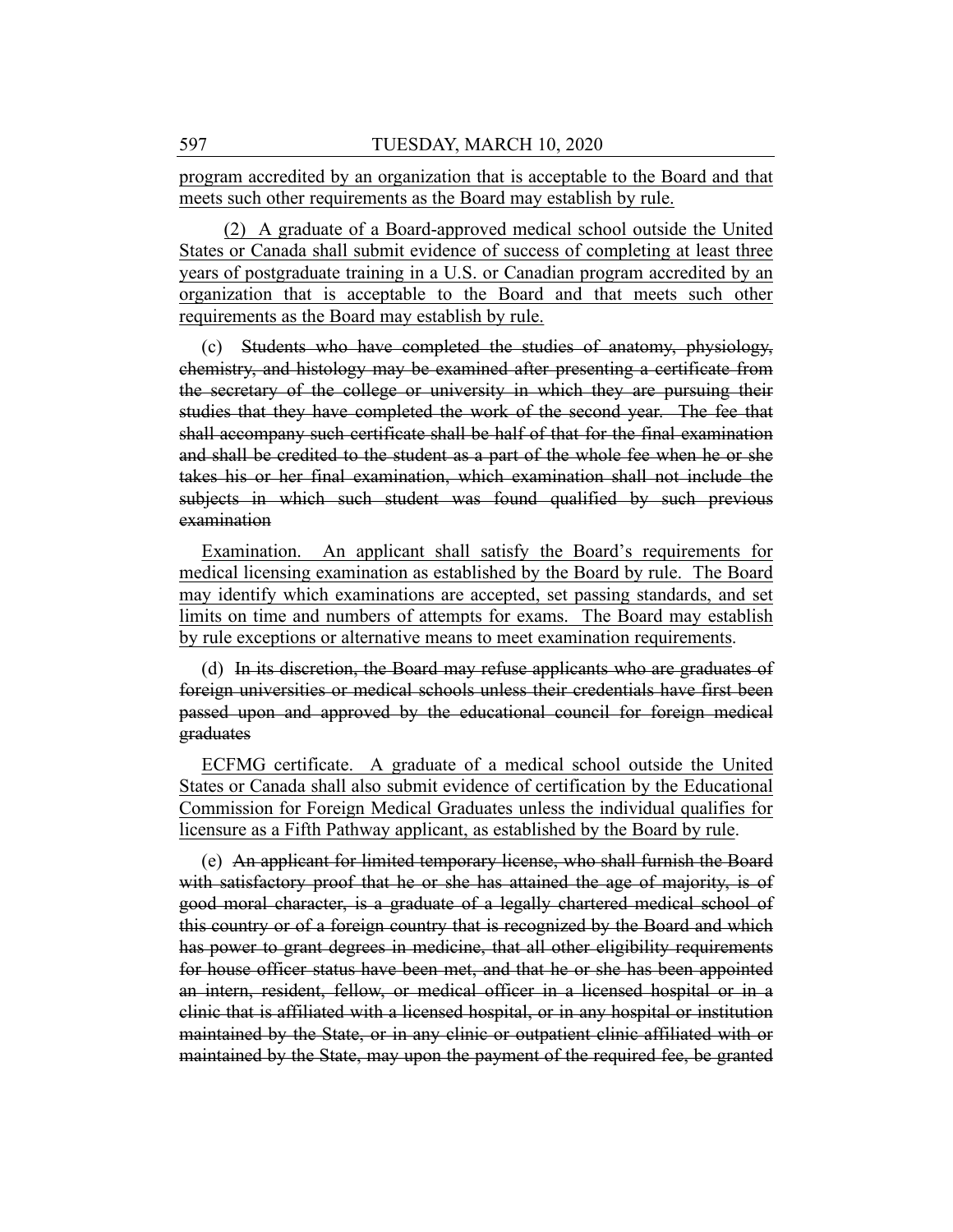program accredited by an organization that is acceptable to the Board and that meets such other requirements as the Board may establish by rule.

(2) A graduate of a Board-approved medical school outside the United States or Canada shall submit evidence of success of completing at least three years of postgraduate training in a U.S. or Canadian program accredited by an organization that is acceptable to the Board and that meets such other requirements as the Board may establish by rule.

(c) ~~Students who have completed the studies of anatomy, physiology, chemistry, and histology may be examined after presenting a certificate from the secretary of the college or university in which they are pursuing their studies that they have completed the work of the second year. The fee that shall accompany such certificate shall be half of that for the final examination and shall be credited to the student as a part of the whole fee when he or she takes his or her final examination, which examination shall not include the subjects in which such student was found qualified by such previous examination~~

Examination. An applicant shall satisfy the Board's requirements for medical licensing examination as established by the Board by rule. The Board may identify which examinations are accepted, set passing standards, and set limits on time and numbers of attempts for exams. The Board may establish by rule exceptions or alternative means to meet examination requirements.

(d) ~~In its discretion, the Board may refuse applicants who are graduates of foreign universities or medical schools unless their credentials have first been passed upon and approved by the educational council for foreign medical graduates~~

ECFMG certificate. A graduate of a medical school outside the United States or Canada shall also submit evidence of certification by the Educational Commission for Foreign Medical Graduates unless the individual qualifies for licensure as a Fifth Pathway applicant, as established by the Board by rule.

(e) ~~An applicant for limited temporary license, who shall furnish the Board with satisfactory proof that he or she has attained the age of majority, is of good moral character, is a graduate of a legally chartered medical school of this country or of a foreign country that is recognized by the Board and which has power to grant degrees in medicine, that all other eligibility requirements for house officer status have been met, and that he or she has been appointed an intern, resident, fellow, or medical officer in a licensed hospital or in a clinic that is affiliated with a licensed hospital, or in any hospital or institution maintained by the State, or in any clinic or outpatient clinic affiliated with or maintained by the State, may upon the payment of the required fee, be granted~~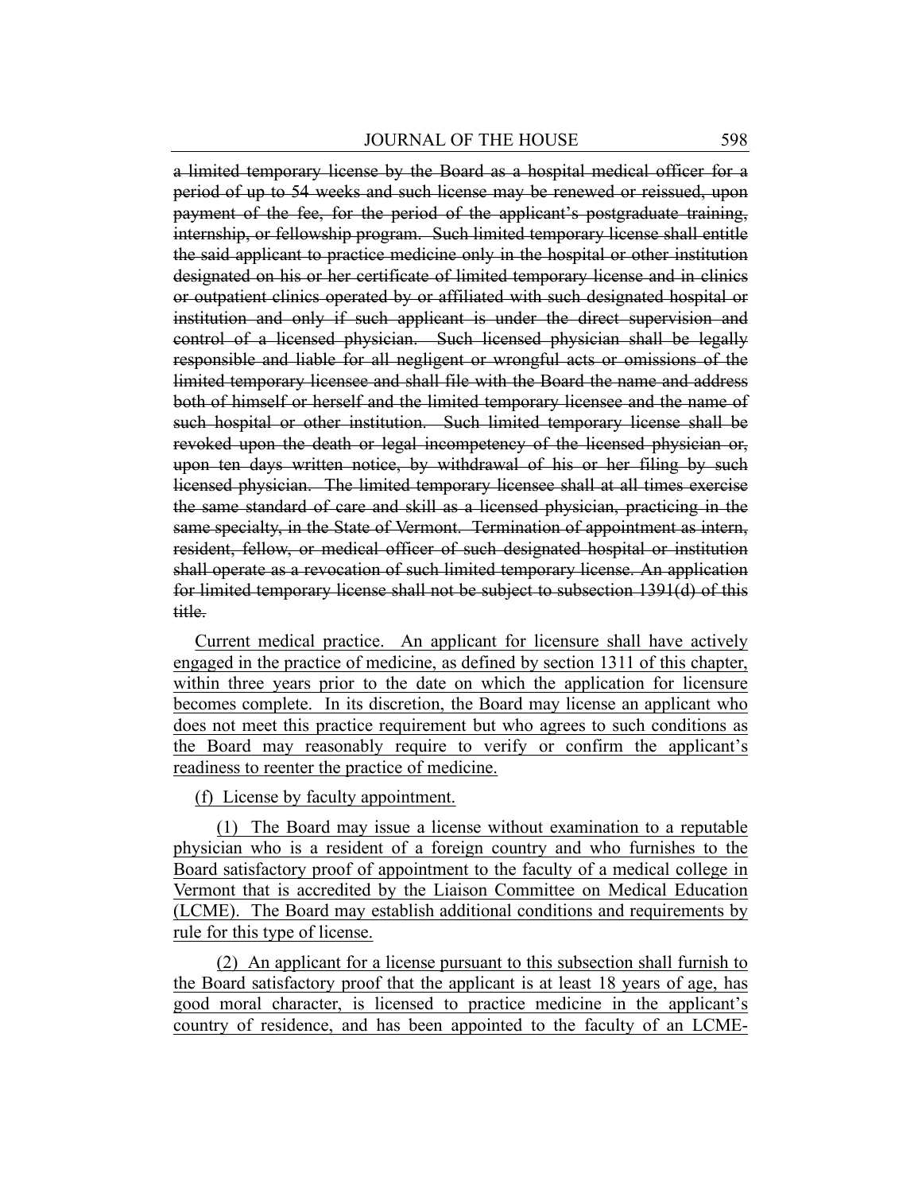~~a limited temporary license by the Board as a hospital medical officer for a period of up to 54 weeks and such license may be renewed or reissued, upon payment of the fee, for the period of the applicant's postgraduate training, internship, or fellowship program. Such limited temporary license shall entitle the said applicant to practice medicine only in the hospital or other institution designated on his or her certificate of limited temporary license and in clinics or outpatient clinics operated by or affiliated with such designated hospital or institution and only if such applicant is under the direct supervision and control of a licensed physician. Such licensed physician shall be legally responsible and liable for all negligent or wrongful acts or omissions of the limited temporary licensee and shall file with the Board the name and address both of himself or herself and the limited temporary licensee and the name of such hospital or other institution. Such limited temporary license shall be revoked upon the death or legal incompetency of the licensed physician or, upon ten days written notice, by withdrawal of his or her filing by such licensed physician. The limited temporary licensee shall at all times exercise the same standard of care and skill as a licensed physician, practicing in the same specialty, in the State of Vermont. Termination of appointment as intern, resident, fellow, or medical officer of such designated hospital or institution shall operate as a revocation of such limited temporary license. An application for limited temporary license shall not be subject to subsection 1391(d) of this title.~~

<u>Current medical practice. An applicant for licensure shall have actively engaged in the practice of medicine, as defined by section 1311 of this chapter, within three years prior to the date on which the application for licensure becomes complete. In its discretion, the Board may license an applicant who does not meet this practice requirement but who agrees to such conditions as the Board may reasonably require to verify or confirm the applicant's readiness to reenter the practice of medicine.</u>

<u>(f) License by faculty appointment.</u>

<u>(1) The Board may issue a license without examination to a reputable physician who is a resident of a foreign country and who furnishes to the Board satisfactory proof of appointment to the faculty of a medical college in Vermont that is accredited by the Liaison Committee on Medical Education (LCME). The Board may establish additional conditions and requirements by rule for this type of license.</u>

<u>(2) An applicant for a license pursuant to this subsection shall furnish to the Board satisfactory proof that the applicant is at least 18 years of age, has good moral character, is licensed to practice medicine in the applicant's country of residence, and has been appointed to the faculty of an LCME-</u>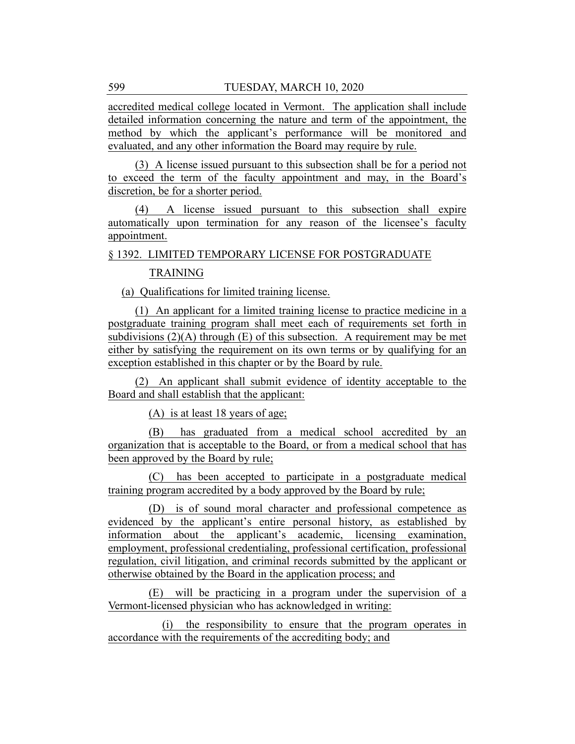accredited medical college located in Vermont. The application shall include detailed information concerning the nature and term of the appointment, the method by which the applicant's performance will be monitored and evaluated, and any other information the Board may require by rule.

(3) A license issued pursuant to this subsection shall be for a period not to exceed the term of the faculty appointment and may, in the Board's discretion, be for a shorter period.

(4) A license issued pursuant to this subsection shall expire automatically upon termination for any reason of the licensee's faculty appointment.

§ 1392. LIMITED TEMPORARY LICENSE FOR POSTGRADUATE TRAINING

(a) Qualifications for limited training license.

(1) An applicant for a limited training license to practice medicine in a postgraduate training program shall meet each of requirements set forth in subdivisions (2)(A) through (E) of this subsection. A requirement may be met either by satisfying the requirement on its own terms or by qualifying for an exception established in this chapter or by the Board by rule.

(2) An applicant shall submit evidence of identity acceptable to the Board and shall establish that the applicant:

(A) is at least 18 years of age;

(B) has graduated from a medical school accredited by an organization that is acceptable to the Board, or from a medical school that has been approved by the Board by rule;

(C) has been accepted to participate in a postgraduate medical training program accredited by a body approved by the Board by rule;

(D) is of sound moral character and professional competence as evidenced by the applicant's entire personal history, as established by information about the applicant's academic, licensing examination, employment, professional credentialing, professional certification, professional regulation, civil litigation, and criminal records submitted by the applicant or otherwise obtained by the Board in the application process; and

(E) will be practicing in a program under the supervision of a Vermont-licensed physician who has acknowledged in writing:

(i) the responsibility to ensure that the program operates in accordance with the requirements of the accrediting body; and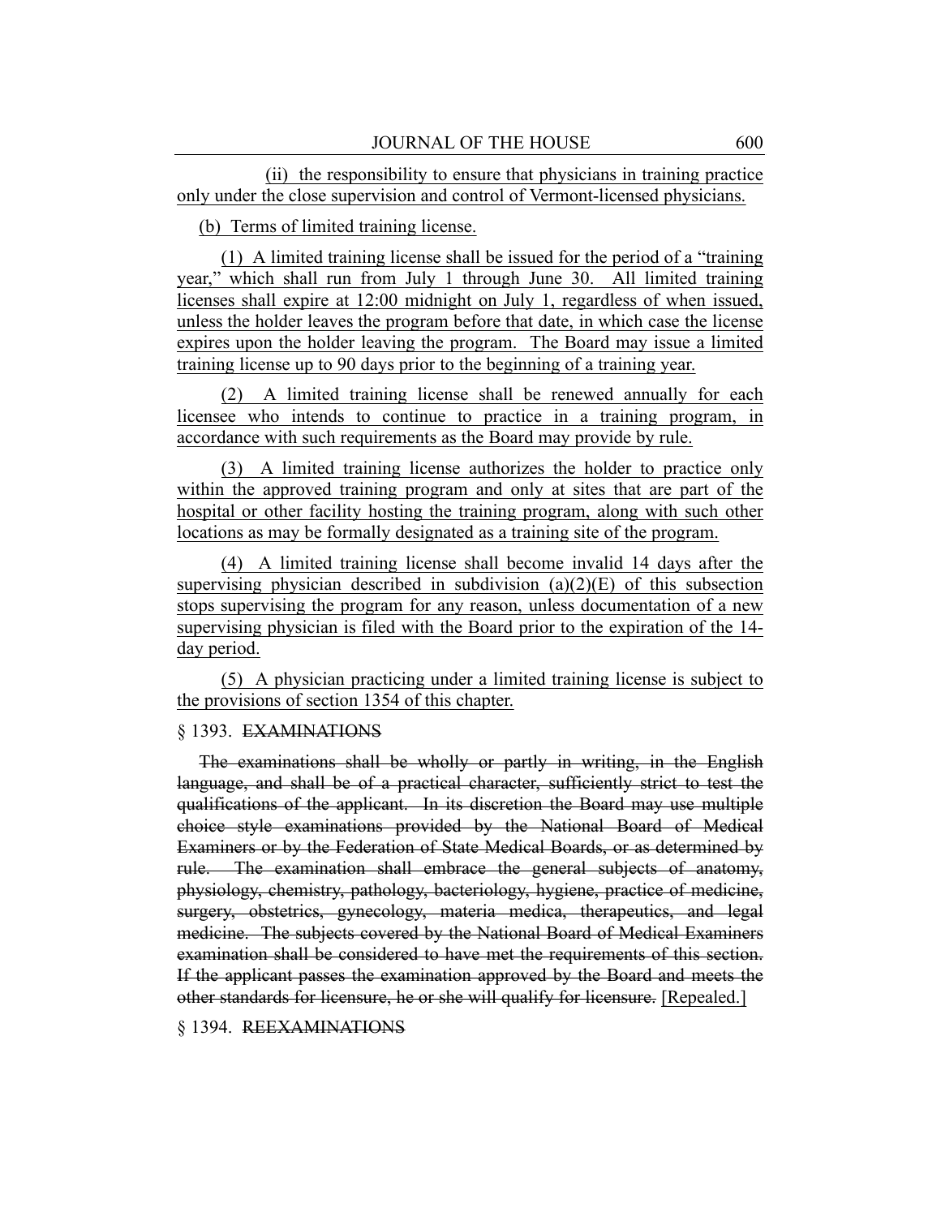(ii) the responsibility to ensure that physicians in training practice only under the close supervision and control of Vermont-licensed physicians.

(b) Terms of limited training license.

(1) A limited training license shall be issued for the period of a "training year," which shall run from July 1 through June 30. All limited training licenses shall expire at 12:00 midnight on July 1, regardless of when issued, unless the holder leaves the program before that date, in which case the license expires upon the holder leaving the program. The Board may issue a limited training license up to 90 days prior to the beginning of a training year.

(2) A limited training license shall be renewed annually for each licensee who intends to continue to practice in a training program, in accordance with such requirements as the Board may provide by rule.

(3) A limited training license authorizes the holder to practice only within the approved training program and only at sites that are part of the hospital or other facility hosting the training program, along with such other locations as may be formally designated as a training site of the program.

(4) A limited training license shall become invalid 14 days after the supervising physician described in subdivision (a)(2)(E) of this subsection stops supervising the program for any reason, unless documentation of a new supervising physician is filed with the Board prior to the expiration of the 14-day period.

(5) A physician practicing under a limited training license is subject to the provisions of section 1354 of this chapter.

§ 1393. ~~EXAMINATIONS~~

~~The examinations shall be wholly or partly in writing, in the English language, and shall be of a practical character, sufficiently strict to test the qualifications of the applicant. In its discretion the Board may use multiple choice style examinations provided by the National Board of Medical Examiners or by the Federation of State Medical Boards, or as determined by rule. The examination shall embrace the general subjects of anatomy, physiology, chemistry, pathology, bacteriology, hygiene, practice of medicine, surgery, obstetrics, gynecology, materia medica, therapeutics, and legal medicine. The subjects covered by the National Board of Medical Examiners examination shall be considered to have met the requirements of this section. If the applicant passes the examination approved by the Board and meets the other standards for licensure, he or she will qualify for licensure.~~ [Repealed.]

§ 1394. ~~REEXAMINATIONS~~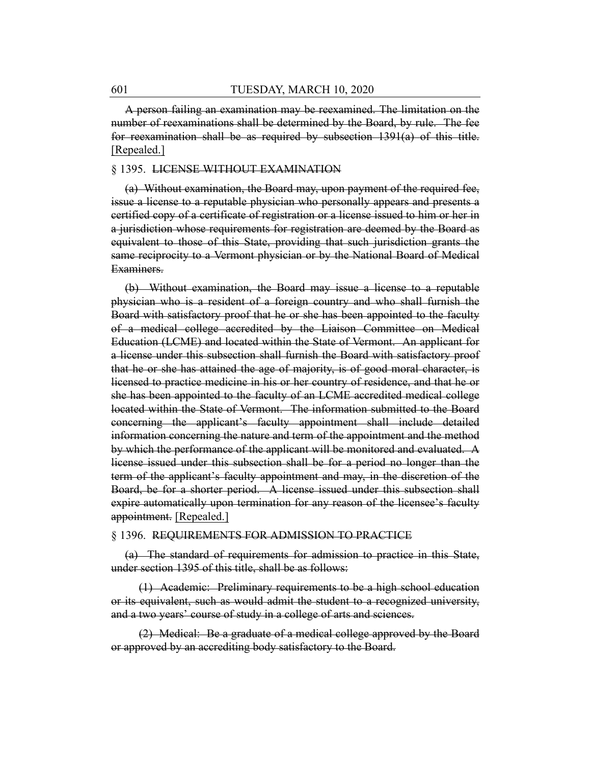~~A person failing an examination may be reexamined. The limitation on the number of reexaminations shall be determined by the Board, by rule. The fee for reexamination shall be as required by subsection 1391(a) of this title.~~ [Repealed.]

§ 1395. ~~LICENSE WITHOUT EXAMINATION~~

~~(a) Without examination, the Board may, upon payment of the required fee, issue a license to a reputable physician who personally appears and presents a certified copy of a certificate of registration or a license issued to him or her in a jurisdiction whose requirements for registration are deemed by the Board as equivalent to those of this State, providing that such jurisdiction grants the same reciprocity to a Vermont physician or by the National Board of Medical Examiners.~~

~~(b) Without examination, the Board may issue a license to a reputable physician who is a resident of a foreign country and who shall furnish the Board with satisfactory proof that he or she has been appointed to the faculty of a medical college accredited by the Liaison Committee on Medical Education (LCME) and located within the State of Vermont. An applicant for a license under this subsection shall furnish the Board with satisfactory proof that he or she has attained the age of majority, is of good moral character, is licensed to practice medicine in his or her country of residence, and that he or she has been appointed to the faculty of an LCME accredited medical college located within the State of Vermont. The information submitted to the Board concerning the applicant's faculty appointment shall include detailed information concerning the nature and term of the appointment and the method by which the performance of the applicant will be monitored and evaluated. A license issued under this subsection shall be for a period no longer than the term of the applicant's faculty appointment and may, in the discretion of the Board, be for a shorter period. A license issued under this subsection shall expire automatically upon termination for any reason of the licensee's faculty appointment.~~ [Repealed.]

§ 1396. ~~REQUIREMENTS FOR ADMISSION TO PRACTICE~~

~~(a) The standard of requirements for admission to practice in this State, under section 1395 of this title, shall be as follows:~~

~~(1) Academic: Preliminary requirements to be a high school education or its equivalent, such as would admit the student to a recognized university, and a two years' course of study in a college of arts and sciences.~~

~~(2) Medical: Be a graduate of a medical college approved by the Board or approved by an accrediting body satisfactory to the Board.~~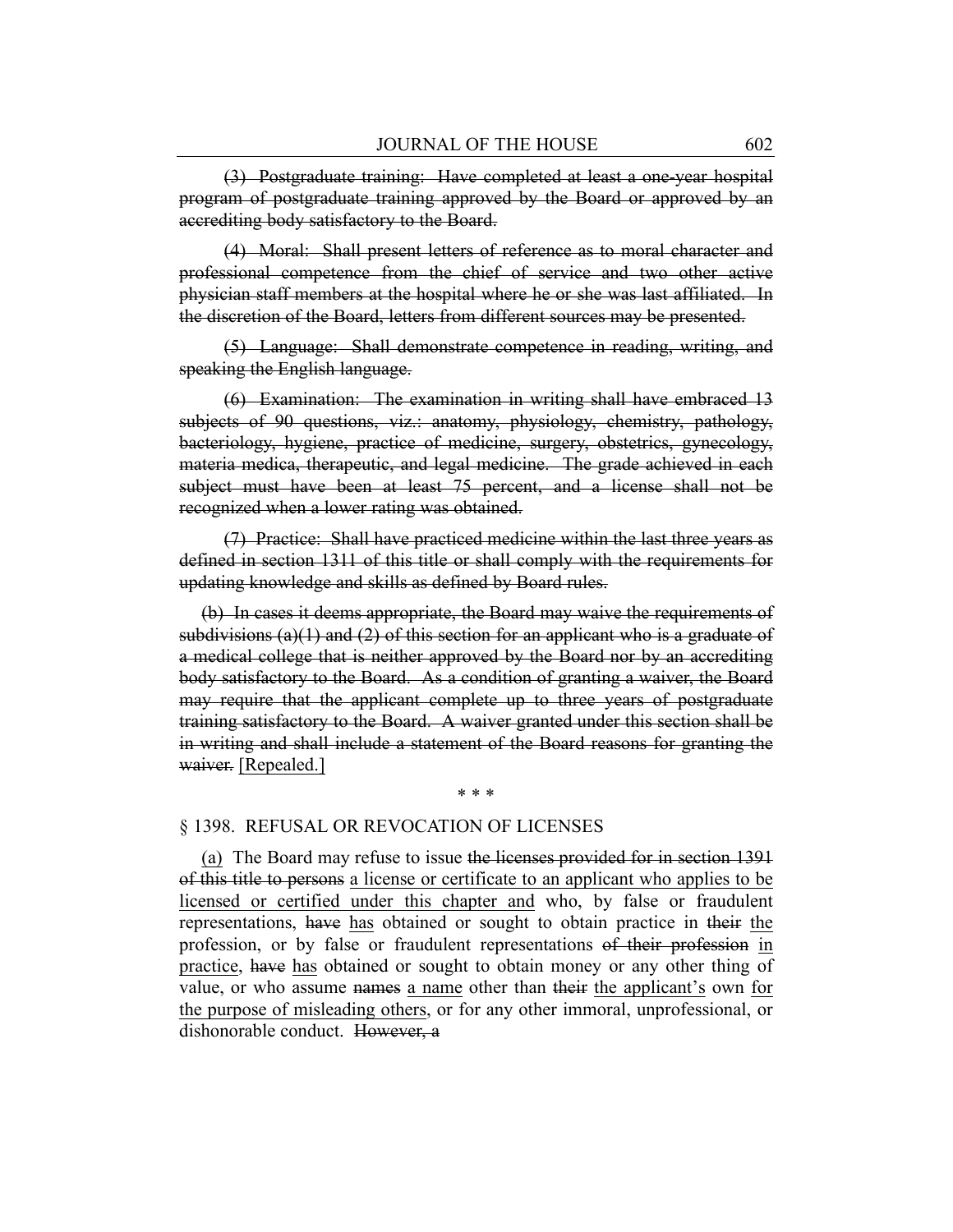~~(3) Postgraduate training: Have completed at least a one-year hospital program of postgraduate training approved by the Board or approved by an accrediting body satisfactory to the Board.~~

~~(4) Moral: Shall present letters of reference as to moral character and professional competence from the chief of service and two other active physician staff members at the hospital where he or she was last affiliated. In the discretion of the Board, letters from different sources may be presented.~~

~~(5) Language: Shall demonstrate competence in reading, writing, and speaking the English language.~~

~~(6) Examination: The examination in writing shall have embraced 13 subjects of 90 questions, viz.: anatomy, physiology, chemistry, pathology, bacteriology, hygiene, practice of medicine, surgery, obstetrics, gynecology, materia medica, therapeutic, and legal medicine. The grade achieved in each subject must have been at least 75 percent, and a license shall not be recognized when a lower rating was obtained.~~

~~(7) Practice: Shall have practiced medicine within the last three years as defined in section 1311 of this title or shall comply with the requirements for updating knowledge and skills as defined by Board rules.~~

~~(b) In cases it deems appropriate, the Board may waive the requirements of subdivisions (a)(1) and (2) of this section for an applicant who is a graduate of a medical college that is neither approved by the Board nor by an accrediting body satisfactory to the Board. As a condition of granting a waiver, the Board may require that the applicant complete up to three years of postgraduate training satisfactory to the Board. A waiver granted under this section shall be in writing and shall include a statement of the Board reasons for granting the waiver.~~ [Repealed.]

\* \* \*

§ 1398. REFUSAL OR REVOCATION OF LICENSES

(a) The Board may refuse to issue ~~the licenses provided for in section 1391 of this title to persons~~ a license or certificate to an applicant who applies to be licensed or certified under this chapter and who, by false or fraudulent representations, ~~have~~ has obtained or sought to obtain practice in ~~their~~ the profession, or by false or fraudulent representations ~~of their profession~~ in practice, ~~have~~ has obtained or sought to obtain money or any other thing of value, or who assume ~~names~~ a name other than ~~their~~ the applicant's own for the purpose of misleading others, or for any other immoral, unprofessional, or dishonorable conduct. ~~However, a~~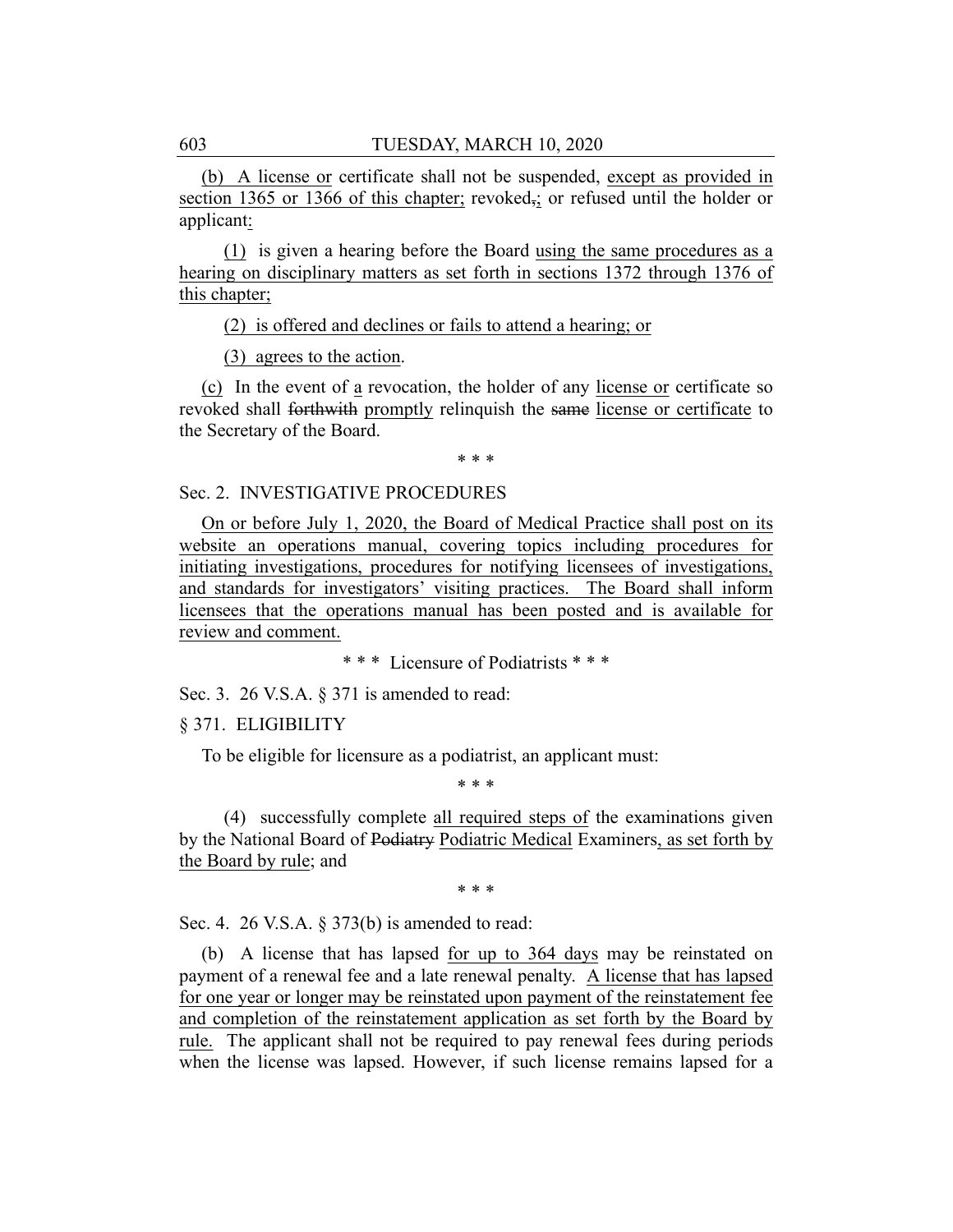(b) A license or certificate shall not be suspended, except as provided in section 1365 or 1366 of this chapter; revoked,; or refused until the holder or applicant:

(1) is given a hearing before the Board using the same procedures as a hearing on disciplinary matters as set forth in sections 1372 through 1376 of this chapter;

(2) is offered and declines or fails to attend a hearing; or

(3) agrees to the action.

(c) In the event of a revocation, the holder of any license or certificate so revoked shall forthwith promptly relinquish the same license or certificate to the Secretary of the Board.

\* \* \*

Sec. 2. INVESTIGATIVE PROCEDURES

On or before July 1, 2020, the Board of Medical Practice shall post on its website an operations manual, covering topics including procedures for initiating investigations, procedures for notifying licensees of investigations, and standards for investigators' visiting practices. The Board shall inform licensees that the operations manual has been posted and is available for review and comment.

\* \* \* Licensure of Podiatrists \* \* \*

Sec. 3. 26 V.S.A. § 371 is amended to read:

§ 371. ELIGIBILITY

To be eligible for licensure as a podiatrist, an applicant must:

\* \* \*

(4) successfully complete all required steps of the examinations given by the National Board of Podiatry Podiatric Medical Examiners, as set forth by the Board by rule; and

\* \* \*

Sec. 4. 26 V.S.A. § 373(b) is amended to read:

(b) A license that has lapsed for up to 364 days may be reinstated on payment of a renewal fee and a late renewal penalty. A license that has lapsed for one year or longer may be reinstated upon payment of the reinstatement fee and completion of the reinstatement application as set forth by the Board by rule. The applicant shall not be required to pay renewal fees during periods when the license was lapsed. However, if such license remains lapsed for a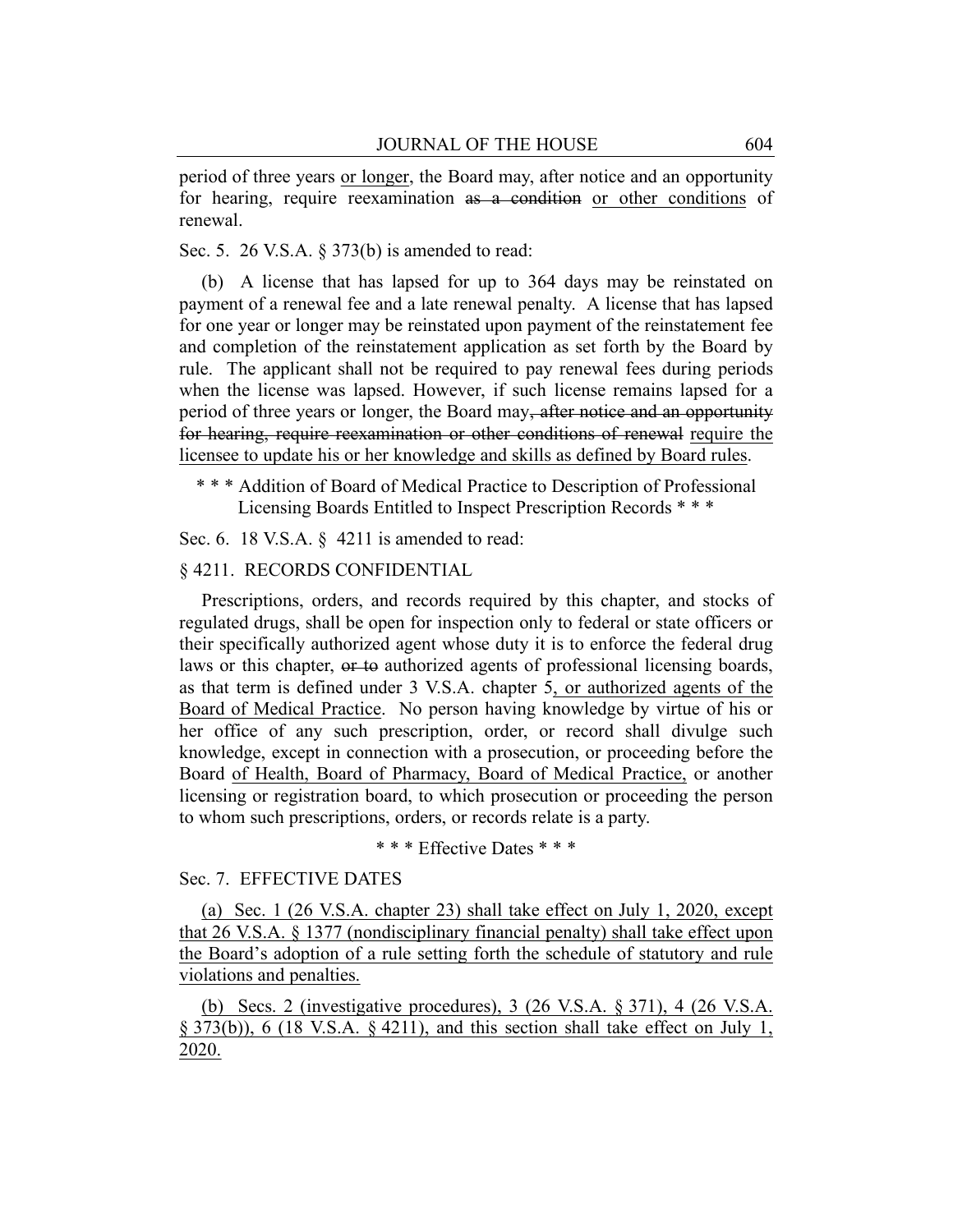period of three years or longer, the Board may, after notice and an opportunity for hearing, require reexamination ~~as a condition~~ or other conditions of renewal.

Sec. 5. 26 V.S.A. § 373(b) is amended to read:

(b) A license that has lapsed for up to 364 days may be reinstated on payment of a renewal fee and a late renewal penalty. A license that has lapsed for one year or longer may be reinstated upon payment of the reinstatement fee and completion of the reinstatement application as set forth by the Board by rule. The applicant shall not be required to pay renewal fees during periods when the license was lapsed. However, if such license remains lapsed for a period of three years or longer, the Board may~~, after notice and an opportunity for hearing, require reexamination or other conditions of renewal~~ require the licensee to update his or her knowledge and skills as defined by Board rules.

\* \* \* Addition of Board of Medical Practice to Description of Professional Licensing Boards Entitled to Inspect Prescription Records \* \* \*

Sec. 6. 18 V.S.A. § 4211 is amended to read:

§ 4211. RECORDS CONFIDENTIAL

Prescriptions, orders, and records required by this chapter, and stocks of regulated drugs, shall be open for inspection only to federal or state officers or their specifically authorized agent whose duty it is to enforce the federal drug laws or this chapter, ~~or to~~ authorized agents of professional licensing boards, as that term is defined under 3 V.S.A. chapter 5, or authorized agents of the Board of Medical Practice. No person having knowledge by virtue of his or her office of any such prescription, order, or record shall divulge such knowledge, except in connection with a prosecution, or proceeding before the Board of Health, Board of Pharmacy, Board of Medical Practice, or another licensing or registration board, to which prosecution or proceeding the person to whom such prescriptions, orders, or records relate is a party.

\* \* \* Effective Dates \* \* \*

Sec. 7. EFFECTIVE DATES

(a) Sec. 1 (26 V.S.A. chapter 23) shall take effect on July 1, 2020, except that 26 V.S.A. § 1377 (nondisciplinary financial penalty) shall take effect upon the Board's adoption of a rule setting forth the schedule of statutory and rule violations and penalties.

(b) Secs. 2 (investigative procedures), 3 (26 V.S.A. § 371), 4 (26 V.S.A. § 373(b)), 6 (18 V.S.A. § 4211), and this section shall take effect on July 1, 2020.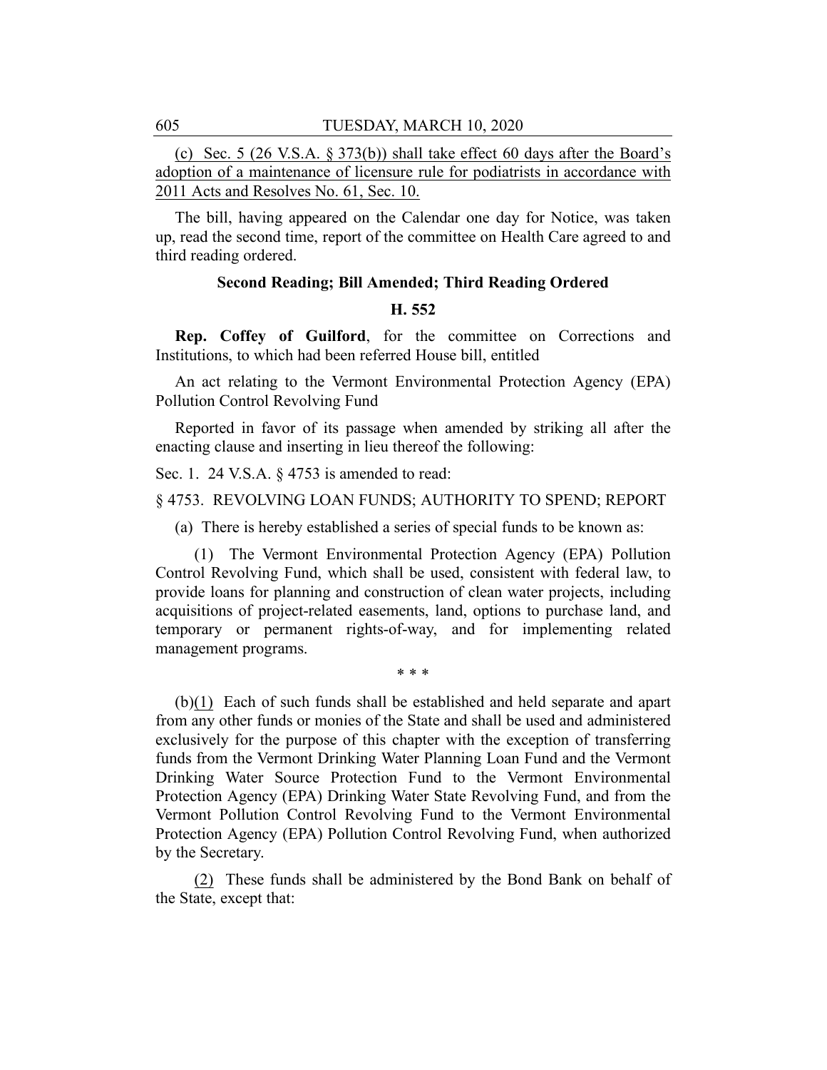(c) Sec. 5 (26 V.S.A. § 373(b)) shall take effect 60 days after the Board's adoption of a maintenance of licensure rule for podiatrists in accordance with 2011 Acts and Resolves No. 61, Sec. 10.

The bill, having appeared on the Calendar one day for Notice, was taken up, read the second time, report of the committee on Health Care agreed to and third reading ordered.

### Second Reading; Bill Amended; Third Reading Ordered

### H. 552

**Rep. Coffey of Guilford**, for the committee on Corrections and Institutions, to which had been referred House bill, entitled

An act relating to the Vermont Environmental Protection Agency (EPA) Pollution Control Revolving Fund

Reported in favor of its passage when amended by striking all after the enacting clause and inserting in lieu thereof the following:

Sec. 1. 24 V.S.A. § 4753 is amended to read:

§ 4753. REVOLVING LOAN FUNDS; AUTHORITY TO SPEND; REPORT

(a) There is hereby established a series of special funds to be known as:

(1) The Vermont Environmental Protection Agency (EPA) Pollution Control Revolving Fund, which shall be used, consistent with federal law, to provide loans for planning and construction of clean water projects, including acquisitions of project-related easements, land, options to purchase land, and temporary or permanent rights-of-way, and for implementing related management programs.

\* \* \*

(b)(1) Each of such funds shall be established and held separate and apart from any other funds or monies of the State and shall be used and administered exclusively for the purpose of this chapter with the exception of transferring funds from the Vermont Drinking Water Planning Loan Fund and the Vermont Drinking Water Source Protection Fund to the Vermont Environmental Protection Agency (EPA) Drinking Water State Revolving Fund, and from the Vermont Pollution Control Revolving Fund to the Vermont Environmental Protection Agency (EPA) Pollution Control Revolving Fund, when authorized by the Secretary.

(2) These funds shall be administered by the Bond Bank on behalf of the State, except that: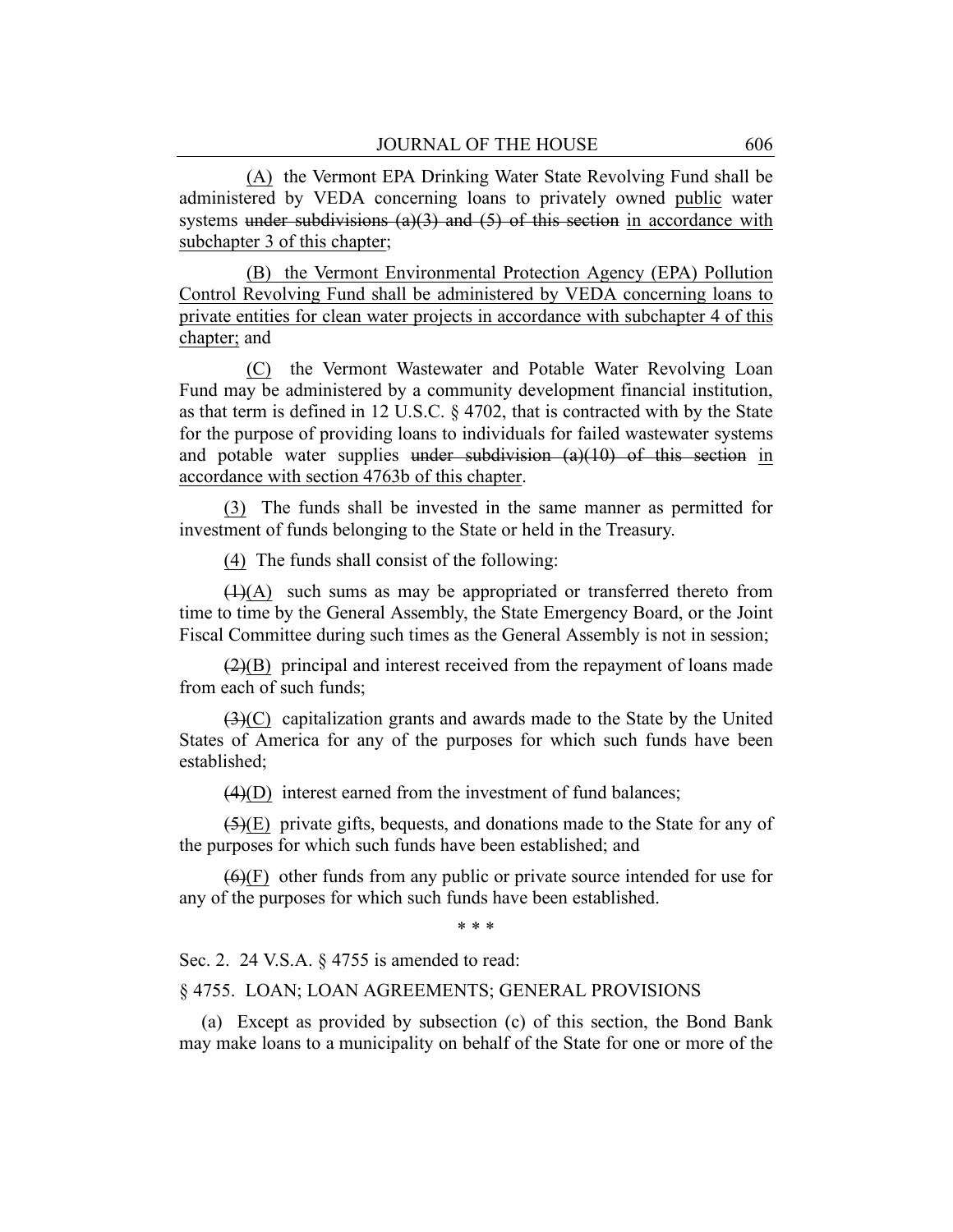(A) the Vermont EPA Drinking Water State Revolving Fund shall be administered by VEDA concerning loans to privately owned public water systems ~~under subdivisions (a)(3) and (5) of this section~~ in accordance with subchapter 3 of this chapter;

(B) the Vermont Environmental Protection Agency (EPA) Pollution Control Revolving Fund shall be administered by VEDA concerning loans to private entities for clean water projects in accordance with subchapter 4 of this chapter; and

(C) the Vermont Wastewater and Potable Water Revolving Loan Fund may be administered by a community development financial institution, as that term is defined in 12 U.S.C. § 4702, that is contracted with by the State for the purpose of providing loans to individuals for failed wastewater systems and potable water supplies ~~under subdivision (a)(10) of this section~~ in accordance with section 4763b of this chapter.

(3) The funds shall be invested in the same manner as permitted for investment of funds belonging to the State or held in the Treasury.

(4) The funds shall consist of the following:

~~(1)~~(A) such sums as may be appropriated or transferred thereto from time to time by the General Assembly, the State Emergency Board, or the Joint Fiscal Committee during such times as the General Assembly is not in session;

~~(2)~~(B) principal and interest received from the repayment of loans made from each of such funds;

~~(3)~~(C) capitalization grants and awards made to the State by the United States of America for any of the purposes for which such funds have been established;

~~(4)~~(D) interest earned from the investment of fund balances;

~~(5)~~(E) private gifts, bequests, and donations made to the State for any of the purposes for which such funds have been established; and

~~(6)~~(F) other funds from any public or private source intended for use for any of the purposes for which such funds have been established.

\* \* \*

Sec. 2. 24 V.S.A. § 4755 is amended to read:

§ 4755. LOAN; LOAN AGREEMENTS; GENERAL PROVISIONS

(a) Except as provided by subsection (c) of this section, the Bond Bank may make loans to a municipality on behalf of the State for one or more of the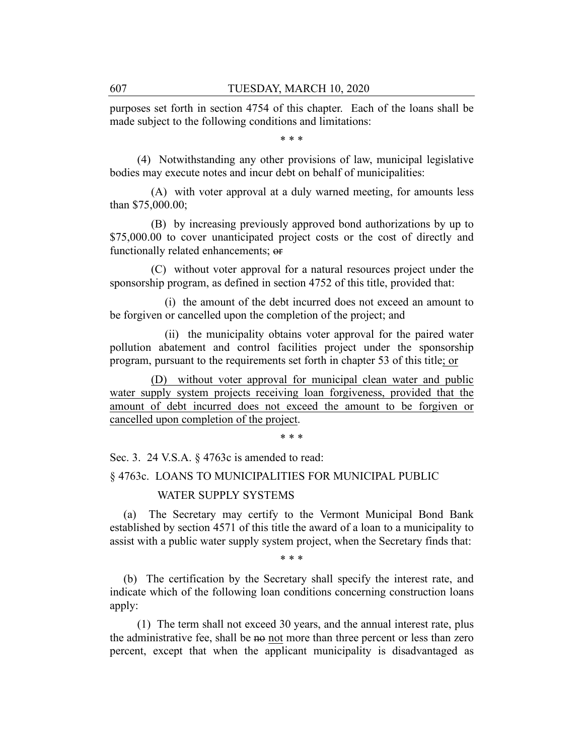purposes set forth in section 4754 of this chapter. Each of the loans shall be made subject to the following conditions and limitations:

\* \* \*

(4) Notwithstanding any other provisions of law, municipal legislative bodies may execute notes and incur debt on behalf of municipalities:

(A) with voter approval at a duly warned meeting, for amounts less than $75,000.00;

(B) by increasing previously approved bond authorizations by up to $75,000.00 to cover unanticipated project costs or the cost of directly and functionally related enhancements; ~~or~~

(C) without voter approval for a natural resources project under the sponsorship program, as defined in section 4752 of this title, provided that:

(i) the amount of the debt incurred does not exceed an amount to be forgiven or cancelled upon the completion of the project; and

(ii) the municipality obtains voter approval for the paired water pollution abatement and control facilities project under the sponsorship program, pursuant to the requirements set forth in chapter 53 of this title<u>; or</u>

<u>(D) without voter approval for municipal clean water and public water supply system projects receiving loan forgiveness, provided that the amount of debt incurred does not exceed the amount to be forgiven or cancelled upon completion of the project</u>.

\* \* \*

Sec. 3. 24 V.S.A. § 4763c is amended to read:

§ 4763c. LOANS TO MUNICIPALITIES FOR MUNICIPAL PUBLIC WATER SUPPLY SYSTEMS

(a) The Secretary may certify to the Vermont Municipal Bond Bank established by section 4571 of this title the award of a loan to a municipality to assist with a public water supply system project, when the Secretary finds that:

\* \* \*

(b) The certification by the Secretary shall specify the interest rate, and indicate which of the following loan conditions concerning construction loans apply:

(1) The term shall not exceed 30 years, and the annual interest rate, plus the administrative fee, shall be ~~no~~ <u>not</u> more than three percent or less than zero percent, except that when the applicant municipality is disadvantaged as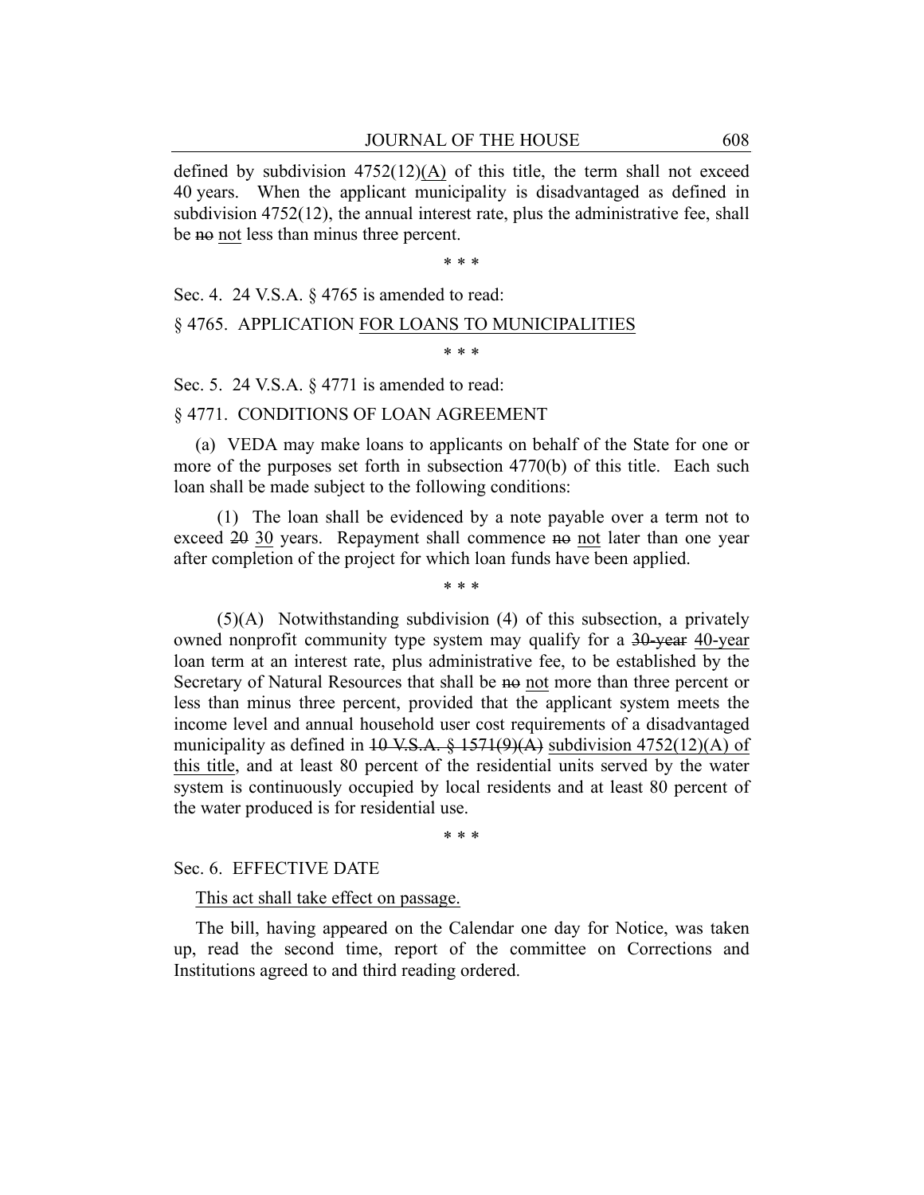defined by subdivision 4752(12)<u>(A)</u> of this title, the term shall not exceed 40 years. When the applicant municipality is disadvantaged as defined in subdivision 4752(12), the annual interest rate, plus the administrative fee, shall be ~~no~~ <u>not</u> less than minus three percent.

\* \* \*

Sec. 4. 24 V.S.A. § 4765 is amended to read:

§ 4765. APPLICATION <u>FOR LOANS TO MUNICIPALITIES</u>

\* \* \*

Sec. 5. 24 V.S.A. § 4771 is amended to read:

§ 4771. CONDITIONS OF LOAN AGREEMENT

(a) VEDA may make loans to applicants on behalf of the State for one or more of the purposes set forth in subsection 4770(b) of this title. Each such loan shall be made subject to the following conditions:

(1) The loan shall be evidenced by a note payable over a term not to exceed ~~20~~ <u>30</u> years. Repayment shall commence ~~no~~ <u>not</u> later than one year after completion of the project for which loan funds have been applied.

\* \* \*

(5)(A) Notwithstanding subdivision (4) of this subsection, a privately owned nonprofit community type system may qualify for a ~~30-year~~ <u>40-year</u> loan term at an interest rate, plus administrative fee, to be established by the Secretary of Natural Resources that shall be ~~no~~ <u>not</u> more than three percent or less than minus three percent, provided that the applicant system meets the income level and annual household user cost requirements of a disadvantaged municipality as defined in ~~10 V.S.A. § 1571(9)(A)~~ <u>subdivision 4752(12)(A) of this title</u>, and at least 80 percent of the residential units served by the water system is continuously occupied by local residents and at least 80 percent of the water produced is for residential use.

\* \* \*

Sec. 6. EFFECTIVE DATE

<u>This act shall take effect on passage.</u>

The bill, having appeared on the Calendar one day for Notice, was taken up, read the second time, report of the committee on Corrections and Institutions agreed to and third reading ordered.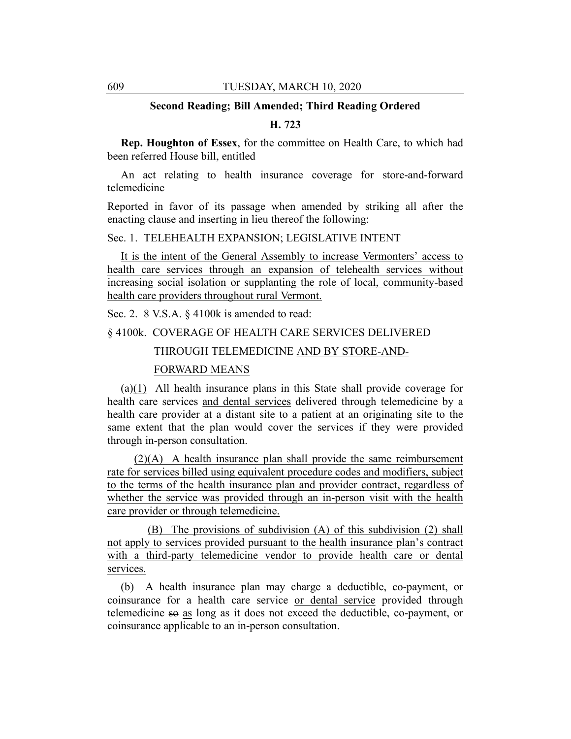**Second Reading; Bill Amended; Third Reading Ordered**

**H. 723**

**Rep. Houghton of Essex**, for the committee on Health Care, to which had been referred House bill, entitled

An act relating to health insurance coverage for store-and-forward telemedicine

Reported in favor of its passage when amended by striking all after the enacting clause and inserting in lieu thereof the following:

Sec. 1. TELEHEALTH EXPANSION; LEGISLATIVE INTENT

It is the intent of the General Assembly to increase Vermonters' access to health care services through an expansion of telehealth services without increasing social isolation or supplanting the role of local, community-based health care providers throughout rural Vermont.

Sec. 2. 8 V.S.A. § 4100k is amended to read:

§ 4100k. COVERAGE OF HEALTH CARE SERVICES DELIVERED THROUGH TELEMEDICINE AND BY STORE-AND-FORWARD MEANS

(a)(1) All health insurance plans in this State shall provide coverage for health care services and dental services delivered through telemedicine by a health care provider at a distant site to a patient at an originating site to the same extent that the plan would cover the services if they were provided through in-person consultation.

(2)(A) A health insurance plan shall provide the same reimbursement rate for services billed using equivalent procedure codes and modifiers, subject to the terms of the health insurance plan and provider contract, regardless of whether the service was provided through an in-person visit with the health care provider or through telemedicine.

(B) The provisions of subdivision (A) of this subdivision (2) shall not apply to services provided pursuant to the health insurance plan's contract with a third-party telemedicine vendor to provide health care or dental services.

(b) A health insurance plan may charge a deductible, co-payment, or coinsurance for a health care service or dental service provided through telemedicine ~~so~~ as long as it does not exceed the deductible, co-payment, or coinsurance applicable to an in-person consultation.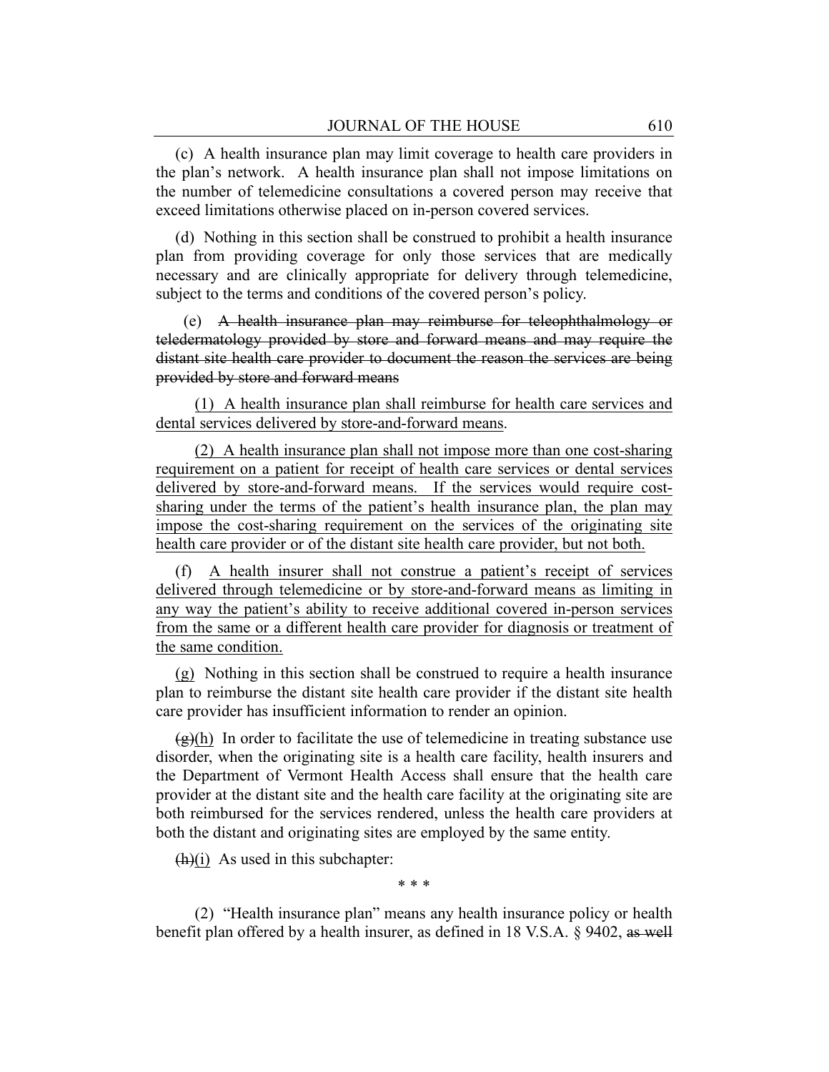(c) A health insurance plan may limit coverage to health care providers in the plan's network. A health insurance plan shall not impose limitations on the number of telemedicine consultations a covered person may receive that exceed limitations otherwise placed on in-person covered services.

(d) Nothing in this section shall be construed to prohibit a health insurance plan from providing coverage for only those services that are medically necessary and are clinically appropriate for delivery through telemedicine, subject to the terms and conditions of the covered person's policy.

(e) ~~A health insurance plan may reimburse for teleophthalmology or teledermatology provided by store and forward means and may require the distant site health care provider to document the reason the services are being provided by store and forward means~~

(1) <u>A health insurance plan shall reimburse for health care services and dental services delivered by store-and-forward means</u>.

(2) <u>A health insurance plan shall not impose more than one cost-sharing requirement on a patient for receipt of health care services or dental services delivered by store-and-forward means. If the services would require cost-sharing under the terms of the patient's health insurance plan, the plan may impose the cost-sharing requirement on the services of the originating site health care provider or of the distant site health care provider, but not both.</u>

(f) <u>A health insurer shall not construe a patient's receipt of services delivered through telemedicine or by store-and-forward means as limiting in any way the patient's ability to receive additional covered in-person services from the same or a different health care provider for diagnosis or treatment of the same condition.</u>

<u>(g)</u> Nothing in this section shall be construed to require a health insurance plan to reimburse the distant site health care provider if the distant site health care provider has insufficient information to render an opinion.

~~(g)~~<u>(h)</u> In order to facilitate the use of telemedicine in treating substance use disorder, when the originating site is a health care facility, health insurers and the Department of Vermont Health Access shall ensure that the health care provider at the distant site and the health care facility at the originating site are both reimbursed for the services rendered, unless the health care providers at both the distant and originating sites are employed by the same entity.

~~(h)~~<u>(i)</u> As used in this subchapter:

\* \* \*

(2) "Health insurance plan" means any health insurance policy or health benefit plan offered by a health insurer, as defined in 18 V.S.A. § 9402, ~~as well~~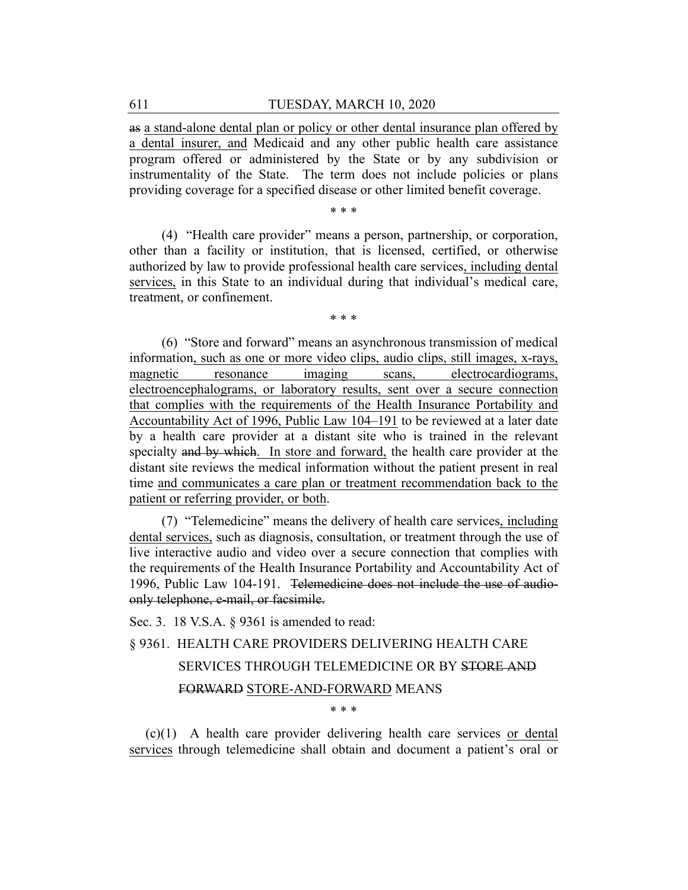as a stand-alone dental plan or policy or other dental insurance plan offered by a dental insurer, and Medicaid and any other public health care assistance program offered or administered by the State or by any subdivision or instrumentality of the State. The term does not include policies or plans providing coverage for a specified disease or other limited benefit coverage.

\* \* \*

(4) "Health care provider" means a person, partnership, or corporation, other than a facility or institution, that is licensed, certified, or otherwise authorized by law to provide professional health care services, including dental services, in this State to an individual during that individual's medical care, treatment, or confinement.

\* \* \*

(6) "Store and forward" means an asynchronous transmission of medical information, such as one or more video clips, audio clips, still images, x-rays, magnetic resonance imaging scans, electrocardiograms, electroencephalograms, or laboratory results, sent over a secure connection that complies with the requirements of the Health Insurance Portability and Accountability Act of 1996, Public Law 104–191 to be reviewed at a later date by a health care provider at a distant site who is trained in the relevant specialty ~~and by which~~. In store and forward, the health care provider at the distant site reviews the medical information without the patient present in real time and communicates a care plan or treatment recommendation back to the patient or referring provider, or both.

(7) "Telemedicine" means the delivery of health care services, including dental services, such as diagnosis, consultation, or treatment through the use of live interactive audio and video over a secure connection that complies with the requirements of the Health Insurance Portability and Accountability Act of 1996, Public Law 104-191. ~~Telemedicine does not include the use of audio-only telephone, e-mail, or facsimile.~~

Sec. 3. 18 V.S.A. § 9361 is amended to read:

§ 9361. HEALTH CARE PROVIDERS DELIVERING HEALTH CARE SERVICES THROUGH TELEMEDICINE OR BY ~~STORE AND FORWARD~~ STORE-AND-FORWARD MEANS

\* \* \*

(c)(1) A health care provider delivering health care services or dental services through telemedicine shall obtain and document a patient's oral or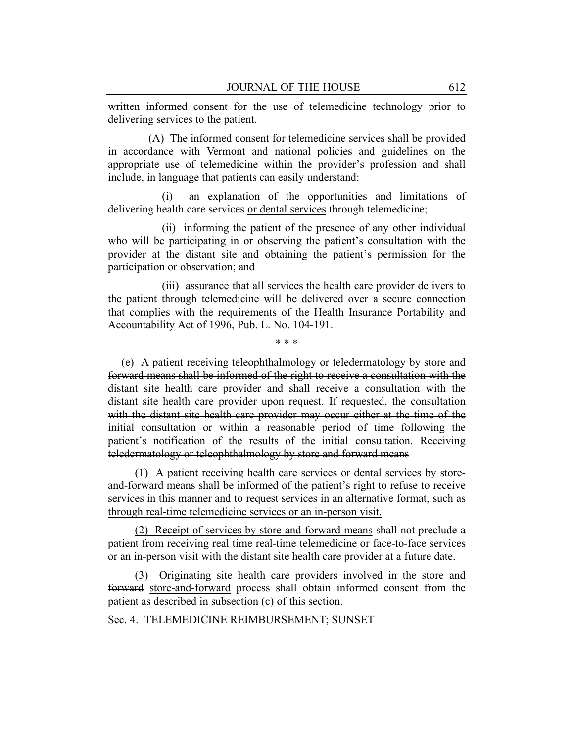written informed consent for the use of telemedicine technology prior to delivering services to the patient.

(A) The informed consent for telemedicine services shall be provided in accordance with Vermont and national policies and guidelines on the appropriate use of telemedicine within the provider's profession and shall include, in language that patients can easily understand:

(i) an explanation of the opportunities and limitations of delivering health care services or dental services through telemedicine;

(ii) informing the patient of the presence of any other individual who will be participating in or observing the patient's consultation with the provider at the distant site and obtaining the patient's permission for the participation or observation; and

(iii) assurance that all services the health care provider delivers to the patient through telemedicine will be delivered over a secure connection that complies with the requirements of the Health Insurance Portability and Accountability Act of 1996, Pub. L. No. 104-191.

\* \* \*

(e) ~~A patient receiving teleophthalmology or teledermatology by store and forward means shall be informed of the right to receive a consultation with the distant site health care provider and shall receive a consultation with the distant site health care provider upon request. If requested, the consultation with the distant site health care provider may occur either at the time of the initial consultation or within a reasonable period of time following the patient's notification of the results of the initial consultation. Receiving teledermatology or teleophthalmology by store and forward means~~

(1) A patient receiving health care services or dental services by store-and-forward means shall be informed of the patient's right to refuse to receive services in this manner and to request services in an alternative format, such as through real-time telemedicine services or an in-person visit.

(2) Receipt of services by store-and-forward means shall not preclude a patient from receiving ~~real time~~ real-time telemedicine ~~or face-to-face~~ services or an in-person visit with the distant site health care provider at a future date.

(3) Originating site health care providers involved in the ~~store and forward~~ store-and-forward process shall obtain informed consent from the patient as described in subsection (c) of this section.

Sec. 4. TELEMEDICINE REIMBURSEMENT; SUNSET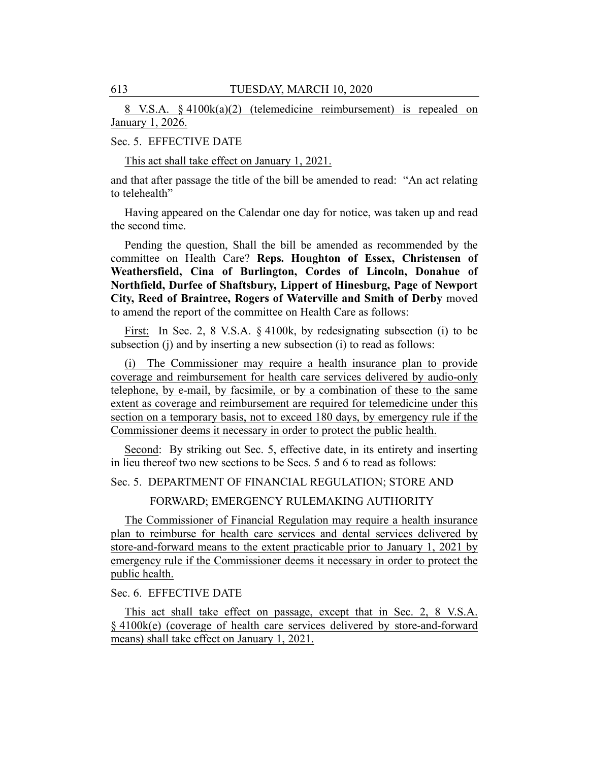8 V.S.A. § 4100k(a)(2) (telemedicine reimbursement) is repealed on January 1, 2026.

Sec. 5. EFFECTIVE DATE

This act shall take effect on January 1, 2021.

and that after passage the title of the bill be amended to read: "An act relating to telehealth"

Having appeared on the Calendar one day for notice, was taken up and read the second time.

Pending the question, Shall the bill be amended as recommended by the committee on Health Care? **Reps. Houghton of Essex, Christensen of Weathersfield, Cina of Burlington, Cordes of Lincoln, Donahue of Northfield, Durfee of Shaftsbury, Lippert of Hinesburg, Page of Newport City, Reed of Braintree, Rogers of Waterville and Smith of Derby** moved to amend the report of the committee on Health Care as follows:

First: In Sec. 2, 8 V.S.A. § 4100k, by redesignating subsection (i) to be subsection (j) and by inserting a new subsection (i) to read as follows:

(i) The Commissioner may require a health insurance plan to provide coverage and reimbursement for health care services delivered by audio-only telephone, by e-mail, by facsimile, or by a combination of these to the same extent as coverage and reimbursement are required for telemedicine under this section on a temporary basis, not to exceed 180 days, by emergency rule if the Commissioner deems it necessary in order to protect the public health.

Second: By striking out Sec. 5, effective date, in its entirety and inserting in lieu thereof two new sections to be Secs. 5 and 6 to read as follows:

Sec. 5. DEPARTMENT OF FINANCIAL REGULATION; STORE AND FORWARD; EMERGENCY RULEMAKING AUTHORITY

The Commissioner of Financial Regulation may require a health insurance plan to reimburse for health care services and dental services delivered by store-and-forward means to the extent practicable prior to January 1, 2021 by emergency rule if the Commissioner deems it necessary in order to protect the public health.

Sec. 6. EFFECTIVE DATE

This act shall take effect on passage, except that in Sec. 2, 8 V.S.A. § 4100k(e) (coverage of health care services delivered by store-and-forward means) shall take effect on January 1, 2021.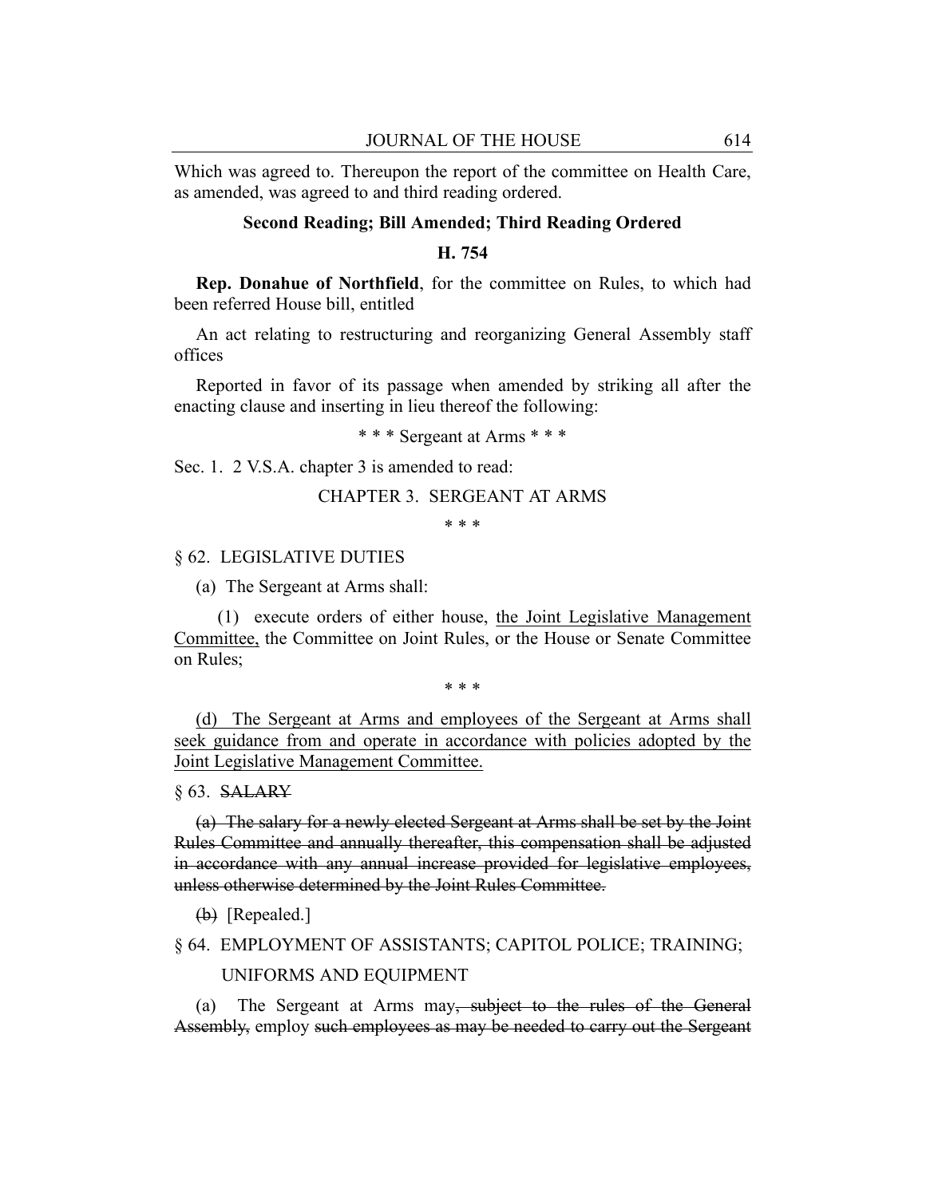Which was agreed to. Thereupon the report of the committee on Health Care, as amended, was agreed to and third reading ordered.

### Second Reading; Bill Amended; Third Reading Ordered

### H. 754

**Rep. Donahue of Northfield**, for the committee on Rules, to which had been referred House bill, entitled

An act relating to restructuring and reorganizing General Assembly staff offices

Reported in favor of its passage when amended by striking all after the enacting clause and inserting in lieu thereof the following:

\* \* \* Sergeant at Arms \* \* \*

Sec. 1. 2 V.S.A. chapter 3 is amended to read:

CHAPTER 3. SERGEANT AT ARMS

\* \* \*

§ 62. LEGISLATIVE DUTIES

(a) The Sergeant at Arms shall:

(1) execute orders of either house, <u>the Joint Legislative Management Committee,</u> the Committee on Joint Rules, or the House or Senate Committee on Rules;

\* \* \*

<u>(d) The Sergeant at Arms and employees of the Sergeant at Arms shall seek guidance from and operate in accordance with policies adopted by the Joint Legislative Management Committee.</u>

§ 63. ~~SALARY~~

~~(a) The salary for a newly elected Sergeant at Arms shall be set by the Joint Rules Committee and annually thereafter, this compensation shall be adjusted in accordance with any annual increase provided for legislative employees, unless otherwise determined by the Joint Rules Committee.~~

~~(b)~~ [Repealed.]

§ 64. EMPLOYMENT OF ASSISTANTS; CAPITOL POLICE; TRAINING; UNIFORMS AND EQUIPMENT

(a) The Sergeant at Arms may~~, subject to the rules of the General Assembly,~~ employ ~~such employees as may be needed to carry out the Sergeant~~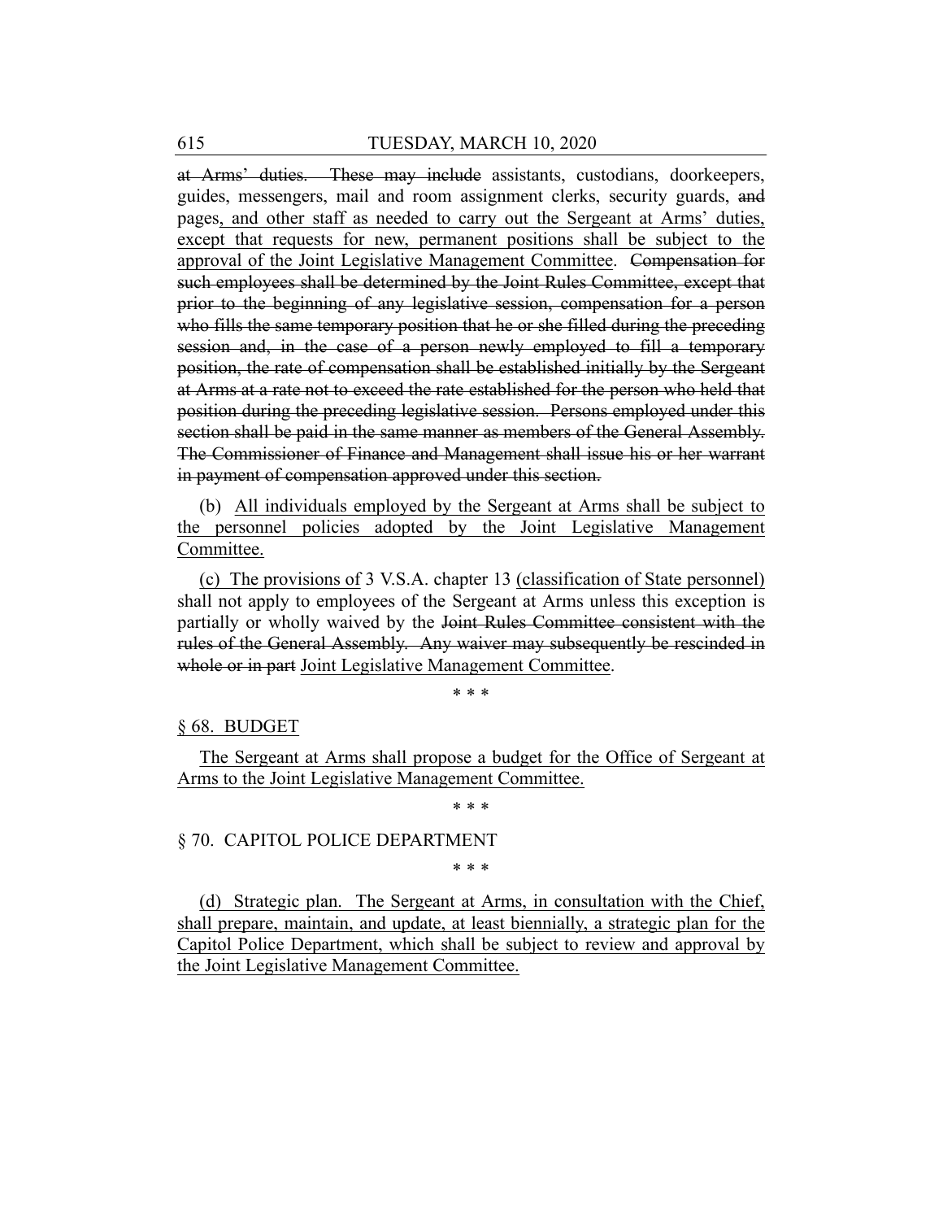at Arms' duties. These may include assistants, custodians, doorkeepers, guides, messengers, mail and room assignment clerks, security guards, and pages, and other staff as needed to carry out the Sergeant at Arms' duties, except that requests for new, permanent positions shall be subject to the approval of the Joint Legislative Management Committee. Compensation for such employees shall be determined by the Joint Rules Committee, except that prior to the beginning of any legislative session, compensation for a person who fills the same temporary position that he or she filled during the preceding session and, in the case of a person newly employed to fill a temporary position, the rate of compensation shall be established initially by the Sergeant at Arms at a rate not to exceed the rate established for the person who held that position during the preceding legislative session. Persons employed under this section shall be paid in the same manner as members of the General Assembly. The Commissioner of Finance and Management shall issue his or her warrant in payment of compensation approved under this section.

(b) All individuals employed by the Sergeant at Arms shall be subject to the personnel policies adopted by the Joint Legislative Management Committee.

(c) The provisions of 3 V.S.A. chapter 13 (classification of State personnel) shall not apply to employees of the Sergeant at Arms unless this exception is partially or wholly waived by the Joint Rules Committee consistent with the rules of the General Assembly. Any waiver may subsequently be rescinded in whole or in part Joint Legislative Management Committee.

\* \* \*

§ 68. BUDGET

The Sergeant at Arms shall propose a budget for the Office of Sergeant at Arms to the Joint Legislative Management Committee.

\* \* \*

§ 70. CAPITOL POLICE DEPARTMENT

\* \* \*

(d) Strategic plan. The Sergeant at Arms, in consultation with the Chief, shall prepare, maintain, and update, at least biennially, a strategic plan for the Capitol Police Department, which shall be subject to review and approval by the Joint Legislative Management Committee.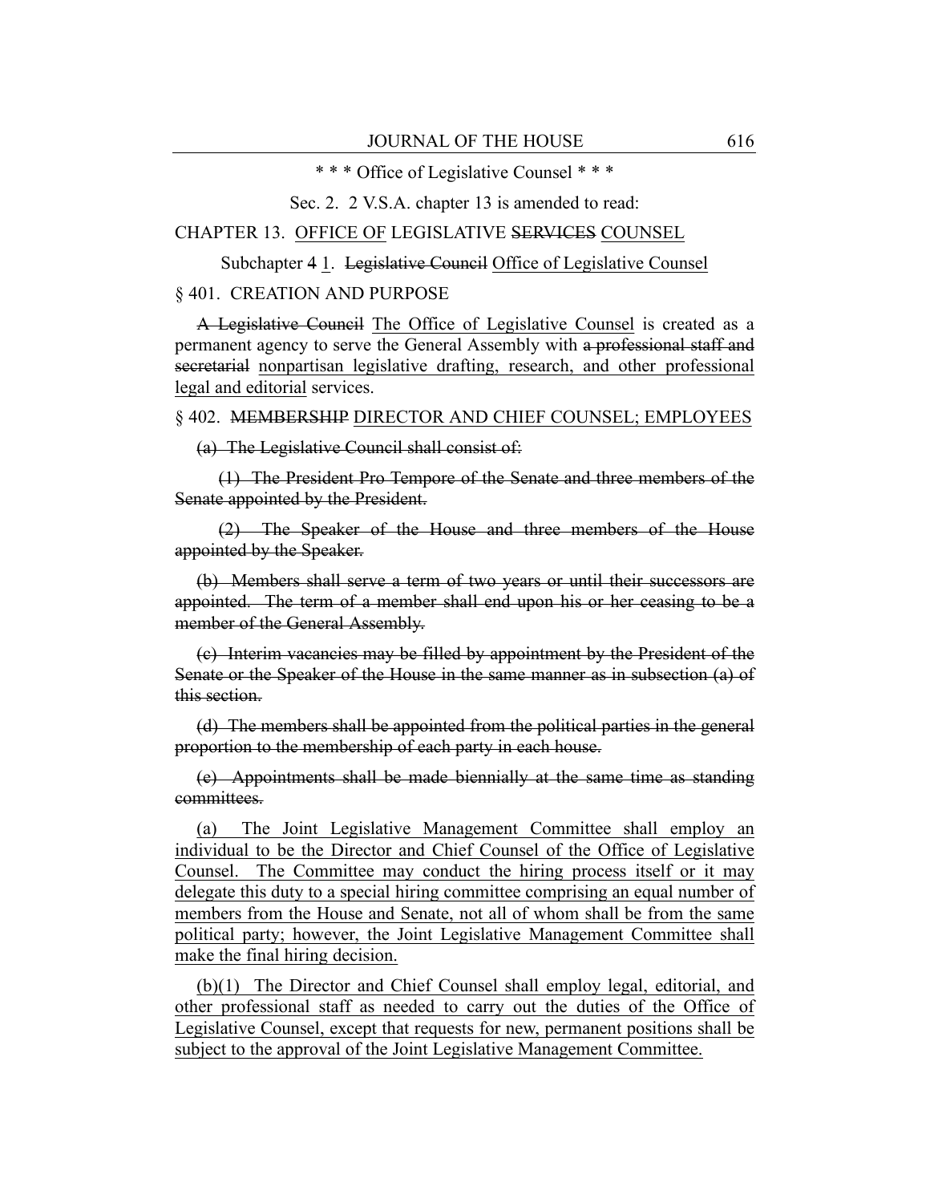\* \* \* Office of Legislative Counsel \* \* \*

Sec. 2. 2 V.S.A. chapter 13 is amended to read:

CHAPTER 13. <u>OFFICE OF</u> LEGISLATIVE ~~SERVICES~~ <u>COUNSEL</u>

Subchapter ~~4~~ <u>1</u>. ~~Legislative Council~~ <u>Office of Legislative Counsel</u>

§ 401. CREATION AND PURPOSE

~~A Legislative Council~~ <u>The Office of Legislative Counsel</u> is created as a permanent agency to serve the General Assembly with ~~a professional staff and secretarial~~ <u>nonpartisan legislative drafting, research, and other professional legal and editorial</u> services.

§ 402. ~~MEMBERSHIP~~ <u>DIRECTOR AND CHIEF COUNSEL; EMPLOYEES</u>

~~(a) The Legislative Council shall consist of:~~

~~(1) The President Pro Tempore of the Senate and three members of the Senate appointed by the President.~~

~~(2) The Speaker of the House and three members of the House appointed by the Speaker.~~

~~(b) Members shall serve a term of two years or until their successors are appointed. The term of a member shall end upon his or her ceasing to be a member of the General Assembly.~~

~~(c) Interim vacancies may be filled by appointment by the President of the Senate or the Speaker of the House in the same manner as in subsection (a) of this section.~~

~~(d) The members shall be appointed from the political parties in the general proportion to the membership of each party in each house.~~

~~(e) Appointments shall be made biennially at the same time as standing committees.~~

<u>(a) The Joint Legislative Management Committee shall employ an individual to be the Director and Chief Counsel of the Office of Legislative Counsel. The Committee may conduct the hiring process itself or it may delegate this duty to a special hiring committee comprising an equal number of members from the House and Senate, not all of whom shall be from the same political party; however, the Joint Legislative Management Committee shall make the final hiring decision.</u>

<u>(b)(1) The Director and Chief Counsel shall employ legal, editorial, and other professional staff as needed to carry out the duties of the Office of Legislative Counsel, except that requests for new, permanent positions shall be subject to the approval of the Joint Legislative Management Committee.</u>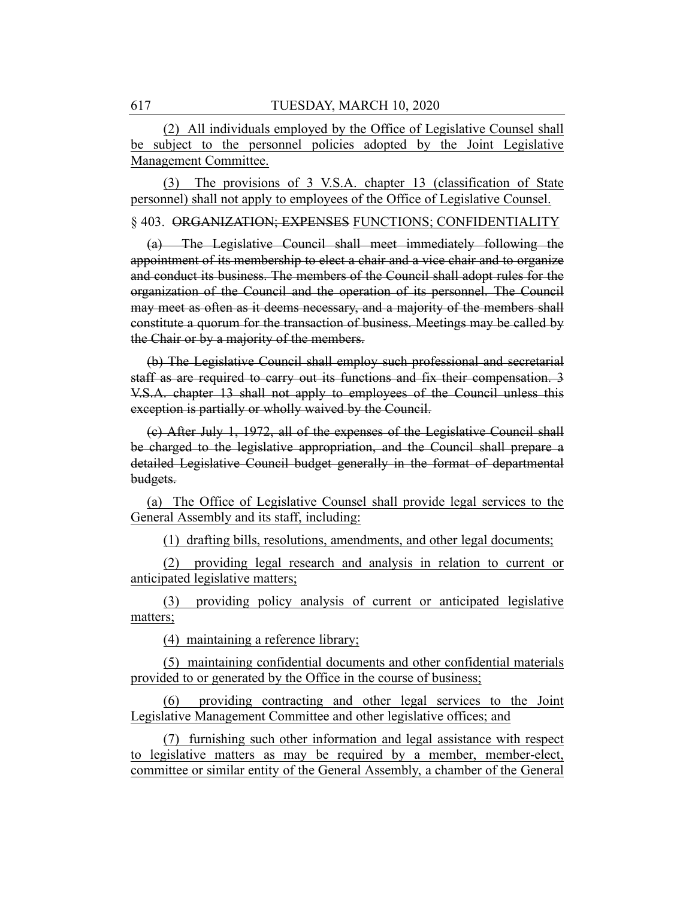(2) All individuals employed by the Office of Legislative Counsel shall be subject to the personnel policies adopted by the Joint Legislative Management Committee.

(3) The provisions of 3 V.S.A. chapter 13 (classification of State personnel) shall not apply to employees of the Office of Legislative Counsel.

§ 403. ~~ORGANIZATION; EXPENSES~~ FUNCTIONS; CONFIDENTIALITY

~~(a) The Legislative Council shall meet immediately following the appointment of its membership to elect a chair and a vice chair and to organize and conduct its business. The members of the Council shall adopt rules for the organization of the Council and the operation of its personnel. The Council may meet as often as it deems necessary, and a majority of the members shall constitute a quorum for the transaction of business. Meetings may be called by the Chair or by a majority of the members.~~

~~(b) The Legislative Council shall employ such professional and secretarial staff as are required to carry out its functions and fix their compensation. 3 V.S.A. chapter 13 shall not apply to employees of the Council unless this exception is partially or wholly waived by the Council.~~

~~(c) After July 1, 1972, all of the expenses of the Legislative Council shall be charged to the legislative appropriation, and the Council shall prepare a detailed Legislative Council budget generally in the format of departmental budgets.~~

(a) The Office of Legislative Counsel shall provide legal services to the General Assembly and its staff, including:

(1) drafting bills, resolutions, amendments, and other legal documents;

(2) providing legal research and analysis in relation to current or anticipated legislative matters;

(3) providing policy analysis of current or anticipated legislative matters;

(4) maintaining a reference library;

(5) maintaining confidential documents and other confidential materials provided to or generated by the Office in the course of business;

(6) providing contracting and other legal services to the Joint Legislative Management Committee and other legislative offices; and

(7) furnishing such other information and legal assistance with respect to legislative matters as may be required by a member, member-elect, committee or similar entity of the General Assembly, a chamber of the General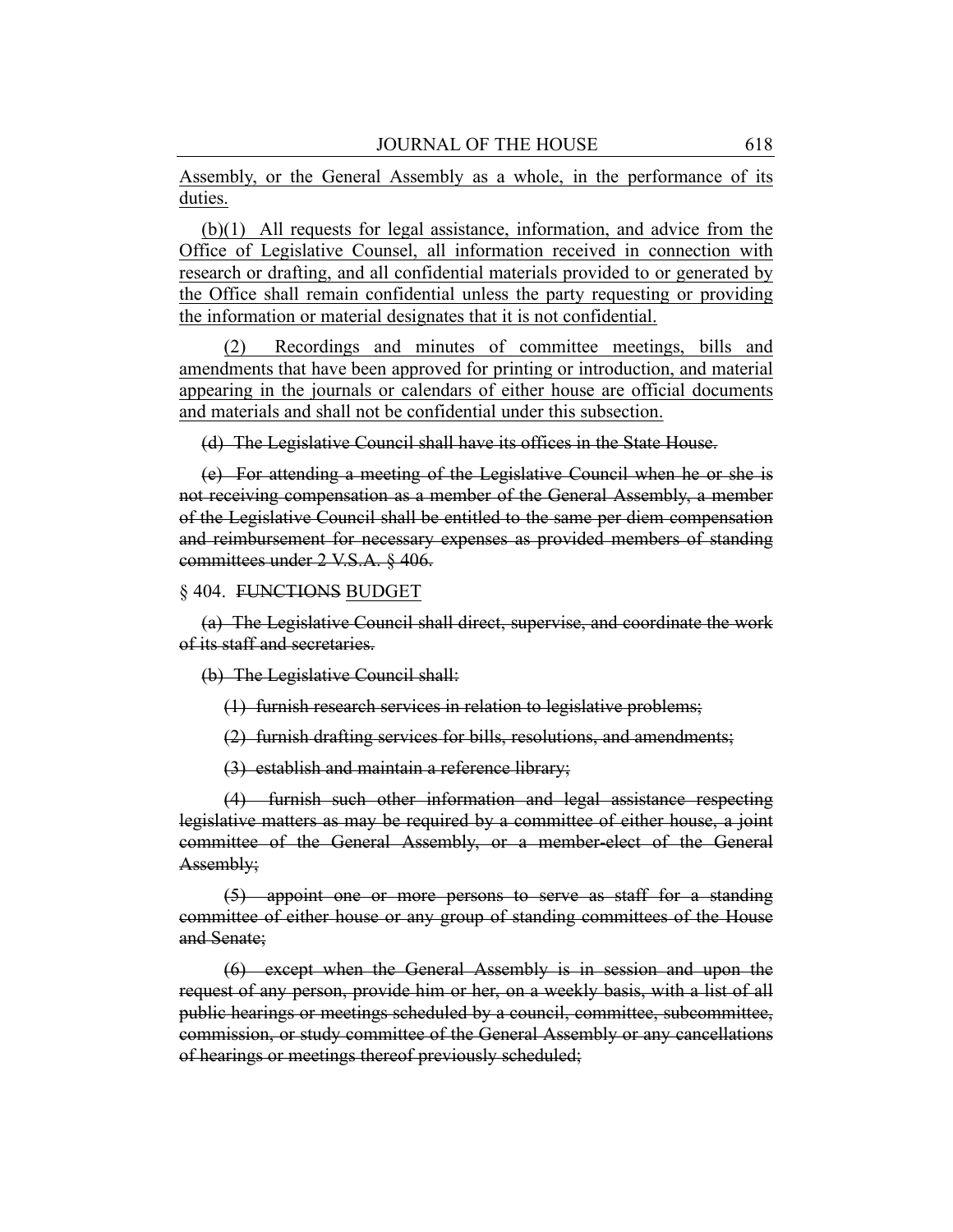Assembly, or the General Assembly as a whole, in the performance of its duties.

(b)(1) All requests for legal assistance, information, and advice from the Office of Legislative Counsel, all information received in connection with research or drafting, and all confidential materials provided to or generated by the Office shall remain confidential unless the party requesting or providing the information or material designates that it is not confidential.

(2) Recordings and minutes of committee meetings, bills and amendments that have been approved for printing or introduction, and material appearing in the journals or calendars of either house are official documents and materials and shall not be confidential under this subsection.

~~(d) The Legislative Council shall have its offices in the State House.~~

~~(e) For attending a meeting of the Legislative Council when he or she is not receiving compensation as a member of the General Assembly, a member of the Legislative Council shall be entitled to the same per diem compensation and reimbursement for necessary expenses as provided members of standing committees under 2 V.S.A. § 406.~~

§ 404. ~~FUNCTIONS~~ BUDGET

~~(a) The Legislative Council shall direct, supervise, and coordinate the work of its staff and secretaries.~~

~~(b) The Legislative Council shall:~~

~~(1) furnish research services in relation to legislative problems;~~

~~(2) furnish drafting services for bills, resolutions, and amendments;~~

~~(3) establish and maintain a reference library;~~

~~(4) furnish such other information and legal assistance respecting legislative matters as may be required by a committee of either house, a joint committee of the General Assembly, or a member-elect of the General Assembly;~~

~~(5) appoint one or more persons to serve as staff for a standing committee of either house or any group of standing committees of the House and Senate;~~

~~(6) except when the General Assembly is in session and upon the request of any person, provide him or her, on a weekly basis, with a list of all public hearings or meetings scheduled by a council, committee, subcommittee, commission, or study committee of the General Assembly or any cancellations of hearings or meetings thereof previously scheduled;~~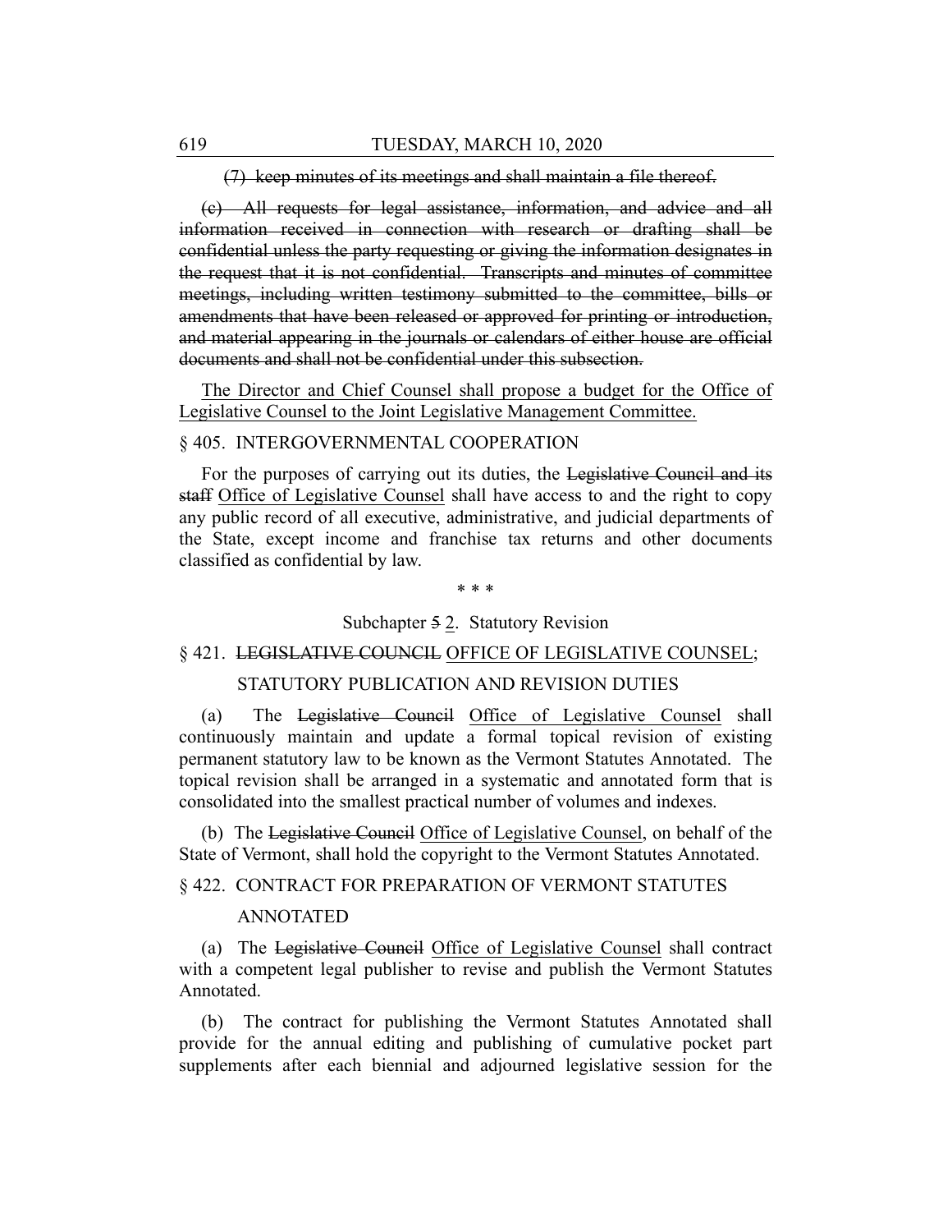~~(7) keep minutes of its meetings and shall maintain a file thereof.~~

~~(c) All requests for legal assistance, information, and advice and all information received in connection with research or drafting shall be confidential unless the party requesting or giving the information designates in the request that it is not confidential. Transcripts and minutes of committee meetings, including written testimony submitted to the committee, bills or amendments that have been released or approved for printing or introduction, and material appearing in the journals or calendars of either house are official documents and shall not be confidential under this subsection.~~

<u>The Director and Chief Counsel shall propose a budget for the Office of Legislative Counsel to the Joint Legislative Management Committee.</u>

§ 405. INTERGOVERNMENTAL COOPERATION

For the purposes of carrying out its duties, the ~~Legislative Council and its staff~~ <u>Office of Legislative Counsel</u> shall have access to and the right to copy any public record of all executive, administrative, and judicial departments of the State, except income and franchise tax returns and other documents classified as confidential by law.

\* \* \*

Subchapter ~~5~~ <u>2</u>. Statutory Revision

§ 421. ~~LEGISLATIVE COUNCIL~~ <u>OFFICE OF LEGISLATIVE COUNSEL</u>; STATUTORY PUBLICATION AND REVISION DUTIES

(a) The ~~Legislative Council~~ <u>Office of Legislative Counsel</u> shall continuously maintain and update a formal topical revision of existing permanent statutory law to be known as the Vermont Statutes Annotated. The topical revision shall be arranged in a systematic and annotated form that is consolidated into the smallest practical number of volumes and indexes.

(b) The ~~Legislative Council~~ <u>Office of Legislative Counsel</u>, on behalf of the State of Vermont, shall hold the copyright to the Vermont Statutes Annotated.

§ 422. CONTRACT FOR PREPARATION OF VERMONT STATUTES ANNOTATED

(a) The ~~Legislative Council~~ <u>Office of Legislative Counsel</u> shall contract with a competent legal publisher to revise and publish the Vermont Statutes Annotated.

(b) The contract for publishing the Vermont Statutes Annotated shall provide for the annual editing and publishing of cumulative pocket part supplements after each biennial and adjourned legislative session for the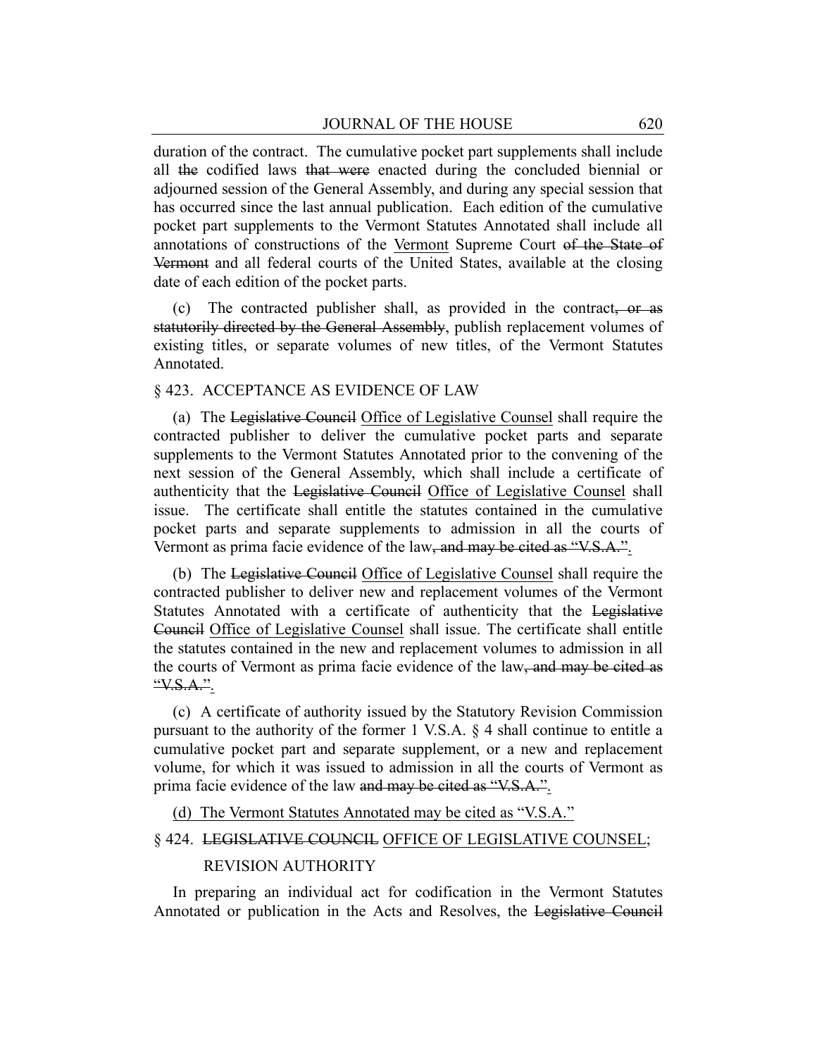duration of the contract. The cumulative pocket part supplements shall include all ~~the~~ codified laws ~~that were~~ enacted during the concluded biennial or adjourned session of the General Assembly, and during any special session that has occurred since the last annual publication. Each edition of the cumulative pocket part supplements to the Vermont Statutes Annotated shall include all annotations of constructions of the <u>Vermont</u> Supreme Court ~~of the State of Vermont~~ and all federal courts of the United States, available at the closing date of each edition of the pocket parts.

(c) The contracted publisher shall, as provided in the contract~~, or as statutorily directed by the General Assembly~~, publish replacement volumes of existing titles, or separate volumes of new titles, of the Vermont Statutes Annotated.

§ 423. ACCEPTANCE AS EVIDENCE OF LAW

(a) The ~~Legislative Council~~ <u>Office of Legislative Counsel</u> shall require the contracted publisher to deliver the cumulative pocket parts and separate supplements to the Vermont Statutes Annotated prior to the convening of the next session of the General Assembly, which shall include a certificate of authenticity that the ~~Legislative Council~~ <u>Office of Legislative Counsel</u> shall issue. The certificate shall entitle the statutes contained in the cumulative pocket parts and separate supplements to admission in all the courts of Vermont as prima facie evidence of the law~~, and may be cited as "V.S.A."~~<u>.</u>

(b) The ~~Legislative Council~~ <u>Office of Legislative Counsel</u> shall require the contracted publisher to deliver new and replacement volumes of the Vermont Statutes Annotated with a certificate of authenticity that the ~~Legislative Council~~ <u>Office of Legislative Counsel</u> shall issue. The certificate shall entitle the statutes contained in the new and replacement volumes to admission in all the courts of Vermont as prima facie evidence of the law~~, and may be cited as "V.S.A."~~<u>.</u>

(c) A certificate of authority issued by the Statutory Revision Commission pursuant to the authority of the former 1 V.S.A. § 4 shall continue to entitle a cumulative pocket part and separate supplement, or a new and replacement volume, for which it was issued to admission in all the courts of Vermont as prima facie evidence of the law ~~and may be cited as "V.S.A."~~<u>.</u>

<u>(d) The Vermont Statutes Annotated may be cited as "V.S.A."</u>

§ 424. ~~LEGISLATIVE COUNCIL~~ <u>OFFICE OF LEGISLATIVE COUNSEL</u>; REVISION AUTHORITY

In preparing an individual act for codification in the Vermont Statutes Annotated or publication in the Acts and Resolves, the ~~Legislative Council~~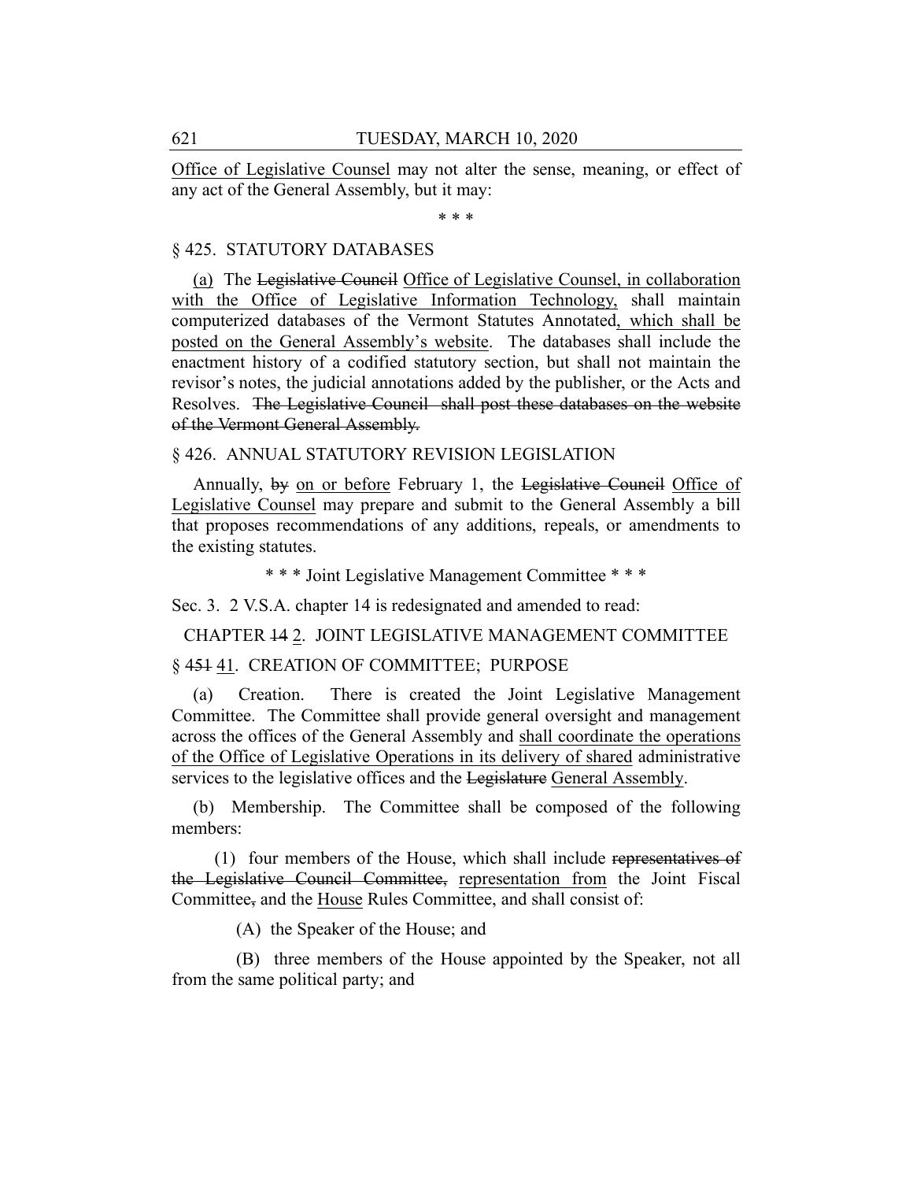Office of Legislative Counsel may not alter the sense, meaning, or effect of any act of the General Assembly, but it may:

\* \* \*

§ 425. STATUTORY DATABASES

(a) The ~~Legislative Council~~ Office of Legislative Counsel, in collaboration with the Office of Legislative Information Technology, shall maintain computerized databases of the Vermont Statutes Annotated, which shall be posted on the General Assembly's website. The databases shall include the enactment history of a codified statutory section, but shall not maintain the revisor's notes, the judicial annotations added by the publisher, or the Acts and Resolves. ~~The Legislative Council shall post these databases on the website of the Vermont General Assembly.~~

§ 426. ANNUAL STATUTORY REVISION LEGISLATION

Annually, ~~by~~ on or before February 1, the ~~Legislative Council~~ Office of Legislative Counsel may prepare and submit to the General Assembly a bill that proposes recommendations of any additions, repeals, or amendments to the existing statutes.

\* \* \* Joint Legislative Management Committee \* \* \*

Sec. 3. 2 V.S.A. chapter 14 is redesignated and amended to read:

CHAPTER ~~14~~ 2. JOINT LEGISLATIVE MANAGEMENT COMMITTEE

§ ~~451~~ 41. CREATION OF COMMITTEE; PURPOSE

(a) Creation. There is created the Joint Legislative Management Committee. The Committee shall provide general oversight and management across the offices of the General Assembly and shall coordinate the operations of the Office of Legislative Operations in its delivery of shared administrative services to the legislative offices and the ~~Legislature~~ General Assembly.

(b) Membership. The Committee shall be composed of the following members:

(1) four members of the House, which shall include ~~representatives of the Legislative Council Committee,~~ representation from the Joint Fiscal Committee~~,~~ and the House Rules Committee, and shall consist of:

(A) the Speaker of the House; and

(B) three members of the House appointed by the Speaker, not all from the same political party; and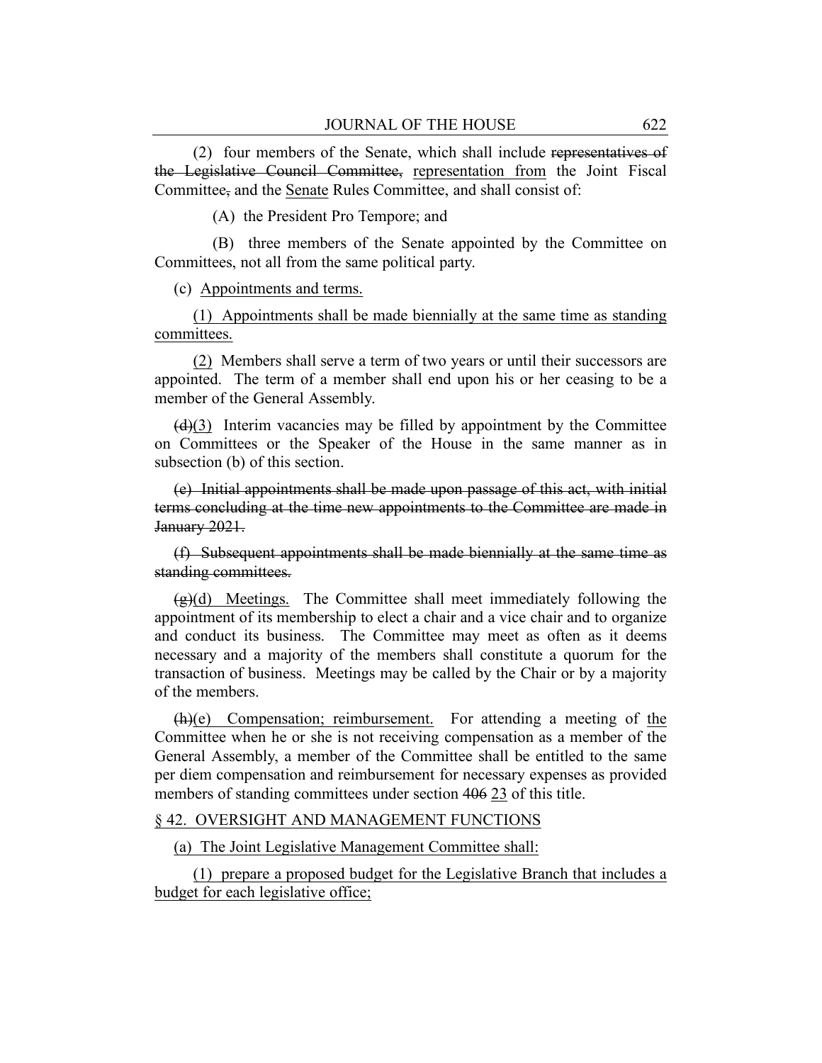(2) four members of the Senate, which shall include ~~representatives of the Legislative Council Committee,~~ <u>representation from</u> the Joint Fiscal Committee~~,~~ and the <u>Senate</u> Rules Committee, and shall consist of:

(A) the President Pro Tempore; and

(B) three members of the Senate appointed by the Committee on Committees, not all from the same political party.

(c) <u>Appointments and terms.</u>

<u>(1) Appointments shall be made biennially at the same time as standing committees.</u>

<u>(2)</u> Members shall serve a term of two years or until their successors are appointed. The term of a member shall end upon his or her ceasing to be a member of the General Assembly.

~~(d)~~<u>(3)</u> Interim vacancies may be filled by appointment by the Committee on Committees or the Speaker of the House in the same manner as in subsection (b) of this section.

~~(e) Initial appointments shall be made upon passage of this act, with initial terms concluding at the time new appointments to the Committee are made in January 2021.~~

~~(f) Subsequent appointments shall be made biennially at the same time as standing committees.~~

~~(g)~~<u>(d) Meetings.</u> The Committee shall meet immediately following the appointment of its membership to elect a chair and a vice chair and to organize and conduct its business. The Committee may meet as often as it deems necessary and a majority of the members shall constitute a quorum for the transaction of business. Meetings may be called by the Chair or by a majority of the members.

~~(h)~~<u>(e) Compensation; reimbursement.</u> For attending a meeting of <u>the</u> Committee when he or she is not receiving compensation as a member of the General Assembly, a member of the Committee shall be entitled to the same per diem compensation and reimbursement for necessary expenses as provided members of standing committees under section ~~406~~ <u>23</u> of this title.

<u>§ 42. OVERSIGHT AND MANAGEMENT FUNCTIONS</u>

<u>(a) The Joint Legislative Management Committee shall:</u>

<u>(1) prepare a proposed budget for the Legislative Branch that includes a budget for each legislative office;</u>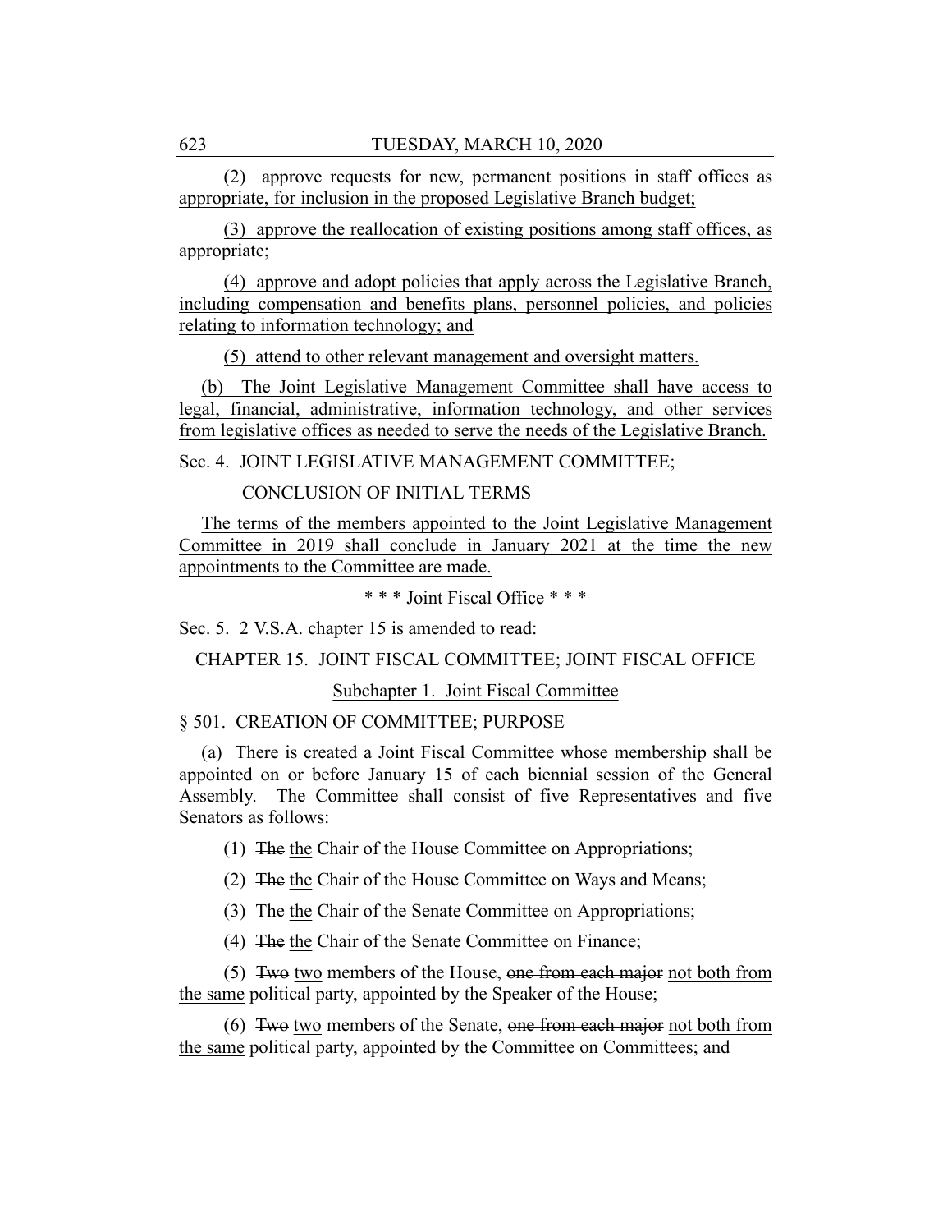(2) approve requests for new, permanent positions in staff offices as appropriate, for inclusion in the proposed Legislative Branch budget;

(3) approve the reallocation of existing positions among staff offices, as appropriate;

(4) approve and adopt policies that apply across the Legislative Branch, including compensation and benefits plans, personnel policies, and policies relating to information technology; and

(5) attend to other relevant management and oversight matters.

(b) The Joint Legislative Management Committee shall have access to legal, financial, administrative, information technology, and other services from legislative offices as needed to serve the needs of the Legislative Branch.

Sec. 4. JOINT LEGISLATIVE MANAGEMENT COMMITTEE; CONCLUSION OF INITIAL TERMS

The terms of the members appointed to the Joint Legislative Management Committee in 2019 shall conclude in January 2021 at the time the new appointments to the Committee are made.

\* \* \* Joint Fiscal Office \* \* \*

Sec. 5. 2 V.S.A. chapter 15 is amended to read:

CHAPTER 15. JOINT FISCAL COMMITTEE; JOINT FISCAL OFFICE

Subchapter 1. Joint Fiscal Committee

§ 501. CREATION OF COMMITTEE; PURPOSE

(a) There is created a Joint Fiscal Committee whose membership shall be appointed on or before January 15 of each biennial session of the General Assembly. The Committee shall consist of five Representatives and five Senators as follows:

(1) ~~The~~ the Chair of the House Committee on Appropriations;

(2) ~~The~~ the Chair of the House Committee on Ways and Means;

(3) ~~The~~ the Chair of the Senate Committee on Appropriations;

(4) ~~The~~ the Chair of the Senate Committee on Finance;

(5) ~~Two~~ two members of the House, ~~one from each major~~ not both from the same political party, appointed by the Speaker of the House;

(6) ~~Two~~ two members of the Senate, ~~one from each major~~ not both from the same political party, appointed by the Committee on Committees; and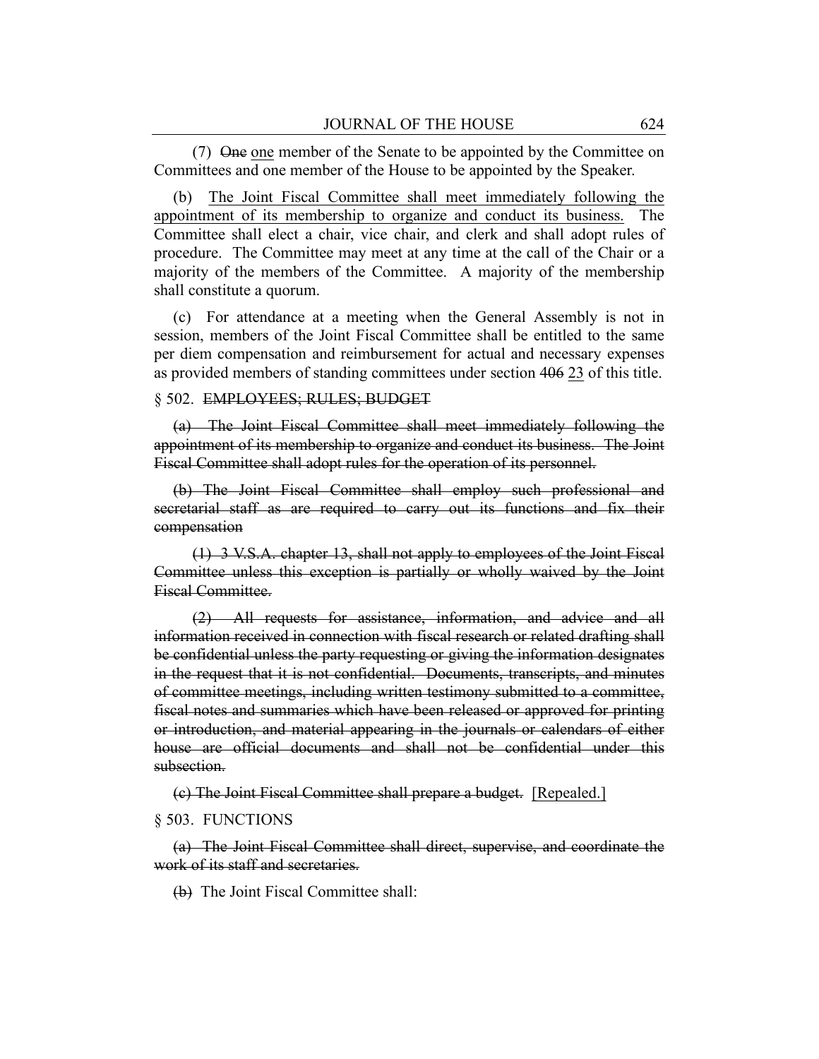(7) ~~One~~ <u>one</u> member of the Senate to be appointed by the Committee on Committees and one member of the House to be appointed by the Speaker.

(b) <u>The Joint Fiscal Committee shall meet immediately following the appointment of its membership to organize and conduct its business.</u> The Committee shall elect a chair, vice chair, and clerk and shall adopt rules of procedure. The Committee may meet at any time at the call of the Chair or a majority of the members of the Committee. A majority of the membership shall constitute a quorum.

(c) For attendance at a meeting when the General Assembly is not in session, members of the Joint Fiscal Committee shall be entitled to the same per diem compensation and reimbursement for actual and necessary expenses as provided members of standing committees under section ~~406~~ <u>23</u> of this title.

§ 502. ~~EMPLOYEES; RULES; BUDGET~~

~~(a) The Joint Fiscal Committee shall meet immediately following the appointment of its membership to organize and conduct its business. The Joint Fiscal Committee shall adopt rules for the operation of its personnel.~~

~~(b) The Joint Fiscal Committee shall employ such professional and secretarial staff as are required to carry out its functions and fix their compensation~~

~~(1) 3 V.S.A. chapter 13, shall not apply to employees of the Joint Fiscal Committee unless this exception is partially or wholly waived by the Joint Fiscal Committee.~~

~~(2) All requests for assistance, information, and advice and all information received in connection with fiscal research or related drafting shall be confidential unless the party requesting or giving the information designates in the request that it is not confidential. Documents, transcripts, and minutes of committee meetings, including written testimony submitted to a committee, fiscal notes and summaries which have been released or approved for printing or introduction, and material appearing in the journals or calendars of either house are official documents and shall not be confidential under this subsection.~~

~~(c) The Joint Fiscal Committee shall prepare a budget.~~ <u>[Repealed.]</u>

§ 503. FUNCTIONS

~~(a) The Joint Fiscal Committee shall direct, supervise, and coordinate the work of its staff and secretaries.~~

~~(b)~~ The Joint Fiscal Committee shall: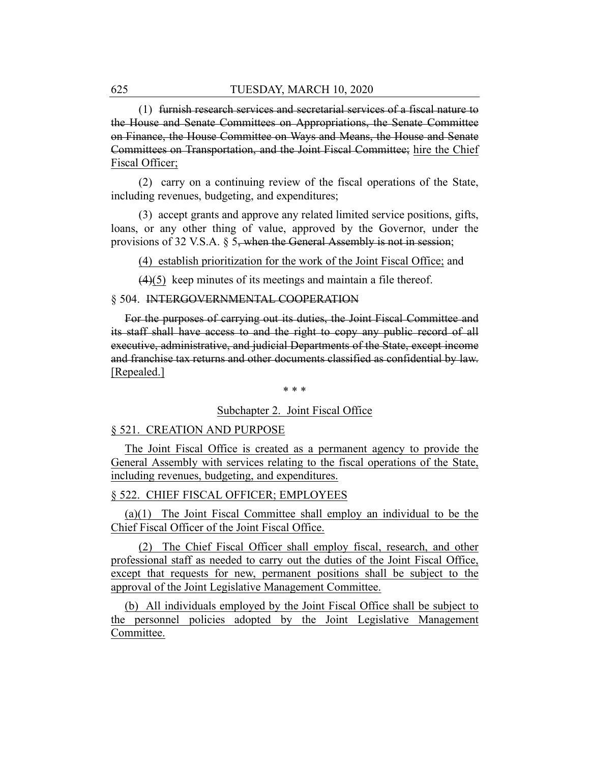(1) ~~furnish research services and secretarial services of a fiscal nature to the House and Senate Committees on Appropriations, the Senate Committee on Finance, the House Committee on Ways and Means, the House and Senate Committees on Transportation, and the Joint Fiscal Committee;~~ <u>hire the Chief Fiscal Officer;</u>

(2) carry on a continuing review of the fiscal operations of the State, including revenues, budgeting, and expenditures;

(3) accept grants and approve any related limited service positions, gifts, loans, or any other thing of value, approved by the Governor, under the provisions of 32 V.S.A. § 5~~, when the General Assembly is not in session~~;

<u>(4) establish prioritization for the work of the Joint Fiscal Office;</u> and

~~(4)~~<u>(5)</u> keep minutes of its meetings and maintain a file thereof.

§ 504. ~~INTERGOVERNMENTAL COOPERATION~~

~~For the purposes of carrying out its duties, the Joint Fiscal Committee and its staff shall have access to and the right to copy any public record of all executive, administrative, and judicial Departments of the State, except income and franchise tax returns and other documents classified as confidential by law.~~ <u>[Repealed.]</u>

\* \* \*

<u>Subchapter 2. Joint Fiscal Office</u>

<u>§ 521. CREATION AND PURPOSE</u>

<u>The Joint Fiscal Office is created as a permanent agency to provide the General Assembly with services relating to the fiscal operations of the State, including revenues, budgeting, and expenditures.</u>

<u>§ 522. CHIEF FISCAL OFFICER; EMPLOYEES</u>

<u>(a)(1) The Joint Fiscal Committee shall employ an individual to be the Chief Fiscal Officer of the Joint Fiscal Office.</u>

<u>(2) The Chief Fiscal Officer shall employ fiscal, research, and other professional staff as needed to carry out the duties of the Joint Fiscal Office, except that requests for new, permanent positions shall be subject to the approval of the Joint Legislative Management Committee.</u>

<u>(b) All individuals employed by the Joint Fiscal Office shall be subject to the personnel policies adopted by the Joint Legislative Management Committee.</u>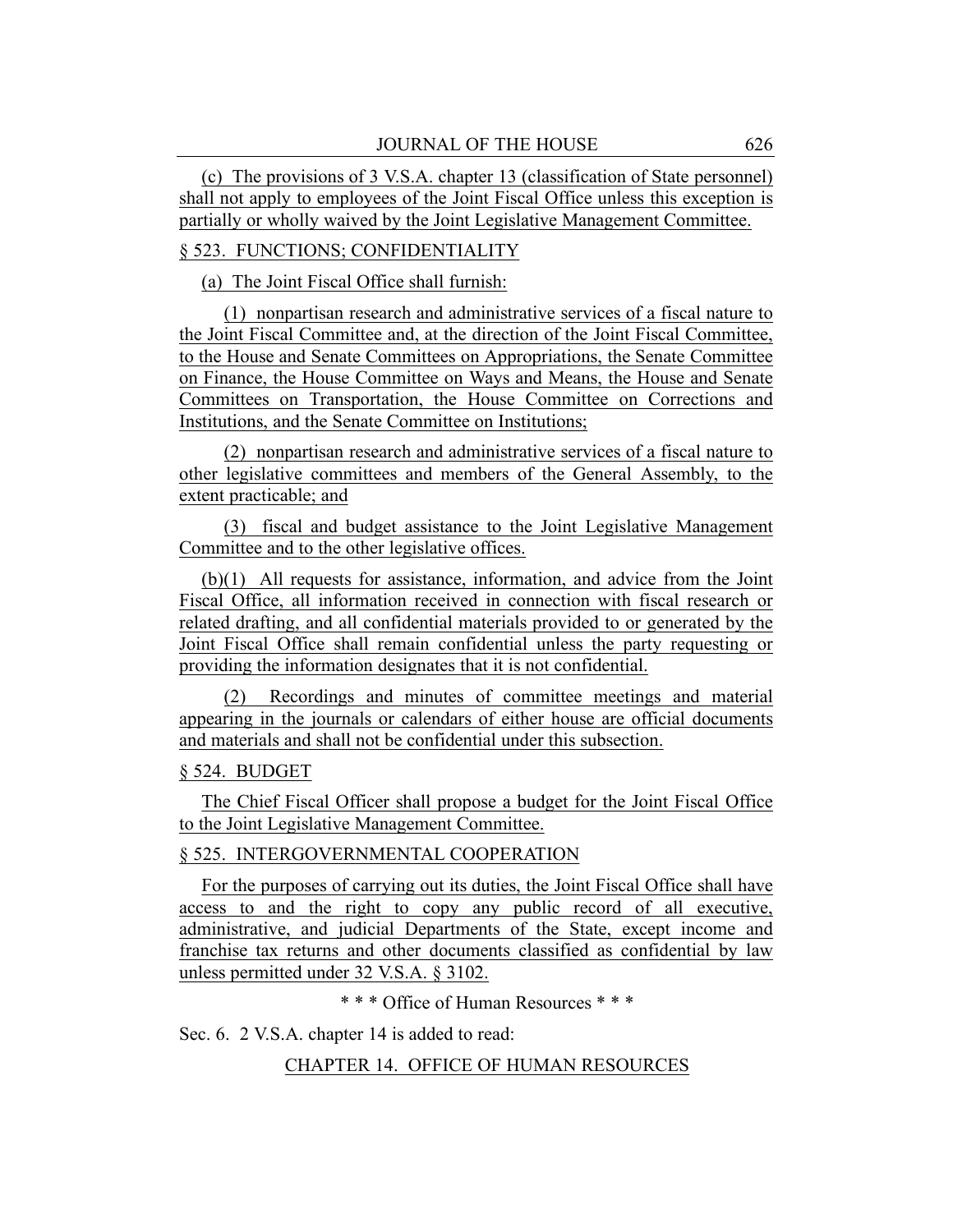(c) The provisions of 3 V.S.A. chapter 13 (classification of State personnel) shall not apply to employees of the Joint Fiscal Office unless this exception is partially or wholly waived by the Joint Legislative Management Committee.

§ 523. FUNCTIONS; CONFIDENTIALITY

(a) The Joint Fiscal Office shall furnish:

(1) nonpartisan research and administrative services of a fiscal nature to the Joint Fiscal Committee and, at the direction of the Joint Fiscal Committee, to the House and Senate Committees on Appropriations, the Senate Committee on Finance, the House Committee on Ways and Means, the House and Senate Committees on Transportation, the House Committee on Corrections and Institutions, and the Senate Committee on Institutions;

(2) nonpartisan research and administrative services of a fiscal nature to other legislative committees and members of the General Assembly, to the extent practicable; and

(3) fiscal and budget assistance to the Joint Legislative Management Committee and to the other legislative offices.

(b)(1) All requests for assistance, information, and advice from the Joint Fiscal Office, all information received in connection with fiscal research or related drafting, and all confidential materials provided to or generated by the Joint Fiscal Office shall remain confidential unless the party requesting or providing the information designates that it is not confidential.

(2) Recordings and minutes of committee meetings and material appearing in the journals or calendars of either house are official documents and materials and shall not be confidential under this subsection.

§ 524. BUDGET

The Chief Fiscal Officer shall propose a budget for the Joint Fiscal Office to the Joint Legislative Management Committee.

§ 525. INTERGOVERNMENTAL COOPERATION

For the purposes of carrying out its duties, the Joint Fiscal Office shall have access to and the right to copy any public record of all executive, administrative, and judicial Departments of the State, except income and franchise tax returns and other documents classified as confidential by law unless permitted under 32 V.S.A. § 3102.

\* \* \* Office of Human Resources \* \* \*

Sec. 6. 2 V.S.A. chapter 14 is added to read:

CHAPTER 14. OFFICE OF HUMAN RESOURCES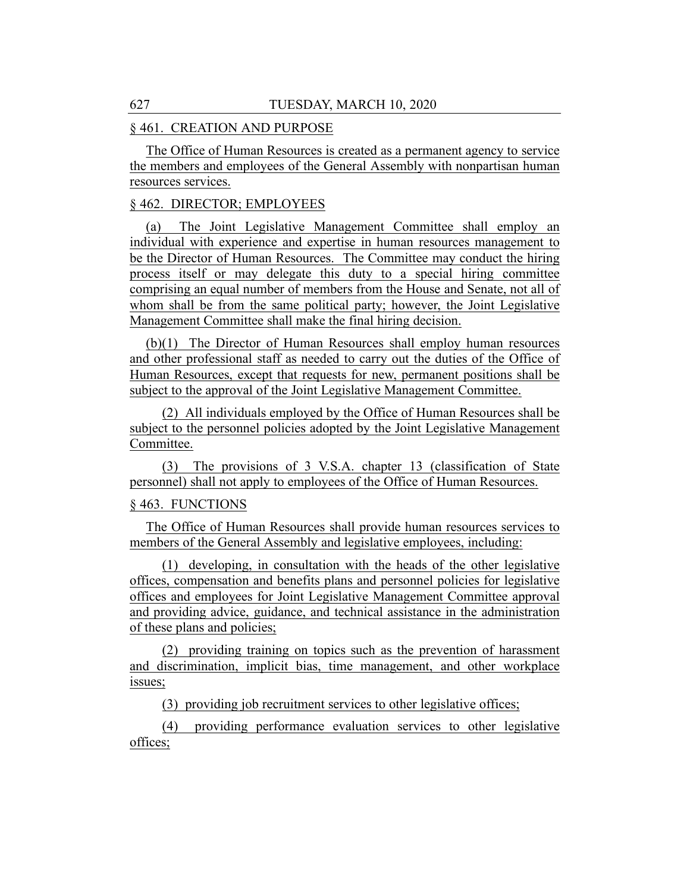§ 461. CREATION AND PURPOSE

The Office of Human Resources is created as a permanent agency to service the members and employees of the General Assembly with nonpartisan human resources services.

§ 462. DIRECTOR; EMPLOYEES

(a) The Joint Legislative Management Committee shall employ an individual with experience and expertise in human resources management to be the Director of Human Resources. The Committee may conduct the hiring process itself or may delegate this duty to a special hiring committee comprising an equal number of members from the House and Senate, not all of whom shall be from the same political party; however, the Joint Legislative Management Committee shall make the final hiring decision.

(b)(1) The Director of Human Resources shall employ human resources and other professional staff as needed to carry out the duties of the Office of Human Resources, except that requests for new, permanent positions shall be subject to the approval of the Joint Legislative Management Committee.

(2) All individuals employed by the Office of Human Resources shall be subject to the personnel policies adopted by the Joint Legislative Management Committee.

(3) The provisions of 3 V.S.A. chapter 13 (classification of State personnel) shall not apply to employees of the Office of Human Resources.

§ 463. FUNCTIONS

The Office of Human Resources shall provide human resources services to members of the General Assembly and legislative employees, including:

(1) developing, in consultation with the heads of the other legislative offices, compensation and benefits plans and personnel policies for legislative offices and employees for Joint Legislative Management Committee approval and providing advice, guidance, and technical assistance in the administration of these plans and policies;

(2) providing training on topics such as the prevention of harassment and discrimination, implicit bias, time management, and other workplace issues;

(3) providing job recruitment services to other legislative offices;

(4) providing performance evaluation services to other legislative offices;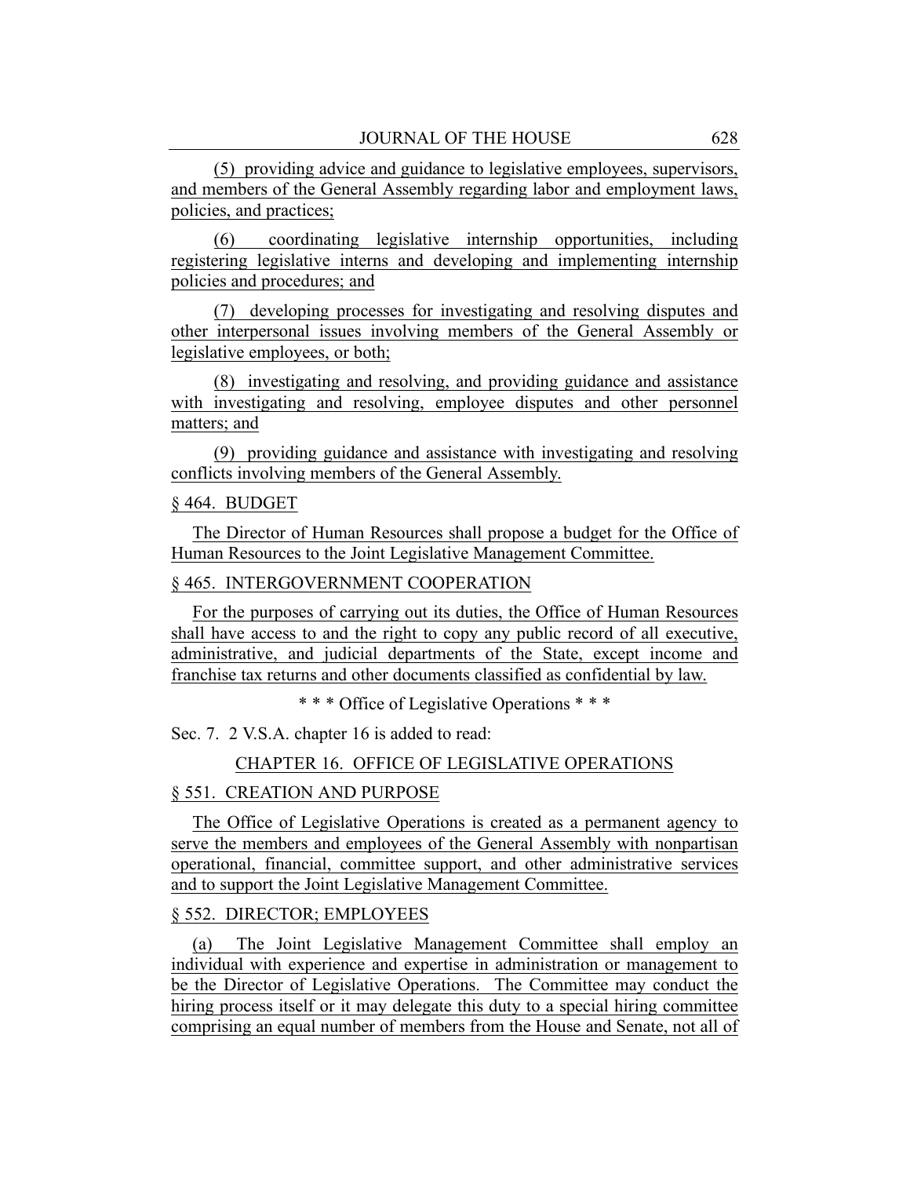(5) providing advice and guidance to legislative employees, supervisors, and members of the General Assembly regarding labor and employment laws, policies, and practices;

(6) coordinating legislative internship opportunities, including registering legislative interns and developing and implementing internship policies and procedures; and

(7) developing processes for investigating and resolving disputes and other interpersonal issues involving members of the General Assembly or legislative employees, or both;

(8) investigating and resolving, and providing guidance and assistance with investigating and resolving, employee disputes and other personnel matters; and

(9) providing guidance and assistance with investigating and resolving conflicts involving members of the General Assembly.

§ 464. BUDGET

The Director of Human Resources shall propose a budget for the Office of Human Resources to the Joint Legislative Management Committee.

§ 465. INTERGOVERNMENT COOPERATION

For the purposes of carrying out its duties, the Office of Human Resources shall have access to and the right to copy any public record of all executive, administrative, and judicial departments of the State, except income and franchise tax returns and other documents classified as confidential by law.

\* \* \* Office of Legislative Operations \* \* \*

Sec. 7. 2 V.S.A. chapter 16 is added to read:

CHAPTER 16. OFFICE OF LEGISLATIVE OPERATIONS

§ 551. CREATION AND PURPOSE

The Office of Legislative Operations is created as a permanent agency to serve the members and employees of the General Assembly with nonpartisan operational, financial, committee support, and other administrative services and to support the Joint Legislative Management Committee.

§ 552. DIRECTOR; EMPLOYEES

(a) The Joint Legislative Management Committee shall employ an individual with experience and expertise in administration or management to be the Director of Legislative Operations. The Committee may conduct the hiring process itself or it may delegate this duty to a special hiring committee comprising an equal number of members from the House and Senate, not all of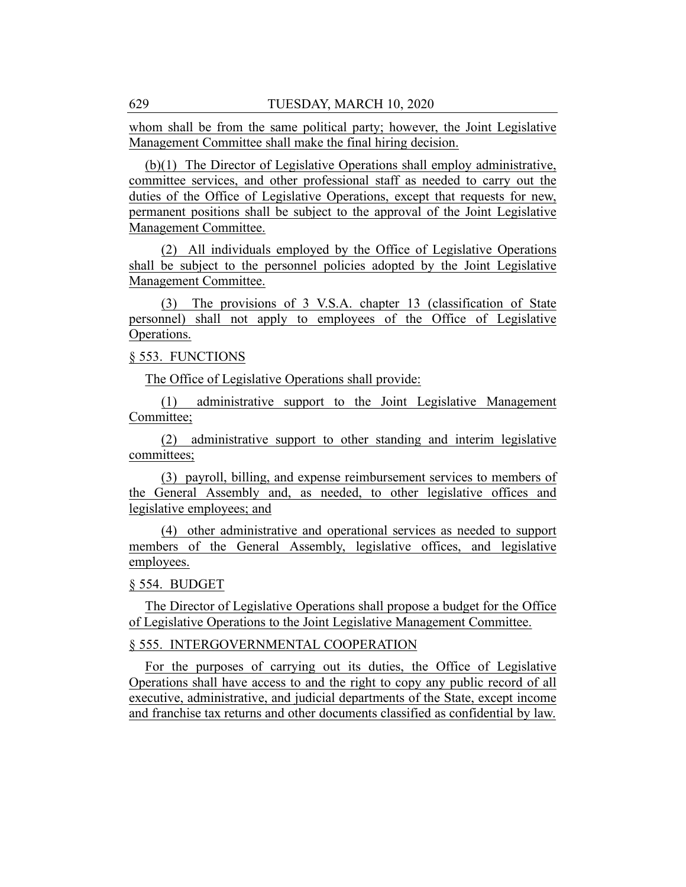whom shall be from the same political party; however, the Joint Legislative Management Committee shall make the final hiring decision.

(b)(1) The Director of Legislative Operations shall employ administrative, committee services, and other professional staff as needed to carry out the duties of the Office of Legislative Operations, except that requests for new, permanent positions shall be subject to the approval of the Joint Legislative Management Committee.

(2) All individuals employed by the Office of Legislative Operations shall be subject to the personnel policies adopted by the Joint Legislative Management Committee.

(3) The provisions of 3 V.S.A. chapter 13 (classification of State personnel) shall not apply to employees of the Office of Legislative Operations.

§ 553. FUNCTIONS

The Office of Legislative Operations shall provide:

(1) administrative support to the Joint Legislative Management Committee;

(2) administrative support to other standing and interim legislative committees;

(3) payroll, billing, and expense reimbursement services to members of the General Assembly and, as needed, to other legislative offices and legislative employees; and

(4) other administrative and operational services as needed to support members of the General Assembly, legislative offices, and legislative employees.

§ 554. BUDGET

The Director of Legislative Operations shall propose a budget for the Office of Legislative Operations to the Joint Legislative Management Committee.

§ 555. INTERGOVERNMENTAL COOPERATION

For the purposes of carrying out its duties, the Office of Legislative Operations shall have access to and the right to copy any public record of all executive, administrative, and judicial departments of the State, except income and franchise tax returns and other documents classified as confidential by law.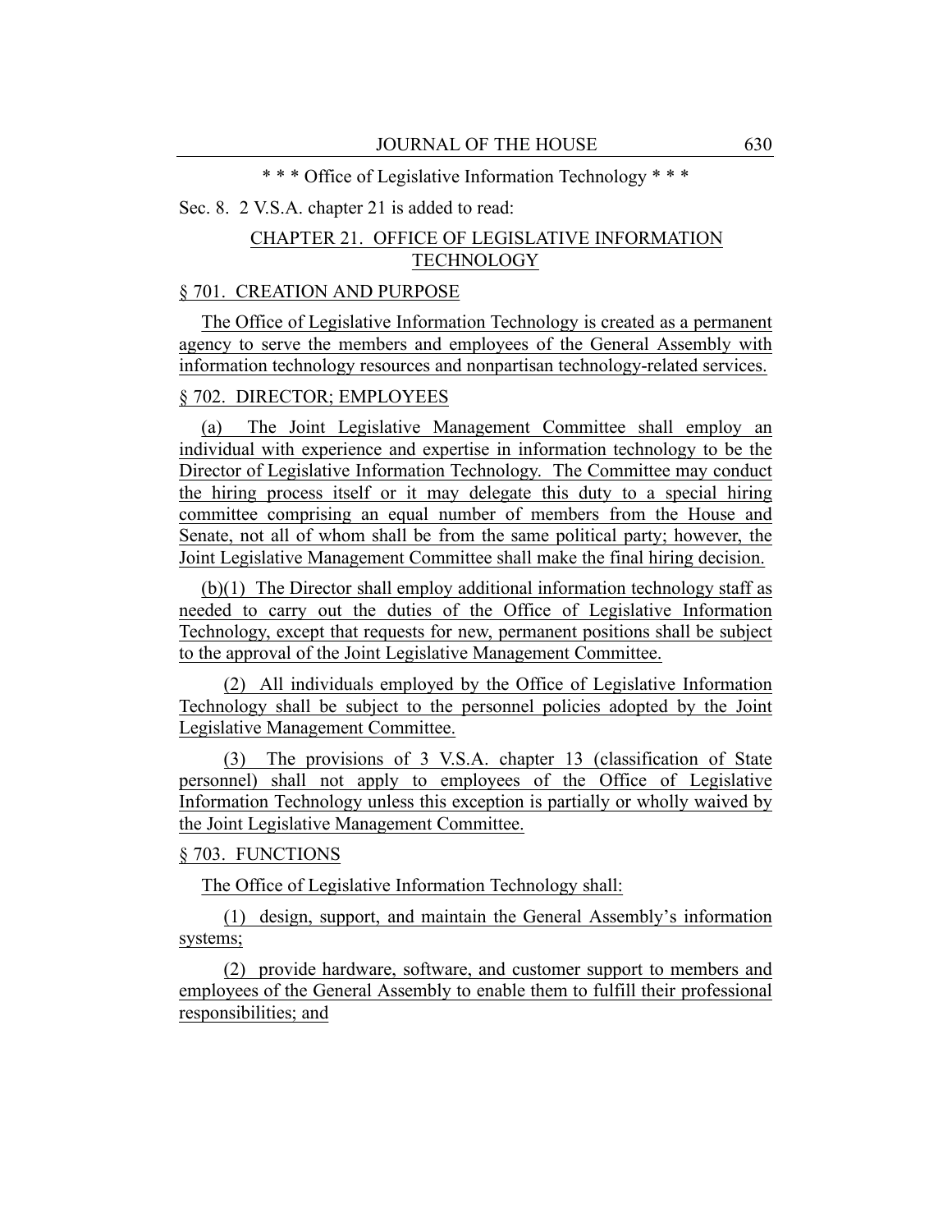\* \* \* Office of Legislative Information Technology \* \* \*

Sec. 8. 2 V.S.A. chapter 21 is added to read:

CHAPTER 21. OFFICE OF LEGISLATIVE INFORMATION TECHNOLOGY

§ 701. CREATION AND PURPOSE

The Office of Legislative Information Technology is created as a permanent agency to serve the members and employees of the General Assembly with information technology resources and nonpartisan technology-related services.

§ 702. DIRECTOR; EMPLOYEES

(a) The Joint Legislative Management Committee shall employ an individual with experience and expertise in information technology to be the Director of Legislative Information Technology. The Committee may conduct the hiring process itself or it may delegate this duty to a special hiring committee comprising an equal number of members from the House and Senate, not all of whom shall be from the same political party; however, the Joint Legislative Management Committee shall make the final hiring decision.

(b)(1) The Director shall employ additional information technology staff as needed to carry out the duties of the Office of Legislative Information Technology, except that requests for new, permanent positions shall be subject to the approval of the Joint Legislative Management Committee.

(2) All individuals employed by the Office of Legislative Information Technology shall be subject to the personnel policies adopted by the Joint Legislative Management Committee.

(3) The provisions of 3 V.S.A. chapter 13 (classification of State personnel) shall not apply to employees of the Office of Legislative Information Technology unless this exception is partially or wholly waived by the Joint Legislative Management Committee.

§ 703. FUNCTIONS

The Office of Legislative Information Technology shall:

(1) design, support, and maintain the General Assembly's information systems;

(2) provide hardware, software, and customer support to members and employees of the General Assembly to enable them to fulfill their professional responsibilities; and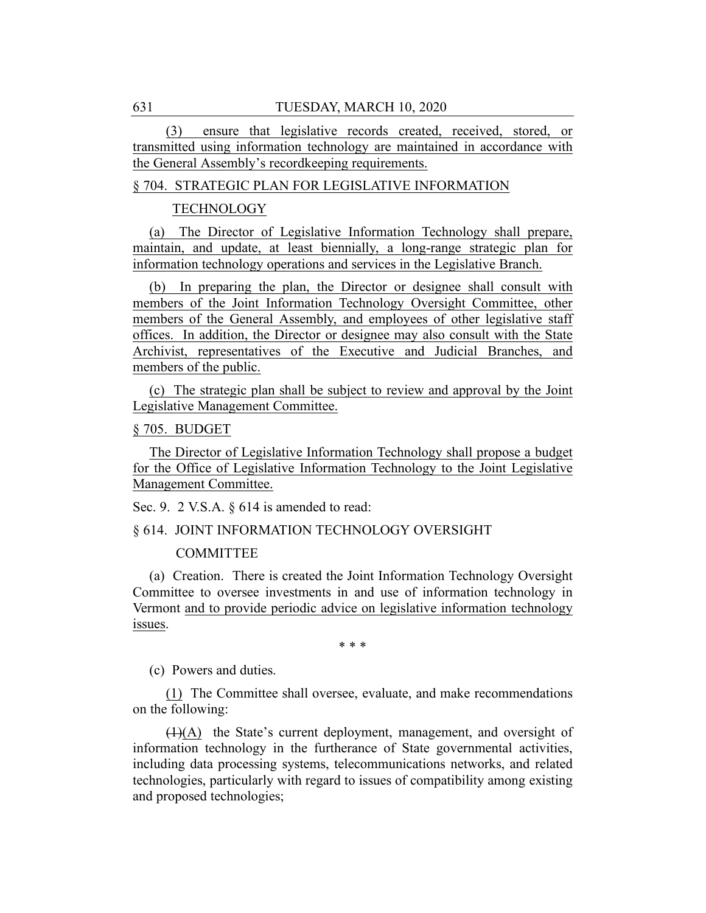(3) ensure that legislative records created, received, stored, or transmitted using information technology are maintained in accordance with the General Assembly's recordkeeping requirements.

§ 704. STRATEGIC PLAN FOR LEGISLATIVE INFORMATION TECHNOLOGY

(a) The Director of Legislative Information Technology shall prepare, maintain, and update, at least biennially, a long-range strategic plan for information technology operations and services in the Legislative Branch.

(b) In preparing the plan, the Director or designee shall consult with members of the Joint Information Technology Oversight Committee, other members of the General Assembly, and employees of other legislative staff offices. In addition, the Director or designee may also consult with the State Archivist, representatives of the Executive and Judicial Branches, and members of the public.

(c) The strategic plan shall be subject to review and approval by the Joint Legislative Management Committee.

§ 705. BUDGET

The Director of Legislative Information Technology shall propose a budget for the Office of Legislative Information Technology to the Joint Legislative Management Committee.

Sec. 9. 2 V.S.A. § 614 is amended to read:

§ 614. JOINT INFORMATION TECHNOLOGY OVERSIGHT COMMITTEE

(a) Creation. There is created the Joint Information Technology Oversight Committee to oversee investments in and use of information technology in Vermont and to provide periodic advice on legislative information technology issues.

\* \* \*

(c) Powers and duties.

(1) The Committee shall oversee, evaluate, and make recommendations on the following:

~~(1)~~(A) the State's current deployment, management, and oversight of information technology in the furtherance of State governmental activities, including data processing systems, telecommunications networks, and related technologies, particularly with regard to issues of compatibility among existing and proposed technologies;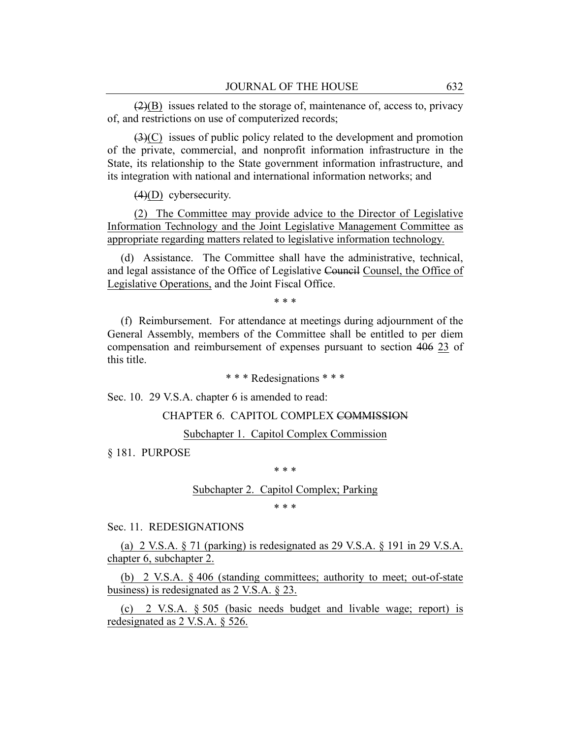~~(2)~~(B) issues related to the storage of, maintenance of, access to, privacy of, and restrictions on use of computerized records;

~~(3)~~(C) issues of public policy related to the development and promotion of the private, commercial, and nonprofit information infrastructure in the State, its relationship to the State government information infrastructure, and its integration with national and international information networks; and

~~(4)~~(D) cybersecurity.

(2) The Committee may provide advice to the Director of Legislative Information Technology and the Joint Legislative Management Committee as appropriate regarding matters related to legislative information technology.

(d) Assistance. The Committee shall have the administrative, technical, and legal assistance of the Office of Legislative ~~Council~~ Counsel, the Office of Legislative Operations, and the Joint Fiscal Office.

\* \* \*

(f) Reimbursement. For attendance at meetings during adjournment of the General Assembly, members of the Committee shall be entitled to per diem compensation and reimbursement of expenses pursuant to section ~~406~~ 23 of this title.

\* \* \* Redesignations \* \* \*

Sec. 10. 29 V.S.A. chapter 6 is amended to read:

CHAPTER 6. CAPITOL COMPLEX ~~COMMISSION~~

Subchapter 1. Capitol Complex Commission

§ 181. PURPOSE

\* \* \*

Subchapter 2. Capitol Complex; Parking

\* \* \*

Sec. 11. REDESIGNATIONS

(a) 2 V.S.A. § 71 (parking) is redesignated as 29 V.S.A. § 191 in 29 V.S.A. chapter 6, subchapter 2.

(b) 2 V.S.A. § 406 (standing committees; authority to meet; out-of-state business) is redesignated as 2 V.S.A. § 23.

(c) 2 V.S.A. § 505 (basic needs budget and livable wage; report) is redesignated as 2 V.S.A. § 526.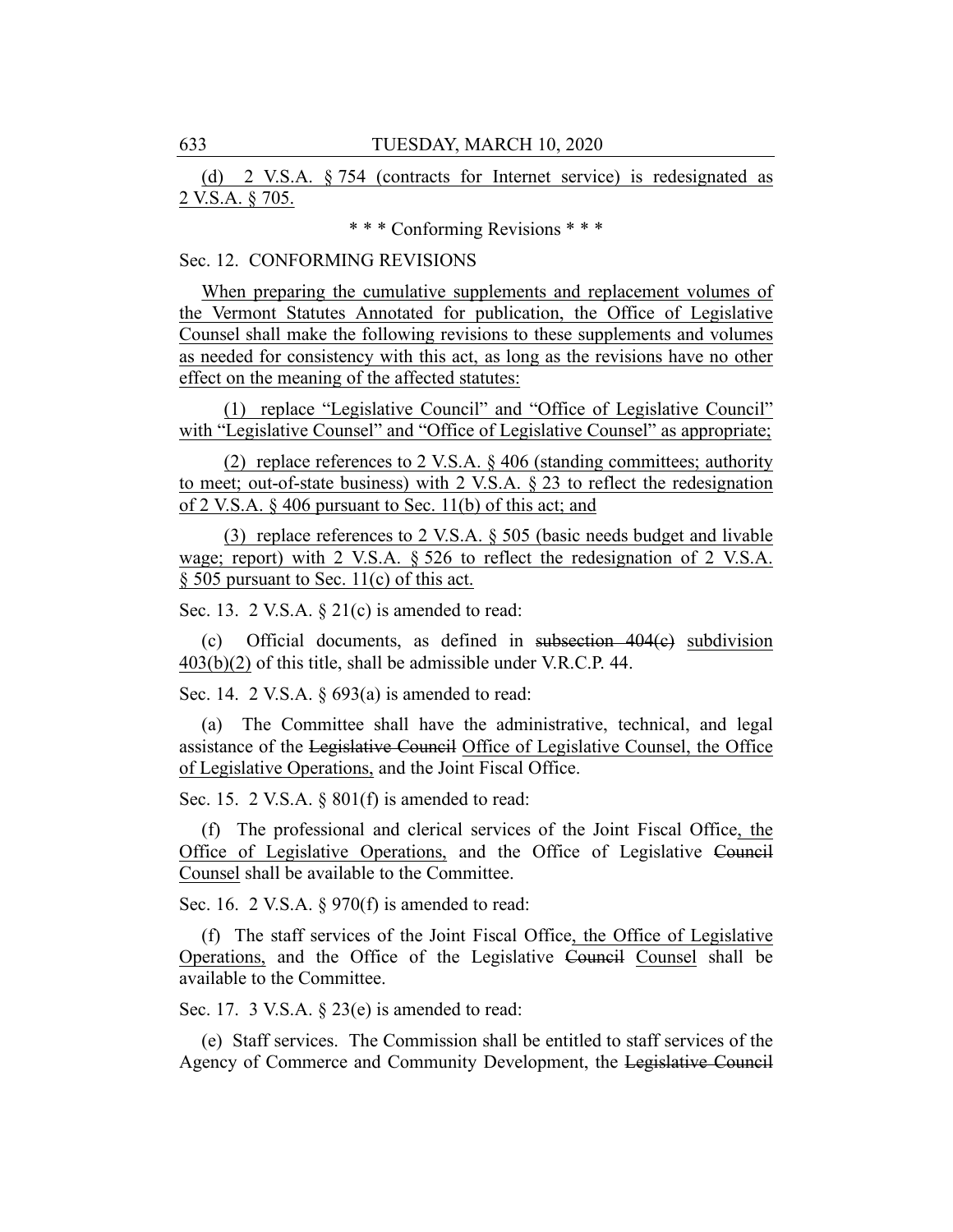(d) 2 V.S.A. § 754 (contracts for Internet service) is redesignated as 2 V.S.A. § 705.

\* \* \* Conforming Revisions \* \* \*

Sec. 12. CONFORMING REVISIONS

When preparing the cumulative supplements and replacement volumes of the Vermont Statutes Annotated for publication, the Office of Legislative Counsel shall make the following revisions to these supplements and volumes as needed for consistency with this act, as long as the revisions have no other effect on the meaning of the affected statutes:

(1) replace "Legislative Council" and "Office of Legislative Council" with "Legislative Counsel" and "Office of Legislative Counsel" as appropriate;

(2) replace references to 2 V.S.A. § 406 (standing committees; authority to meet; out-of-state business) with 2 V.S.A. § 23 to reflect the redesignation of 2 V.S.A. § 406 pursuant to Sec. 11(b) of this act; and

(3) replace references to 2 V.S.A. § 505 (basic needs budget and livable wage; report) with 2 V.S.A. § 526 to reflect the redesignation of 2 V.S.A. § 505 pursuant to Sec. 11(c) of this act.

Sec. 13. 2 V.S.A. § 21(c) is amended to read:

(c) Official documents, as defined in ~~subsection 404(c)~~ subdivision 403(b)(2) of this title, shall be admissible under V.R.C.P. 44.

Sec. 14. 2 V.S.A. § 693(a) is amended to read:

(a) The Committee shall have the administrative, technical, and legal assistance of the ~~Legislative Council~~ Office of Legislative Counsel, the Office of Legislative Operations, and the Joint Fiscal Office.

Sec. 15. 2 V.S.A. § 801(f) is amended to read:

(f) The professional and clerical services of the Joint Fiscal Office, the Office of Legislative Operations, and the Office of Legislative ~~Council~~ Counsel shall be available to the Committee.

Sec. 16. 2 V.S.A. § 970(f) is amended to read:

(f) The staff services of the Joint Fiscal Office, the Office of Legislative Operations, and the Office of the Legislative ~~Council~~ Counsel shall be available to the Committee.

Sec. 17. 3 V.S.A. § 23(e) is amended to read:

(e) Staff services. The Commission shall be entitled to staff services of the Agency of Commerce and Community Development, the ~~Legislative Council~~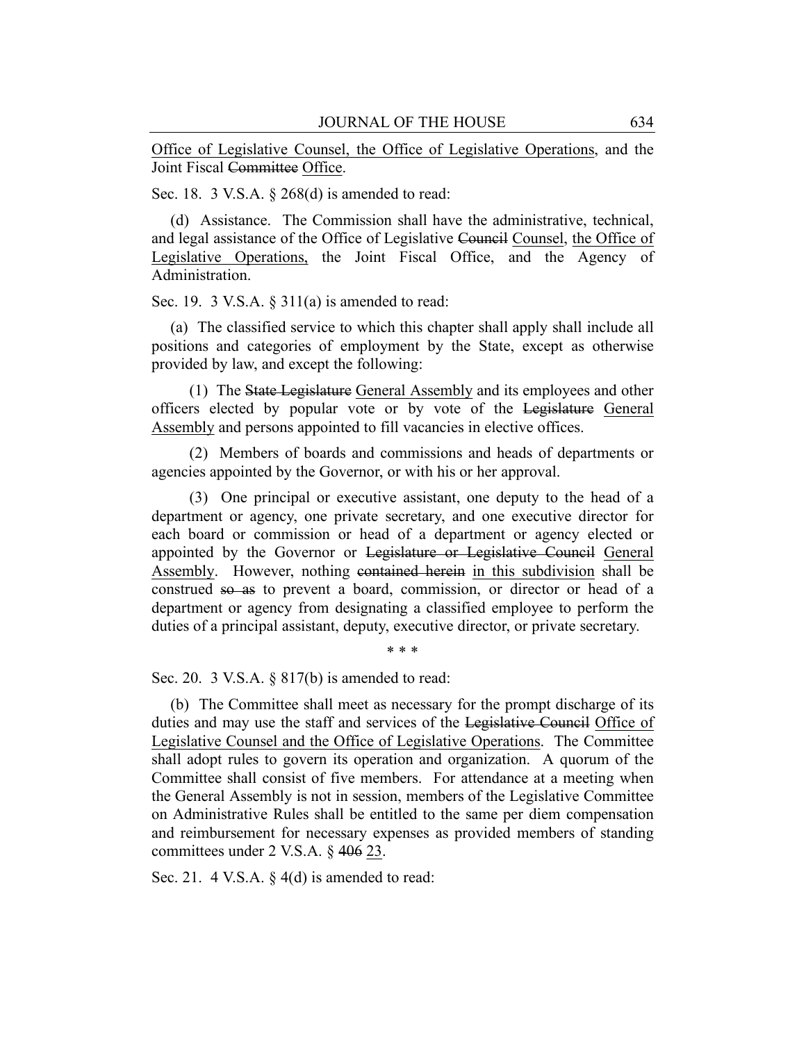Office of Legislative Counsel, the Office of Legislative Operations, and the Joint Fiscal ~~Committee~~ Office.

Sec. 18. 3 V.S.A. § 268(d) is amended to read:

(d) Assistance. The Commission shall have the administrative, technical, and legal assistance of the Office of Legislative ~~Council~~ Counsel, the Office of Legislative Operations, the Joint Fiscal Office, and the Agency of Administration.

Sec. 19. 3 V.S.A. § 311(a) is amended to read:

(a) The classified service to which this chapter shall apply shall include all positions and categories of employment by the State, except as otherwise provided by law, and except the following:

(1) The ~~State Legislature~~ General Assembly and its employees and other officers elected by popular vote or by vote of the ~~Legislature~~ General Assembly and persons appointed to fill vacancies in elective offices.

(2) Members of boards and commissions and heads of departments or agencies appointed by the Governor, or with his or her approval.

(3) One principal or executive assistant, one deputy to the head of a department or agency, one private secretary, and one executive director for each board or commission or head of a department or agency elected or appointed by the Governor or ~~Legislature or Legislative Council~~ General Assembly. However, nothing ~~contained herein~~ in this subdivision shall be construed ~~so as~~ to prevent a board, commission, or director or head of a department or agency from designating a classified employee to perform the duties of a principal assistant, deputy, executive director, or private secretary.

\* \* \*

Sec. 20. 3 V.S.A. § 817(b) is amended to read:

(b) The Committee shall meet as necessary for the prompt discharge of its duties and may use the staff and services of the ~~Legislative Council~~ Office of Legislative Counsel and the Office of Legislative Operations. The Committee shall adopt rules to govern its operation and organization. A quorum of the Committee shall consist of five members. For attendance at a meeting when the General Assembly is not in session, members of the Legislative Committee on Administrative Rules shall be entitled to the same per diem compensation and reimbursement for necessary expenses as provided members of standing committees under 2 V.S.A. § ~~406~~ 23.

Sec. 21. 4 V.S.A. § 4(d) is amended to read: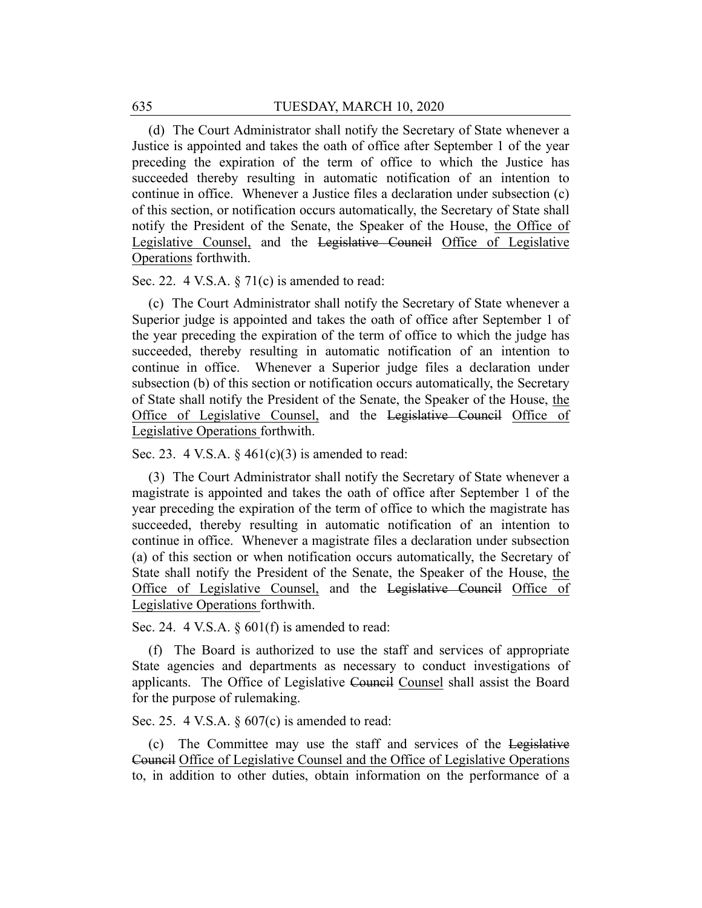(d) The Court Administrator shall notify the Secretary of State whenever a Justice is appointed and takes the oath of office after September 1 of the year preceding the expiration of the term of office to which the Justice has succeeded thereby resulting in automatic notification of an intention to continue in office. Whenever a Justice files a declaration under subsection (c) of this section, or notification occurs automatically, the Secretary of State shall notify the President of the Senate, the Speaker of the House, the Office of Legislative Counsel, and the ~~Legislative Council~~ Office of Legislative Operations forthwith.

Sec. 22. 4 V.S.A. § 71(c) is amended to read:

(c) The Court Administrator shall notify the Secretary of State whenever a Superior judge is appointed and takes the oath of office after September 1 of the year preceding the expiration of the term of office to which the judge has succeeded, thereby resulting in automatic notification of an intention to continue in office. Whenever a Superior judge files a declaration under subsection (b) of this section or notification occurs automatically, the Secretary of State shall notify the President of the Senate, the Speaker of the House, the Office of Legislative Counsel, and the ~~Legislative Council~~ Office of Legislative Operations forthwith.

Sec. 23. 4 V.S.A. § 461(c)(3) is amended to read:

(3) The Court Administrator shall notify the Secretary of State whenever a magistrate is appointed and takes the oath of office after September 1 of the year preceding the expiration of the term of office to which the magistrate has succeeded, thereby resulting in automatic notification of an intention to continue in office. Whenever a magistrate files a declaration under subsection (a) of this section or when notification occurs automatically, the Secretary of State shall notify the President of the Senate, the Speaker of the House, the Office of Legislative Counsel, and the ~~Legislative Council~~ Office of Legislative Operations forthwith.

Sec. 24. 4 V.S.A. § 601(f) is amended to read:

(f) The Board is authorized to use the staff and services of appropriate State agencies and departments as necessary to conduct investigations of applicants. The Office of Legislative ~~Council~~ Counsel shall assist the Board for the purpose of rulemaking.

Sec. 25. 4 V.S.A. § 607(c) is amended to read:

(c) The Committee may use the staff and services of the ~~Legislative Council~~ Office of Legislative Counsel and the Office of Legislative Operations to, in addition to other duties, obtain information on the performance of a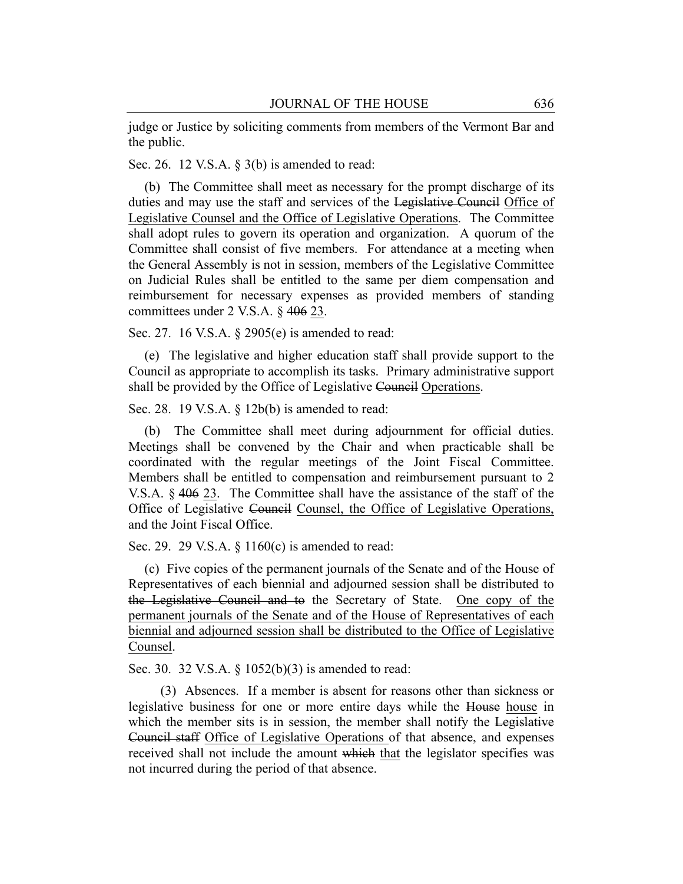judge or Justice by soliciting comments from members of the Vermont Bar and the public.

Sec. 26. 12 V.S.A. § 3(b) is amended to read:

(b) The Committee shall meet as necessary for the prompt discharge of its duties and may use the staff and services of the ~~Legislative Council~~ <u>Office of Legislative Counsel and the Office of Legislative Operations</u>. The Committee shall adopt rules to govern its operation and organization. A quorum of the Committee shall consist of five members. For attendance at a meeting when the General Assembly is not in session, members of the Legislative Committee on Judicial Rules shall be entitled to the same per diem compensation and reimbursement for necessary expenses as provided members of standing committees under 2 V.S.A. § ~~406~~ <u>23</u>.

Sec. 27. 16 V.S.A. § 2905(e) is amended to read:

(e) The legislative and higher education staff shall provide support to the Council as appropriate to accomplish its tasks. Primary administrative support shall be provided by the Office of Legislative ~~Council~~ <u>Operations</u>.

Sec. 28. 19 V.S.A. § 12b(b) is amended to read:

(b) The Committee shall meet during adjournment for official duties. Meetings shall be convened by the Chair and when practicable shall be coordinated with the regular meetings of the Joint Fiscal Committee. Members shall be entitled to compensation and reimbursement pursuant to 2 V.S.A. § ~~406~~ <u>23</u>. The Committee shall have the assistance of the staff of the Office of Legislative ~~Council~~ <u>Counsel, the Office of Legislative Operations,</u> and the Joint Fiscal Office.

Sec. 29. 29 V.S.A. § 1160(c) is amended to read:

(c) Five copies of the permanent journals of the Senate and of the House of Representatives of each biennial and adjourned session shall be distributed to ~~the Legislative Council and to~~ the Secretary of State. <u>One copy of the permanent journals of the Senate and of the House of Representatives of each biennial and adjourned session shall be distributed to the Office of Legislative Counsel</u>.

Sec. 30. 32 V.S.A. § 1052(b)(3) is amended to read:

(3) Absences. If a member is absent for reasons other than sickness or legislative business for one or more entire days while the ~~House~~ <u>house</u> in which the member sits is in session, the member shall notify the ~~Legislative Council staff~~ <u>Office of Legislative Operations</u> of that absence, and expenses received shall not include the amount ~~which~~ <u>that</u> the legislator specifies was not incurred during the period of that absence.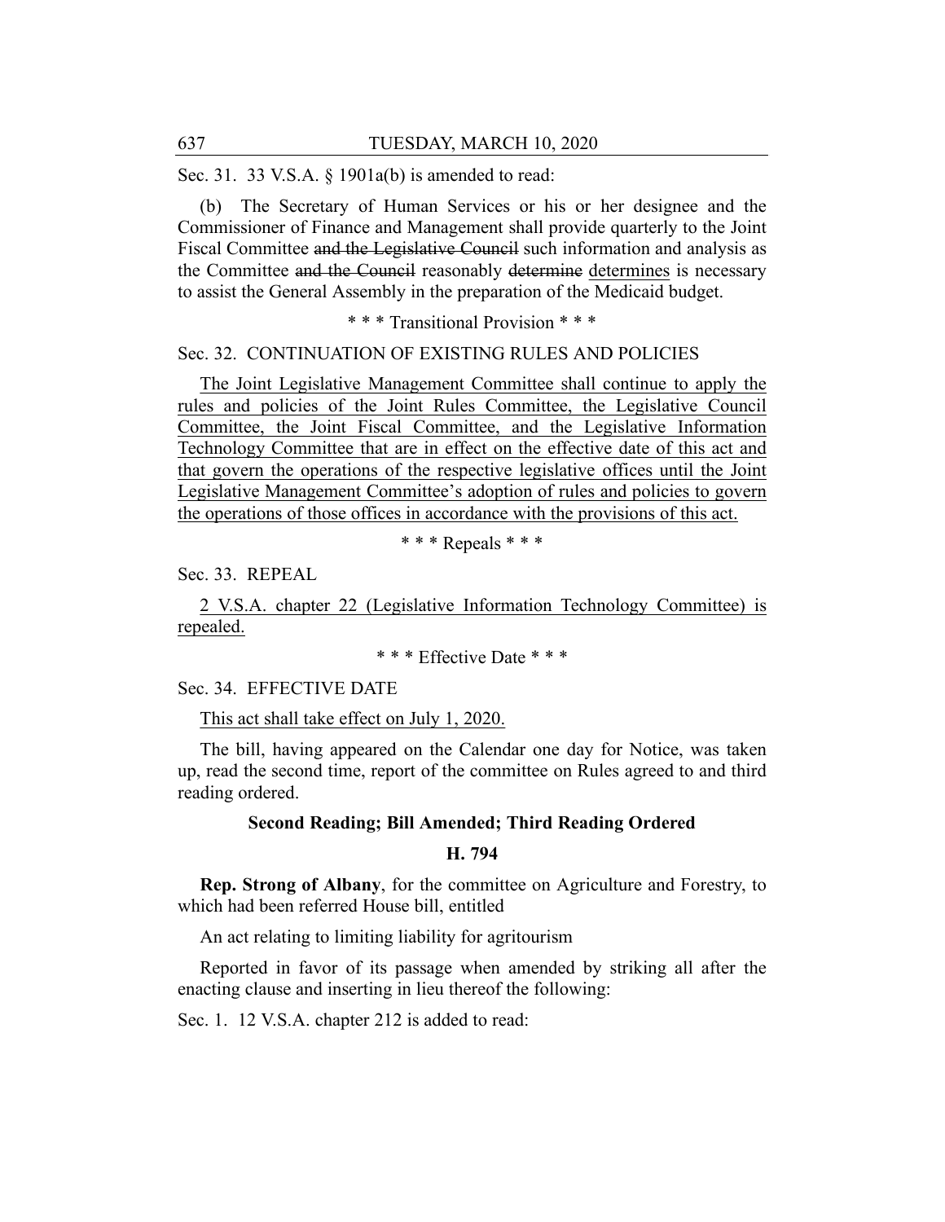Sec. 31. 33 V.S.A. § 1901a(b) is amended to read:

(b) The Secretary of Human Services or his or her designee and the Commissioner of Finance and Management shall provide quarterly to the Joint Fiscal Committee ~~and the Legislative Council~~ such information and analysis as the Committee ~~and the Council~~ reasonably ~~determine~~ determines is necessary to assist the General Assembly in the preparation of the Medicaid budget.

\* \* \* Transitional Provision \* \* \*

Sec. 32. CONTINUATION OF EXISTING RULES AND POLICIES

The Joint Legislative Management Committee shall continue to apply the rules and policies of the Joint Rules Committee, the Legislative Council Committee, the Joint Fiscal Committee, and the Legislative Information Technology Committee that are in effect on the effective date of this act and that govern the operations of the respective legislative offices until the Joint Legislative Management Committee's adoption of rules and policies to govern the operations of those offices in accordance with the provisions of this act.

\* \* \* Repeals \* \* \*

Sec. 33. REPEAL

2 V.S.A. chapter 22 (Legislative Information Technology Committee) is repealed.

\* \* \* Effective Date \* \* \*

Sec. 34. EFFECTIVE DATE

This act shall take effect on July 1, 2020.

The bill, having appeared on the Calendar one day for Notice, was taken up, read the second time, report of the committee on Rules agreed to and third reading ordered.

### Second Reading; Bill Amended; Third Reading Ordered

### H. 794

**Rep. Strong of Albany**, for the committee on Agriculture and Forestry, to which had been referred House bill, entitled

An act relating to limiting liability for agritourism

Reported in favor of its passage when amended by striking all after the enacting clause and inserting in lieu thereof the following:

Sec. 1. 12 V.S.A. chapter 212 is added to read: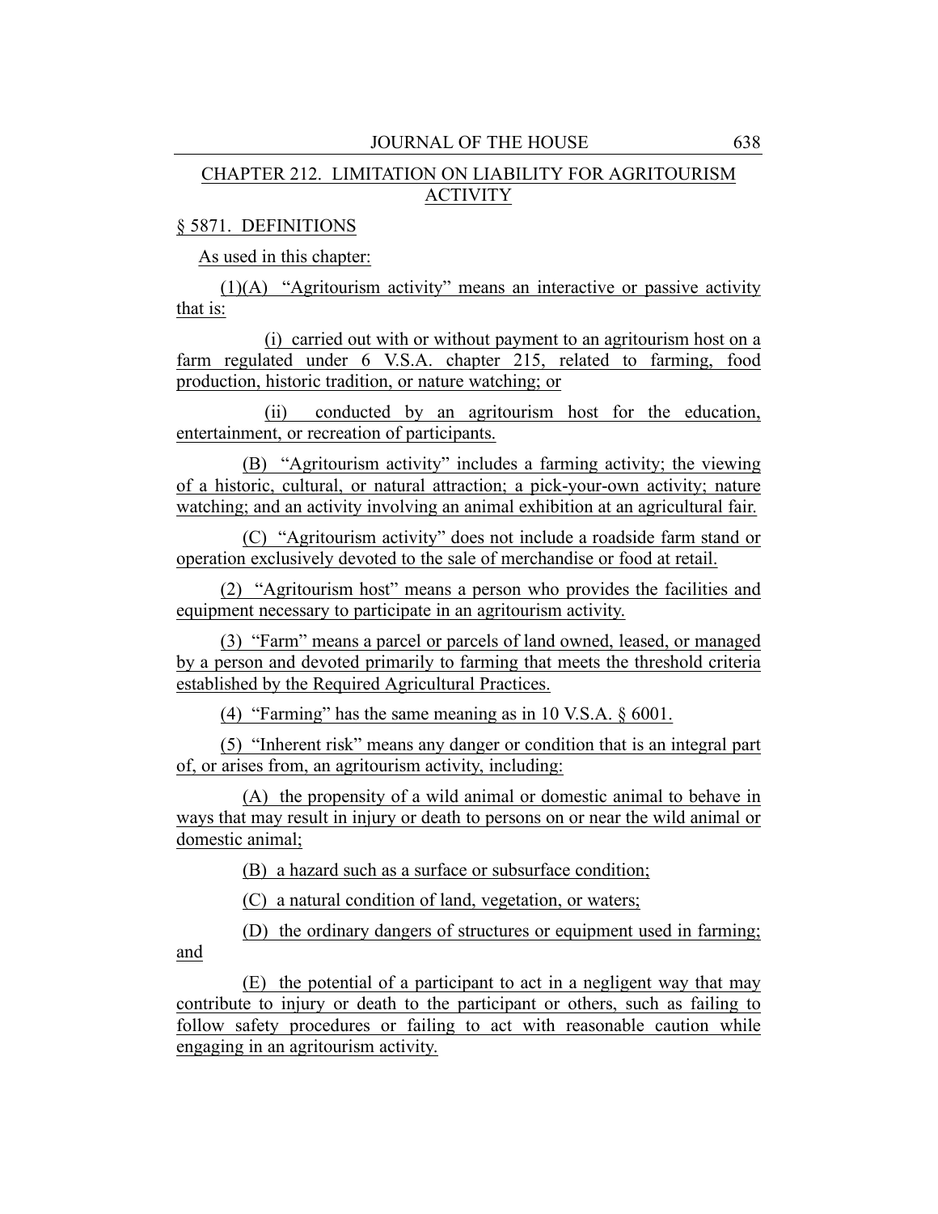## CHAPTER 212. LIMITATION ON LIABILITY FOR AGRITOURISM ACTIVITY

### § 5871. DEFINITIONS

As used in this chapter:

(1)(A) "Agritourism activity" means an interactive or passive activity that is:

(i) carried out with or without payment to an agritourism host on a farm regulated under 6 V.S.A. chapter 215, related to farming, food production, historic tradition, or nature watching; or

(ii) conducted by an agritourism host for the education, entertainment, or recreation of participants.

(B) "Agritourism activity" includes a farming activity; the viewing of a historic, cultural, or natural attraction; a pick-your-own activity; nature watching; and an activity involving an animal exhibition at an agricultural fair.

(C) "Agritourism activity" does not include a roadside farm stand or operation exclusively devoted to the sale of merchandise or food at retail.

(2) "Agritourism host" means a person who provides the facilities and equipment necessary to participate in an agritourism activity.

(3) "Farm" means a parcel or parcels of land owned, leased, or managed by a person and devoted primarily to farming that meets the threshold criteria established by the Required Agricultural Practices.

(4) "Farming" has the same meaning as in 10 V.S.A. § 6001.

(5) "Inherent risk" means any danger or condition that is an integral part of, or arises from, an agritourism activity, including:

(A) the propensity of a wild animal or domestic animal to behave in ways that may result in injury or death to persons on or near the wild animal or domestic animal;

(B) a hazard such as a surface or subsurface condition;

(C) a natural condition of land, vegetation, or waters;

(D) the ordinary dangers of structures or equipment used in farming; and

(E) the potential of a participant to act in a negligent way that may contribute to injury or death to the participant or others, such as failing to follow safety procedures or failing to act with reasonable caution while engaging in an agritourism activity.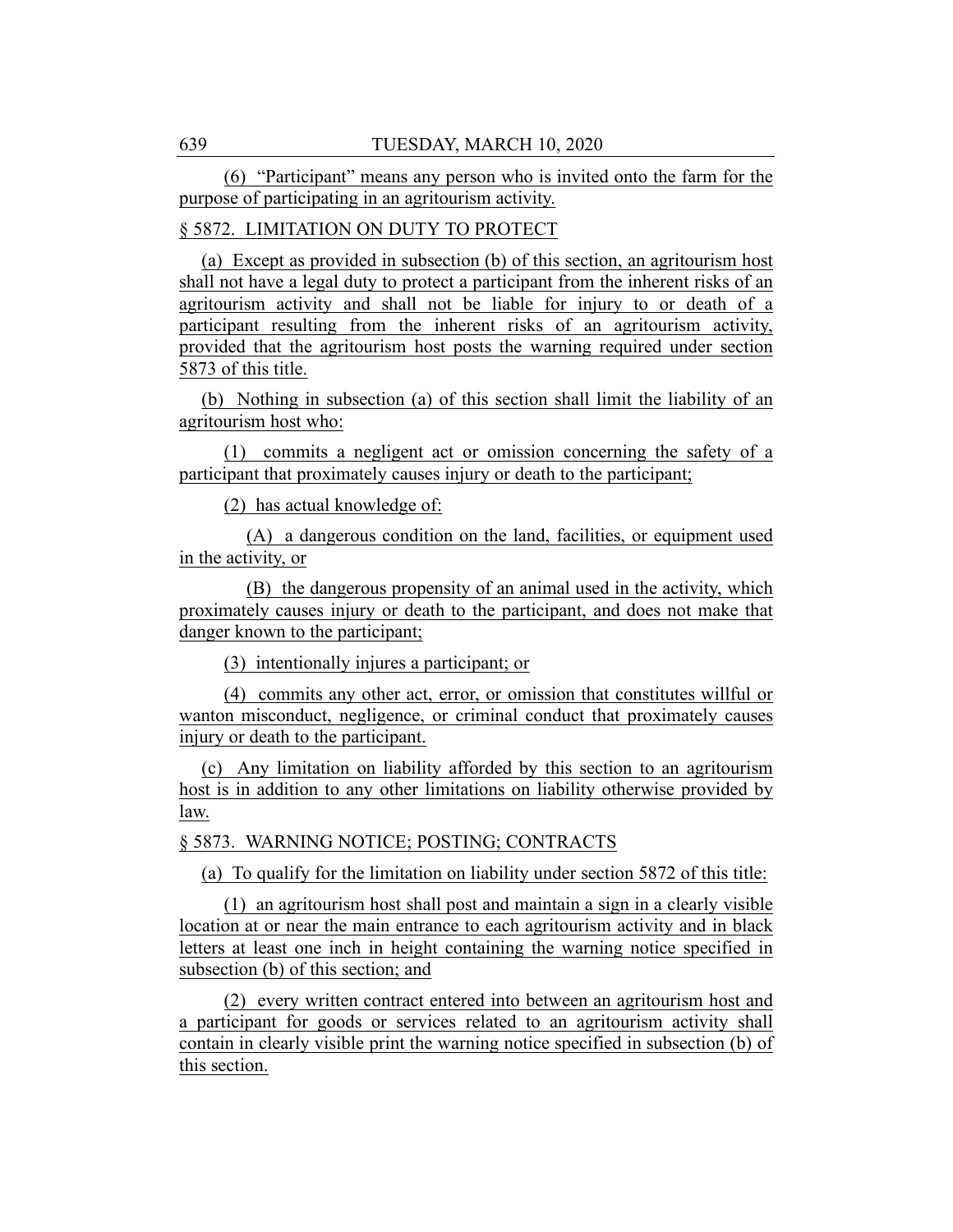(6) "Participant" means any person who is invited onto the farm for the purpose of participating in an agritourism activity.

§ 5872. LIMITATION ON DUTY TO PROTECT

(a) Except as provided in subsection (b) of this section, an agritourism host shall not have a legal duty to protect a participant from the inherent risks of an agritourism activity and shall not be liable for injury to or death of a participant resulting from the inherent risks of an agritourism activity, provided that the agritourism host posts the warning required under section 5873 of this title.

(b) Nothing in subsection (a) of this section shall limit the liability of an agritourism host who:

(1) commits a negligent act or omission concerning the safety of a participant that proximately causes injury or death to the participant;

(2) has actual knowledge of:

(A) a dangerous condition on the land, facilities, or equipment used in the activity, or

(B) the dangerous propensity of an animal used in the activity, which proximately causes injury or death to the participant, and does not make that danger known to the participant;

(3) intentionally injures a participant; or

(4) commits any other act, error, or omission that constitutes willful or wanton misconduct, negligence, or criminal conduct that proximately causes injury or death to the participant.

(c) Any limitation on liability afforded by this section to an agritourism host is in addition to any other limitations on liability otherwise provided by law.

§ 5873. WARNING NOTICE; POSTING; CONTRACTS

(a) To qualify for the limitation on liability under section 5872 of this title:

(1) an agritourism host shall post and maintain a sign in a clearly visible location at or near the main entrance to each agritourism activity and in black letters at least one inch in height containing the warning notice specified in subsection (b) of this section; and

(2) every written contract entered into between an agritourism host and a participant for goods or services related to an agritourism activity shall contain in clearly visible print the warning notice specified in subsection (b) of this section.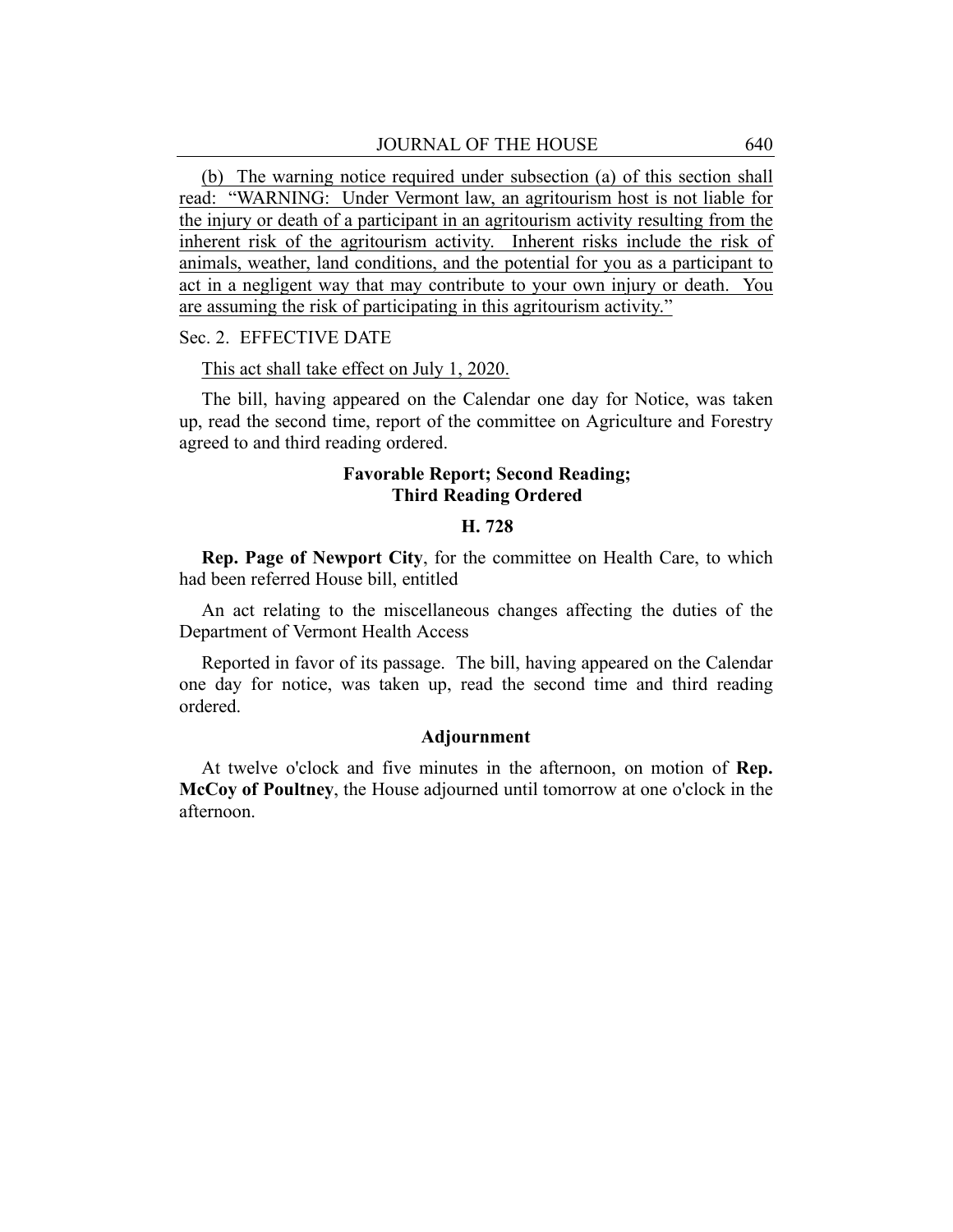(b) The warning notice required under subsection (a) of this section shall read: "WARNING: Under Vermont law, an agritourism host is not liable for the injury or death of a participant in an agritourism activity resulting from the inherent risk of the agritourism activity. Inherent risks include the risk of animals, weather, land conditions, and the potential for you as a participant to act in a negligent way that may contribute to your own injury or death. You are assuming the risk of participating in this agritourism activity."

Sec. 2. EFFECTIVE DATE

This act shall take effect on July 1, 2020.

The bill, having appeared on the Calendar one day for Notice, was taken up, read the second time, report of the committee on Agriculture and Forestry agreed to and third reading ordered.

### Favorable Report; Second Reading; Third Reading Ordered

### H. 728

**Rep. Page of Newport City**, for the committee on Health Care, to which had been referred House bill, entitled

An act relating to the miscellaneous changes affecting the duties of the Department of Vermont Health Access

Reported in favor of its passage. The bill, having appeared on the Calendar one day for notice, was taken up, read the second time and third reading ordered.

### Adjournment

At twelve o'clock and five minutes in the afternoon, on motion of **Rep. McCoy of Poultney**, the House adjourned until tomorrow at one o'clock in the afternoon.